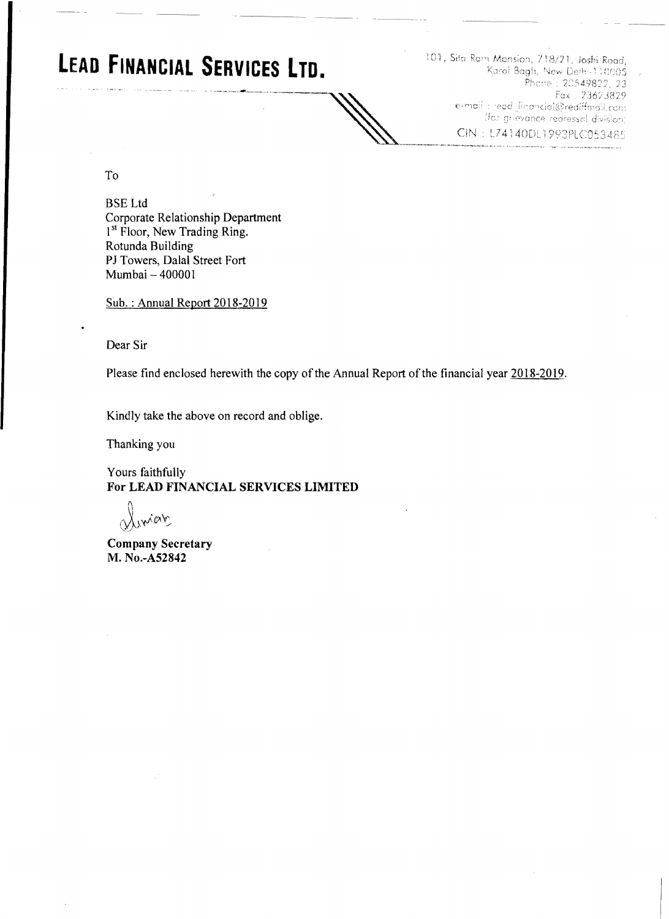# LEAD FINANCIAL SERVICES LTD.

101, Sita Ram Mansion, 718/21, Joshi Road,
Karol Bagh, New Delhi-110005
Phone : 23549822, 23
Fax : 23673829
e-mail : lead_financial@rediffmail.com
(for grievance redressal division)
CIN : L74140DL1993PLC053485

To

BSE Ltd
Corporate Relationship Department
1st Floor, New Trading Ring.
Rotunda Building
PJ Towers, Dalal Street Fort
Mumbai – 400001

Sub. : Annual Report 2018-2019

Dear Sir

Please find enclosed herewith the copy of the Annual Report of the financial year 2018-2019.

Kindly take the above on record and oblige.

Thanking you

Yours faithfully
**For LEAD FINANCIAL SERVICES LIMITED**

**Company Secretary**
**M. No.-A52842**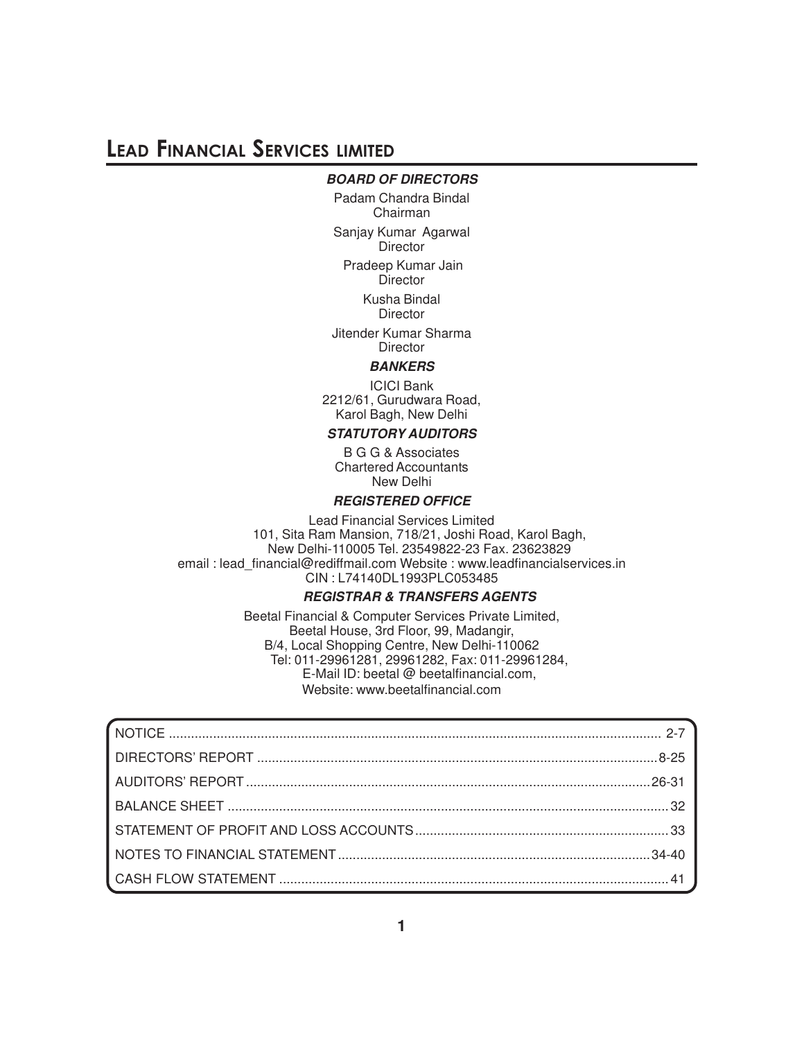# LEAD FINANCIAL SERVICES LIMITED

***BOARD OF DIRECTORS***

Padam Chandra Bindal
Chairman

Sanjay Kumar Agarwal
Director

Pradeep Kumar Jain
Director

Kusha Bindal
Director

Jitender Kumar Sharma
Director

***BANKERS***

ICICI Bank
2212/61, Gurudwara Road,
Karol Bagh, New Delhi

***STATUTORY AUDITORS***

B G G & Associates
Chartered Accountants
New Delhi

***REGISTERED OFFICE***

Lead Financial Services Limited
101, Sita Ram Mansion, 718/21, Joshi Road, Karol Bagh,
New Delhi-110005 Tel. 23549822-23 Fax. 23623829
email : lead_financial@rediffmail.com Website : www.leadfinancialservices.in
CIN : L74140DL1993PLC053485

***REGISTRAR & TRANSFERS AGENTS***

Beetal Financial & Computer Services Private Limited,
Beetal House, 3rd Floor, 99, Madangir,
B/4, Local Shopping Centre, New Delhi-110062
Tel: 011-29961281, 29961282, Fax: 011-29961284,
E-Mail ID: beetal @ beetalfinancial.com,
Website: www.beetalfinancial.com

| | |
|---|---|
| NOTICE | 2-7 |
| DIRECTORS' REPORT | 8-25 |
| AUDITORS' REPORT | 26-31 |
| BALANCE SHEET | 32 |
| STATEMENT OF PROFIT AND LOSS ACCOUNTS | 33 |
| NOTES TO FINANCIAL STATEMENT | 34-40 |
| CASH FLOW STATEMENT | 41 |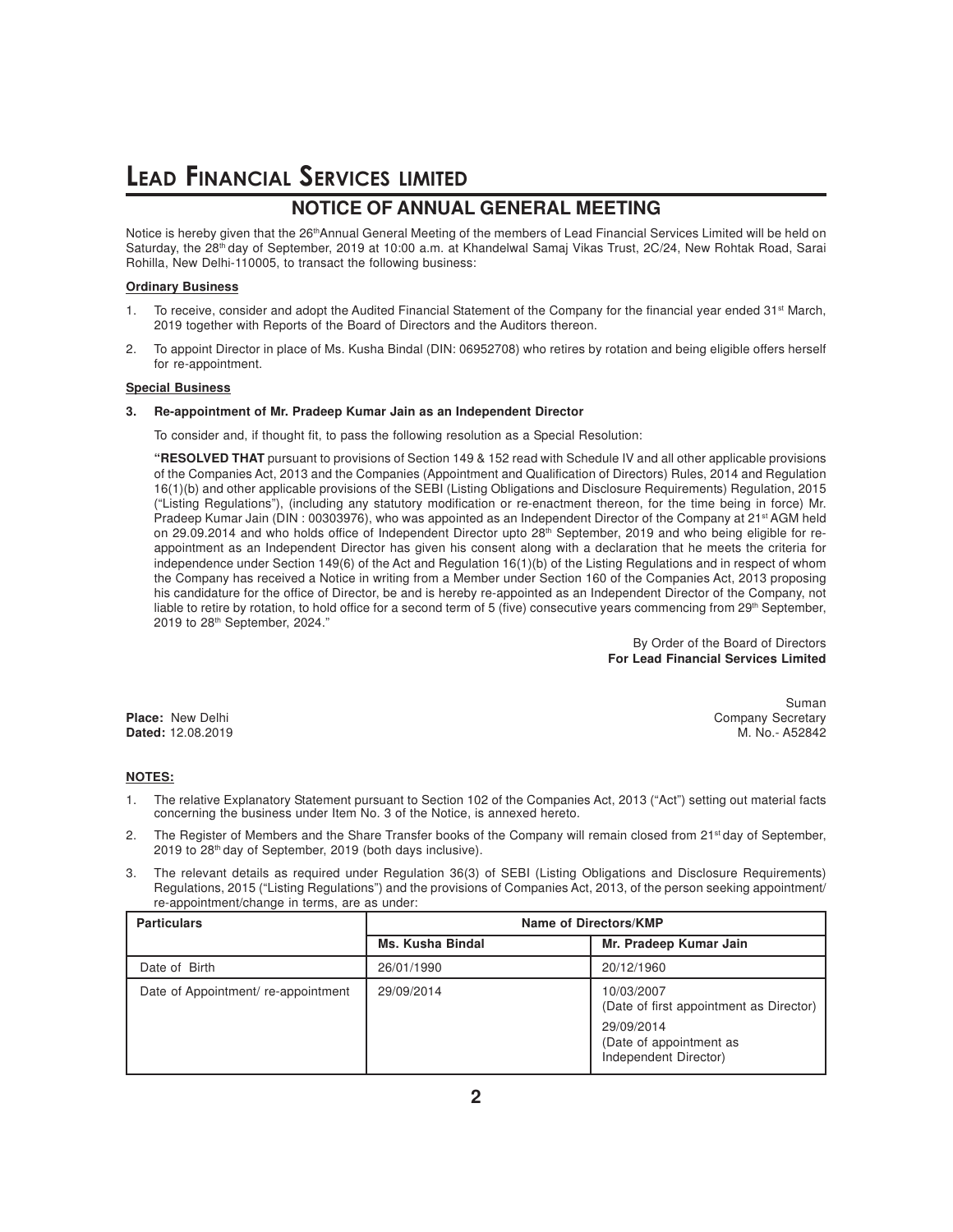# Lead Financial Services limited

## NOTICE OF ANNUAL GENERAL MEETING

Notice is hereby given that the 26th Annual General Meeting of the members of Lead Financial Services Limited will be held on Saturday, the 28th day of September, 2019 at 10:00 a.m. at Khandelwal Samaj Vikas Trust, 2C/24, New Rohtak Road, Sarai Rohilla, New Delhi-110005, to transact the following business:

**Ordinary Business**

1. To receive, consider and adopt the Audited Financial Statement of the Company for the financial year ended 31st March, 2019 together with Reports of the Board of Directors and the Auditors thereon.
2. To appoint Director in place of Ms. Kusha Bindal (DIN: 06952708) who retires by rotation and being eligible offers herself for re-appointment.

**Special Business**

**3. Re-appointment of Mr. Pradeep Kumar Jain as an Independent Director**

To consider and, if thought fit, to pass the following resolution as a Special Resolution:

**"RESOLVED THAT** pursuant to provisions of Section 149 & 152 read with Schedule IV and all other applicable provisions of the Companies Act, 2013 and the Companies (Appointment and Qualification of Directors) Rules, 2014 and Regulation 16(1)(b) and other applicable provisions of the SEBI (Listing Obligations and Disclosure Requirements) Regulation, 2015 ("Listing Regulations"), (including any statutory modification or re-enactment thereon, for the time being in force) Mr. Pradeep Kumar Jain (DIN : 00303976), who was appointed as an Independent Director of the Company at 21st AGM held on 29.09.2014 and who holds office of Independent Director upto 28th September, 2019 and who being eligible for re-appointment as an Independent Director has given his consent along with a declaration that he meets the criteria for independence under Section 149(6) of the Act and Regulation 16(1)(b) of the Listing Regulations and in respect of whom the Company has received a Notice in writing from a Member under Section 160 of the Companies Act, 2013 proposing his candidature for the office of Director, be and is hereby re-appointed as an Independent Director of the Company, not liable to retire by rotation, to hold office for a second term of 5 (five) consecutive years commencing from 29th September, 2019 to 28th September, 2024."

By Order of the Board of Directors
**For Lead Financial Services Limited**

Suman
Company Secretary
M. No.- A52842

**Place:** New Delhi
**Dated:** 12.08.2019

**NOTES:**

1. The relative Explanatory Statement pursuant to Section 102 of the Companies Act, 2013 ("Act") setting out material facts concerning the business under Item No. 3 of the Notice, is annexed hereto.
2. The Register of Members and the Share Transfer books of the Company will remain closed from 21st day of September, 2019 to 28th day of September, 2019 (both days inclusive).
3. The relevant details as required under Regulation 36(3) of SEBI (Listing Obligations and Disclosure Requirements) Regulations, 2015 ("Listing Regulations") and the provisions of Companies Act, 2013, of the person seeking appointment/ re-appointment/change in terms, are as under:

| Particulars | Name of Directors/KMP | |
|---|---|---|
| | **Ms. Kusha Bindal** | **Mr. Pradeep Kumar Jain** |
| Date of Birth | 26/01/1990 | 20/12/1960 |
| Date of Appointment/ re-appointment | 29/09/2014 | 10/03/2007 (Date of first appointment as Director) 29/09/2014 (Date of appointment as Independent Director) |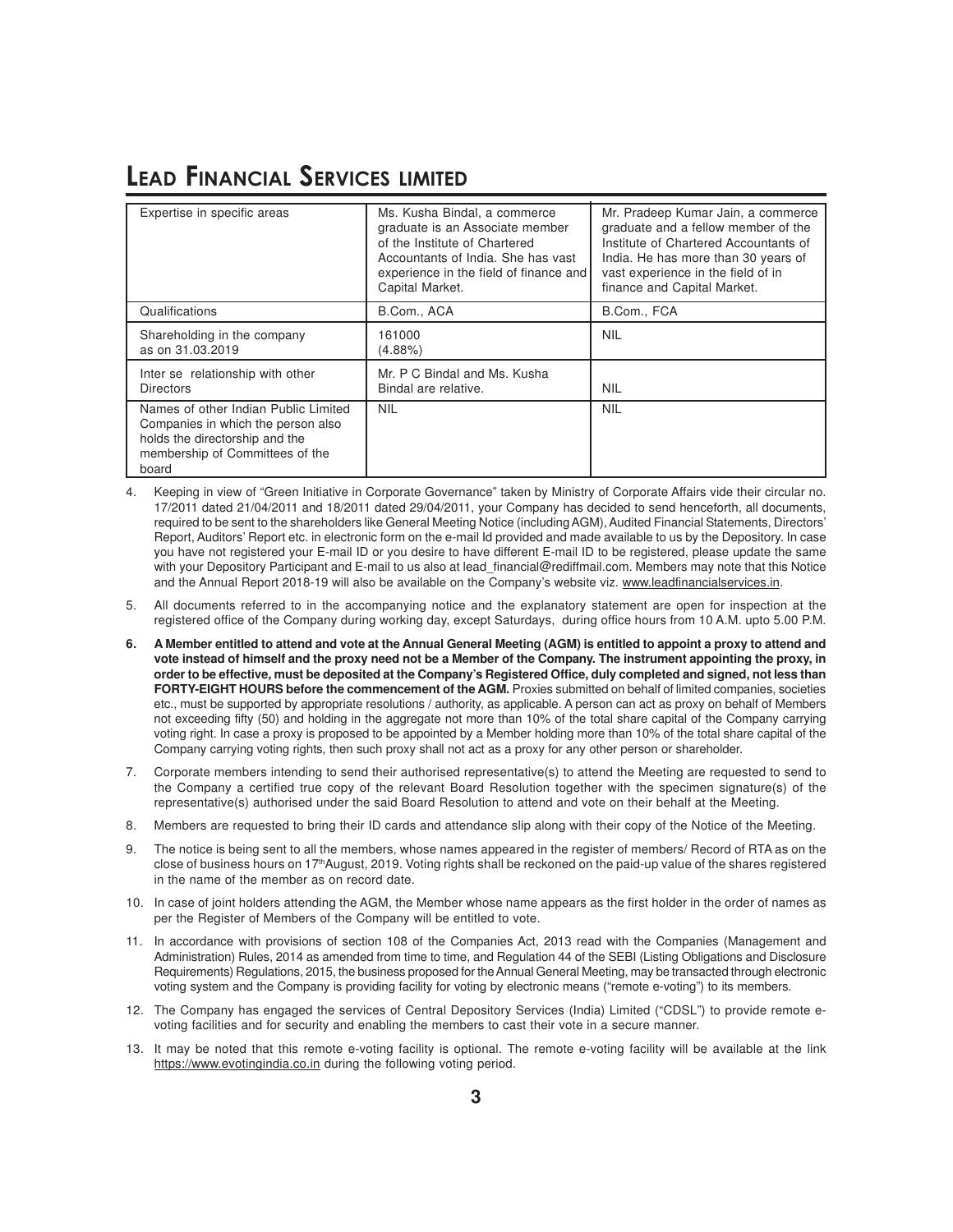| Expertise in specific areas | Ms. Kusha Bindal, a commerce graduate is an Associate member of the Institute of Chartered Accountants of India. She has vast experience in the field of finance and Capital Market. | Mr. Pradeep Kumar Jain, a commerce graduate and a fellow member of the Institute of Chartered Accountants of India. He has more than 30 years of vast experience in the field of in finance and Capital Market. |
|---|---|---|
| Qualifications | B.Com., ACA | B.Com., FCA |
| Shareholding in the company as on 31.03.2019 | 161000 (4.88%) | NIL |
| Inter se relationship with other Directors | Mr. P C Bindal and Ms. Kusha Bindal are relative. | NIL |
| Names of other Indian Public Limited Companies in which the person also holds the directorship and the membership of Committees of the board | NIL | NIL |

4. Keeping in view of "Green Initiative in Corporate Governance" taken by Ministry of Corporate Affairs vide their circular no. 17/2011 dated 21/04/2011 and 18/2011 dated 29/04/2011, your Company has decided to send henceforth, all documents, required to be sent to the shareholders like General Meeting Notice (including AGM), Audited Financial Statements, Directors' Report, Auditors' Report etc. in electronic form on the e-mail Id provided and made available to us by the Depository. In case you have not registered your E-mail ID or you desire to have different E-mail ID to be registered, please update the same with your Depository Participant and E-mail to us also at lead_financial@rediffmail.com. Members may note that this Notice and the Annual Report 2018-19 will also be available on the Company's website viz. www.leadfinancialservices.in.

5. All documents referred to in the accompanying notice and the explanatory statement are open for inspection at the registered office of the Company during working day, except Saturdays, during office hours from 10 A.M. upto 5.00 P.M.

6. **A Member entitled to attend and vote at the Annual General Meeting (AGM) is entitled to appoint a proxy to attend and vote instead of himself and the proxy need not be a Member of the Company. The instrument appointing the proxy, in order to be effective, must be deposited at the Company's Registered Office, duly completed and signed, not less than FORTY-EIGHT HOURS before the commencement of the AGM.** Proxies submitted on behalf of limited companies, societies etc., must be supported by appropriate resolutions / authority, as applicable. A person can act as proxy on behalf of Members not exceeding fifty (50) and holding in the aggregate not more than 10% of the total share capital of the Company carrying voting right. In case a proxy is proposed to be appointed by a Member holding more than 10% of the total share capital of the Company carrying voting rights, then such proxy shall not act as a proxy for any other person or shareholder.

7. Corporate members intending to send their authorised representative(s) to attend the Meeting are requested to send to the Company a certified true copy of the relevant Board Resolution together with the specimen signature(s) of the representative(s) authorised under the said Board Resolution to attend and vote on their behalf at the Meeting.

8. Members are requested to bring their ID cards and attendance slip along with their copy of the Notice of the Meeting.

9. The notice is being sent to all the members, whose names appeared in the register of members/ Record of RTA as on the close of business hours on 17th August, 2019. Voting rights shall be reckoned on the paid-up value of the shares registered in the name of the member as on record date.

10. In case of joint holders attending the AGM, the Member whose name appears as the first holder in the order of names as per the Register of Members of the Company will be entitled to vote.

11. In accordance with provisions of section 108 of the Companies Act, 2013 read with the Companies (Management and Administration) Rules, 2014 as amended from time to time, and Regulation 44 of the SEBI (Listing Obligations and Disclosure Requirements) Regulations, 2015, the business proposed for the Annual General Meeting, may be transacted through electronic voting system and the Company is providing facility for voting by electronic means ("remote e-voting") to its members.

12. The Company has engaged the services of Central Depository Services (India) Limited ("CDSL") to provide remote e-voting facilities and for security and enabling the members to cast their vote in a secure manner.

13. It may be noted that this remote e-voting facility is optional. The remote e-voting facility will be available at the link https://www.evotingindia.co.in during the following voting period.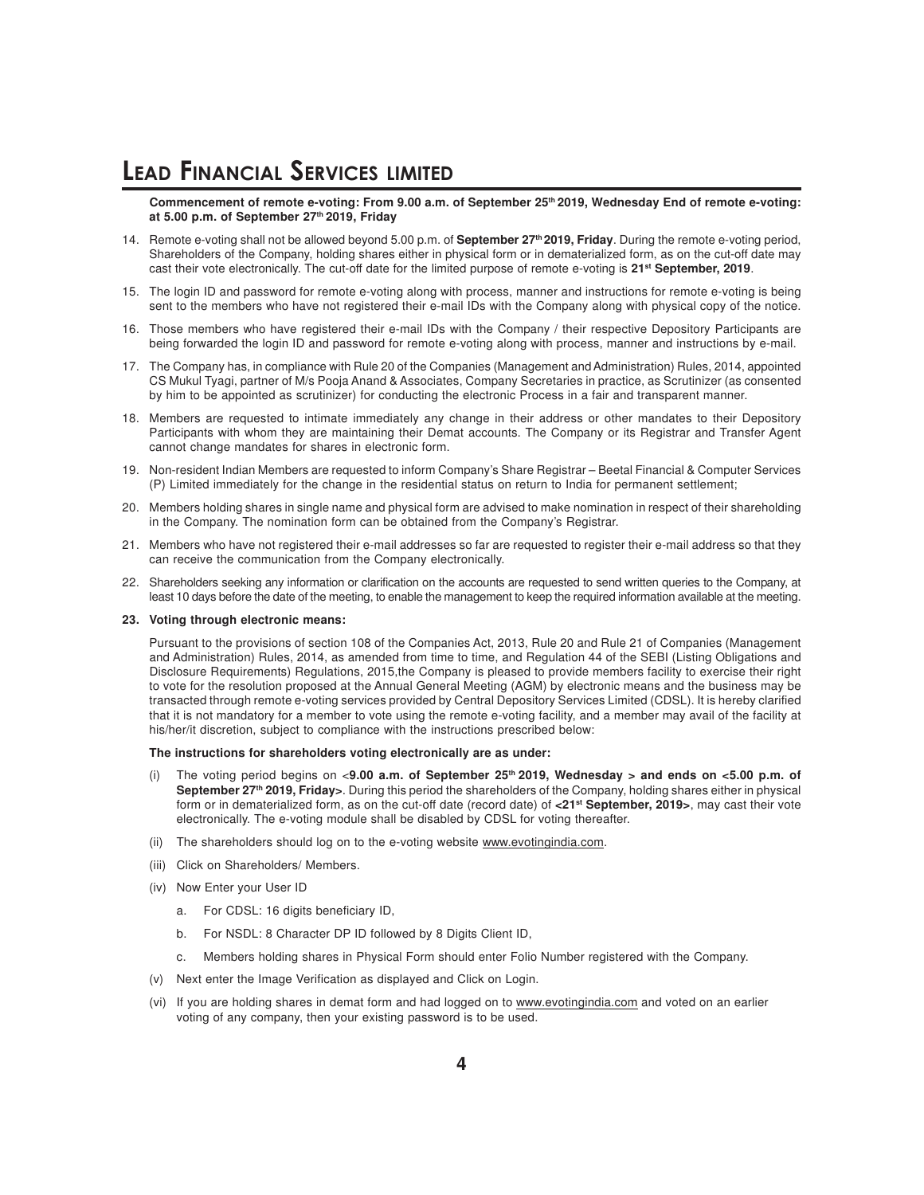**Commencement of remote e-voting: From 9.00 a.m. of September 25th 2019, Wednesday End of remote e-voting: at 5.00 p.m. of September 27th 2019, Friday**

14. Remote e-voting shall not be allowed beyond 5.00 p.m. of **September 27th 2019, Friday**. During the remote e-voting period, Shareholders of the Company, holding shares either in physical form or in dematerialized form, as on the cut-off date may cast their vote electronically. The cut-off date for the limited purpose of remote e-voting is **21st September, 2019**.
15. The login ID and password for remote e-voting along with process, manner and instructions for remote e-voting is being sent to the members who have not registered their e-mail IDs with the Company along with physical copy of the notice.
16. Those members who have registered their e-mail IDs with the Company / their respective Depository Participants are being forwarded the login ID and password for remote e-voting along with process, manner and instructions by e-mail.
17. The Company has, in compliance with Rule 20 of the Companies (Management and Administration) Rules, 2014, appointed CS Mukul Tyagi, partner of M/s Pooja Anand & Associates, Company Secretaries in practice, as Scrutinizer (as consented by him to be appointed as scrutinizer) for conducting the electronic Process in a fair and transparent manner.
18. Members are requested to intimate immediately any change in their address or other mandates to their Depository Participants with whom they are maintaining their Demat accounts. The Company or its Registrar and Transfer Agent cannot change mandates for shares in electronic form.
19. Non-resident Indian Members are requested to inform Company's Share Registrar – Beetal Financial & Computer Services (P) Limited immediately for the change in the residential status on return to India for permanent settlement;
20. Members holding shares in single name and physical form are advised to make nomination in respect of their shareholding in the Company. The nomination form can be obtained from the Company's Registrar.
21. Members who have not registered their e-mail addresses so far are requested to register their e-mail address so that they can receive the communication from the Company electronically.
22. Shareholders seeking any information or clarification on the accounts are requested to send written queries to the Company, at least 10 days before the date of the meeting, to enable the management to keep the required information available at the meeting.
23. **Voting through electronic means:**

    Pursuant to the provisions of section 108 of the Companies Act, 2013, Rule 20 and Rule 21 of Companies (Management and Administration) Rules, 2014, as amended from time to time, and Regulation 44 of the SEBI (Listing Obligations and Disclosure Requirements) Regulations, 2015,the Company is pleased to provide members facility to exercise their right to vote for the resolution proposed at the Annual General Meeting (AGM) by electronic means and the business may be transacted through remote e-voting services provided by Central Depository Services Limited (CDSL). It is hereby clarified that it is not mandatory for a member to vote using the remote e-voting facility, and a member may avail of the facility at his/her/it discretion, subject to compliance with the instructions prescribed below:

    **The instructions for shareholders voting electronically are as under:**

    (i) The voting period begins on <**9.00 a.m. of September 25th 2019, Wednesday** > and ends on <**5.00 p.m. of September 27th 2019, Friday**>. During this period the shareholders of the Company, holding shares either in physical form or in dematerialized form, as on the cut-off date (record date) of **<21st September, 2019>**, may cast their vote electronically. The e-voting module shall be disabled by CDSL for voting thereafter.

    (ii) The shareholders should log on to the e-voting website www.evotingindia.com.

    (iii) Click on Shareholders/ Members.

    (iv) Now Enter your User ID

    a. For CDSL: 16 digits beneficiary ID,

    b. For NSDL: 8 Character DP ID followed by 8 Digits Client ID,

    c. Members holding shares in Physical Form should enter Folio Number registered with the Company.

    (v) Next enter the Image Verification as displayed and Click on Login.

    (vi) If you are holding shares in demat form and had logged on to www.evotingindia.com and voted on an earlier voting of any company, then your existing password is to be used.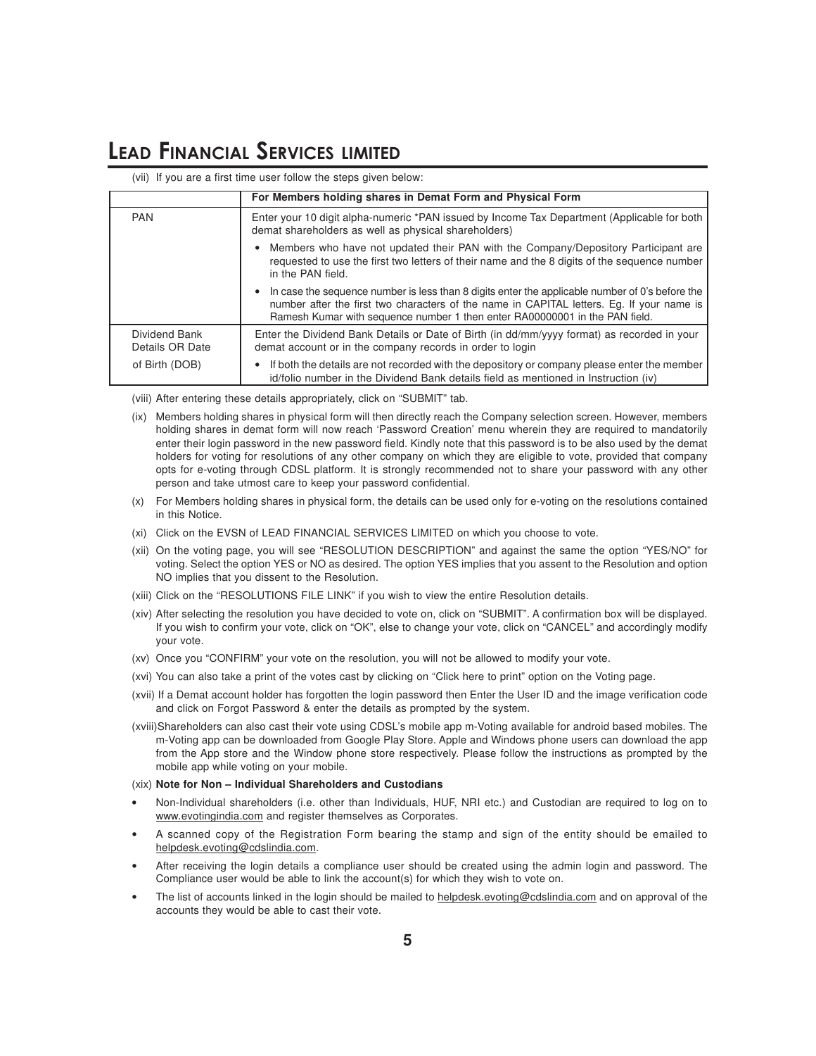(vii) If you are a first time user follow the steps given below:

| | For Members holding shares in Demat Form and Physical Form |
|---|---|
| PAN | Enter your 10 digit alpha-numeric *PAN issued by Income Tax Department (Applicable for both demat shareholders as well as physical shareholders)<br>• Members who have not updated their PAN with the Company/Depository Participant are requested to use the first two letters of their name and the 8 digits of the sequence number in the PAN field.<br>• In case the sequence number is less than 8 digits enter the applicable number of 0's before the number after the first two characters of the name in CAPITAL letters. Eg. If your name is Ramesh Kumar with sequence number 1 then enter RA00000001 in the PAN field. |
| Dividend Bank Details OR Date of Birth (DOB) | Enter the Dividend Bank Details or Date of Birth (in dd/mm/yyyy format) as recorded in your demat account or in the company records in order to login<br>• If both the details are not recorded with the depository or company please enter the member id/folio number in the Dividend Bank details field as mentioned in Instruction (iv) |

(viii) After entering these details appropriately, click on "SUBMIT" tab.

(ix) Members holding shares in physical form will then directly reach the Company selection screen. However, members holding shares in demat form will now reach 'Password Creation' menu wherein they are required to mandatorily enter their login password in the new password field. Kindly note that this password is to be also used by the demat holders for voting for resolutions of any other company on which they are eligible to vote, provided that company opts for e-voting through CDSL platform. It is strongly recommended not to share your password with any other person and take utmost care to keep your password confidential.

(x) For Members holding shares in physical form, the details can be used only for e-voting on the resolutions contained in this Notice.

(xi) Click on the EVSN of LEAD FINANCIAL SERVICES LIMITED on which you choose to vote.

(xii) On the voting page, you will see "RESOLUTION DESCRIPTION" and against the same the option "YES/NO" for voting. Select the option YES or NO as desired. The option YES implies that you assent to the Resolution and option NO implies that you dissent to the Resolution.

(xiii) Click on the "RESOLUTIONS FILE LINK" if you wish to view the entire Resolution details.

(xiv) After selecting the resolution you have decided to vote on, click on "SUBMIT". A confirmation box will be displayed. If you wish to confirm your vote, click on "OK", else to change your vote, click on "CANCEL" and accordingly modify your vote.

(xv) Once you "CONFIRM" your vote on the resolution, you will not be allowed to modify your vote.

(xvi) You can also take a print of the votes cast by clicking on "Click here to print" option on the Voting page.

(xvii) If a Demat account holder has forgotten the login password then Enter the User ID and the image verification code and click on Forgot Password & enter the details as prompted by the system.

(xviii) Shareholders can also cast their vote using CDSL's mobile app m-Voting available for android based mobiles. The m-Voting app can be downloaded from Google Play Store. Apple and Windows phone users can download the app from the App store and the Window phone store respectively. Please follow the instructions as prompted by the mobile app while voting on your mobile.

(xix) **Note for Non – Individual Shareholders and Custodians**

- Non-Individual shareholders (i.e. other than Individuals, HUF, NRI etc.) and Custodian are required to log on to www.evotingindia.com and register themselves as Corporates.
- A scanned copy of the Registration Form bearing the stamp and sign of the entity should be emailed to helpdesk.evoting@cdslindia.com.
- After receiving the login details a compliance user should be created using the admin login and password. The Compliance user would be able to link the account(s) for which they wish to vote on.
- The list of accounts linked in the login should be mailed to helpdesk.evoting@cdslindia.com and on approval of the accounts they would be able to cast their vote.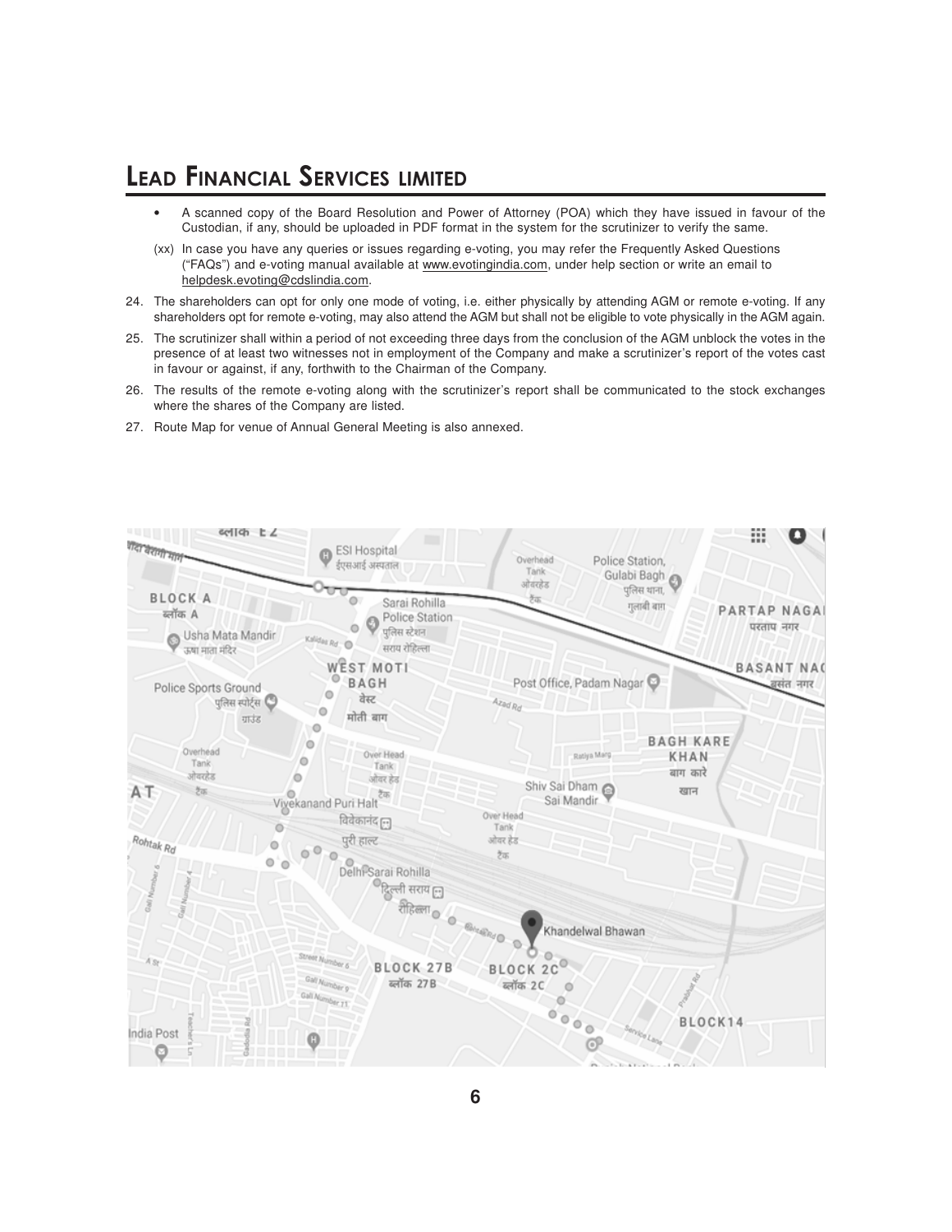- A scanned copy of the Board Resolution and Power of Attorney (POA) which they have issued in favour of the Custodian, if any, should be uploaded in PDF format in the system for the scrutinizer to verify the same.

(xx) In case you have any queries or issues regarding e-voting, you may refer the Frequently Asked Questions ("FAQs") and e-voting manual available at www.evotingindia.com, under help section or write an email to helpdesk.evoting@cdslindia.com.

24. The shareholders can opt for only one mode of voting, i.e. either physically by attending AGM or remote e-voting. If any shareholders opt for remote e-voting, may also attend the AGM but shall not be eligible to vote physically in the AGM again.

25. The scrutinizer shall within a period of not exceeding three days from the conclusion of the AGM unblock the votes in the presence of at least two witnesses not in employment of the Company and make a scrutinizer's report of the votes cast in favour or against, if any, forthwith to the Chairman of the Company.

26. The results of the remote e-voting along with the scrutinizer's report shall be communicated to the stock exchanges where the shares of the Company are listed.

27. Route Map for venue of Annual General Meeting is also annexed.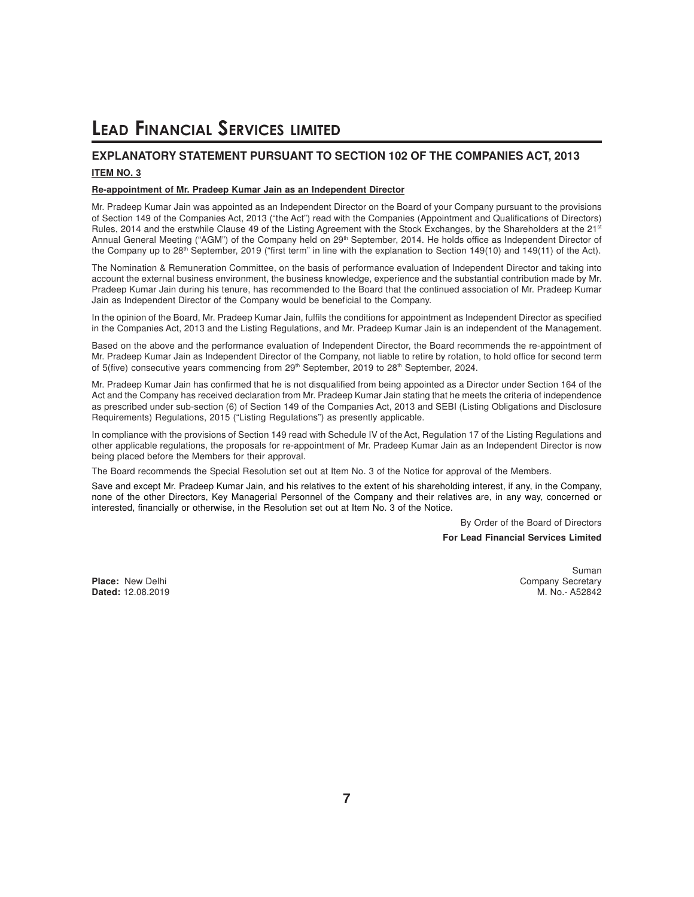## EXPLANATORY STATEMENT PURSUANT TO SECTION 102 OF THE COMPANIES ACT, 2013

**ITEM NO. 3**

**Re-appointment of Mr. Pradeep Kumar Jain as an Independent Director**

Mr. Pradeep Kumar Jain was appointed as an Independent Director on the Board of your Company pursuant to the provisions of Section 149 of the Companies Act, 2013 ("the Act") read with the Companies (Appointment and Qualifications of Directors) Rules, 2014 and the erstwhile Clause 49 of the Listing Agreement with the Stock Exchanges, by the Shareholders at the 21st Annual General Meeting ("AGM") of the Company held on 29th September, 2014. He holds office as Independent Director of the Company up to 28th September, 2019 ("first term" in line with the explanation to Section 149(10) and 149(11) of the Act).

The Nomination & Remuneration Committee, on the basis of performance evaluation of Independent Director and taking into account the external business environment, the business knowledge, experience and the substantial contribution made by Mr. Pradeep Kumar Jain during his tenure, has recommended to the Board that the continued association of Mr. Pradeep Kumar Jain as Independent Director of the Company would be beneficial to the Company.

In the opinion of the Board, Mr. Pradeep Kumar Jain, fulfils the conditions for appointment as Independent Director as specified in the Companies Act, 2013 and the Listing Regulations, and Mr. Pradeep Kumar Jain is an independent of the Management.

Based on the above and the performance evaluation of Independent Director, the Board recommends the re-appointment of Mr. Pradeep Kumar Jain as Independent Director of the Company, not liable to retire by rotation, to hold office for second term of 5(five) consecutive years commencing from 29th September, 2019 to 28th September, 2024.

Mr. Pradeep Kumar Jain has confirmed that he is not disqualified from being appointed as a Director under Section 164 of the Act and the Company has received declaration from Mr. Pradeep Kumar Jain stating that he meets the criteria of independence as prescribed under sub-section (6) of Section 149 of the Companies Act, 2013 and SEBI (Listing Obligations and Disclosure Requirements) Regulations, 2015 ("Listing Regulations") as presently applicable.

In compliance with the provisions of Section 149 read with Schedule IV of the Act, Regulation 17 of the Listing Regulations and other applicable regulations, the proposals for re-appointment of Mr. Pradeep Kumar Jain as an Independent Director is now being placed before the Members for their approval.

The Board recommends the Special Resolution set out at Item No. 3 of the Notice for approval of the Members.

Save and except Mr. Pradeep Kumar Jain, and his relatives to the extent of his shareholding interest, if any, in the Company, none of the other Directors, Key Managerial Personnel of the Company and their relatives are, in any way, concerned or interested, financially or otherwise, in the Resolution set out at Item No. 3 of the Notice.

By Order of the Board of Directors

**For Lead Financial Services Limited**

Suman
Company Secretary
M. No.- A52842

**Place:** New Delhi
**Dated:** 12.08.2019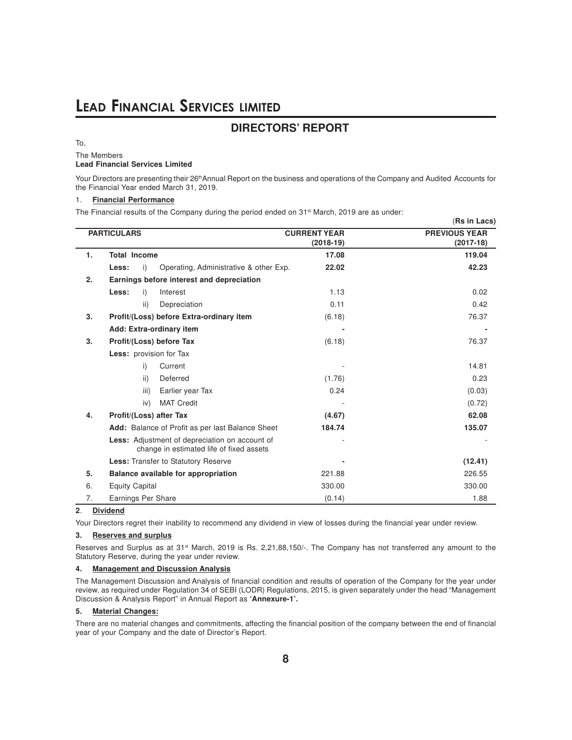# LEAD FINANCIAL SERVICES LIMITED

## DIRECTORS' REPORT

To,

The Members
**Lead Financial Services Limited**

Your Directors are presenting their 26th Annual Report on the business and operations of the Company and Audited Accounts for the Financial Year ended March 31, 2019.

### 1. Financial Performance

The Financial results of the Company during the period ended on 31st March, 2019 are as under:

(**Rs in Lacs**)

| | PARTICULARS | CURRENT YEAR (2018-19) | PREVIOUS YEAR (2017-18) |
|---|---|---|---|
| 1. | **Total Income** | **17.08** | **119.04** |
| | **Less:** i) Operating, Administrative & other Exp. | **22.02** | **42.23** |
| 2. | **Earnings before interest and depreciation** | | |
| | **Less:** i) Interest | 1.13 | 0.02 |
| | ii) Depreciation | 0.11 | 0.42 |
| 3. | **Profit/(Loss) before Extra-ordinary item** | (6.18) | 76.37 |
| | **Add: Extra-ordinary item** | **-** | **-** |
| 3. | **Profit/(Loss) before Tax** | (6.18) | 76.37 |
| | **Less:** provision for Tax | | |
| | i) Current | - | 14.81 |
| | ii) Deferred | (1.76) | 0.23 |
| | iii) Earlier year Tax | 0.24 | (0.03) |
| | iv) MAT Credit | - | (0.72) |
| 4. | **Profit/(Loss) after Tax** | **(4.67)** | **62.08** |
| | **Add:** Balance of Profit as per last Balance Sheet | **184.74** | **135.07** |
| | **Less:** Adjustment of depreciation on account of change in estimated life of fixed assets | - | - |
| | **Less:** Transfer to Statutory Reserve | **-** | **(12.41)** |
| 5. | **Balance available for appropriation** | 221.88 | 226.55 |
| 6. | Equity Capital | 330.00 | 330.00 |
| 7. | Earnings Per Share | (0.14) | 1.88 |

### 2. Dividend

Your Directors regret their inability to recommend any dividend in view of losses during the financial year under review.

### 3. Reserves and surplus

Reserves and Surplus as at 31st March, 2019 is Rs. 2,21,88,150/-. The Company has not transferred any amount to the Statutory Reserve, during the year under review.

### 4. Management and Discussion Analysis

The Management Discussion and Analysis of financial condition and results of operation of the Company for the year under review, as required under Regulation 34 of SEBI (LODR) Regulations, 2015, is given separately under the head "Management Discussion & Analysis Report" in Annual Report as **'Annexure-1'.**

### 5. Material Changes:

There are no material changes and commitments, affecting the financial position of the company between the end of financial year of your Company and the date of Director's Report.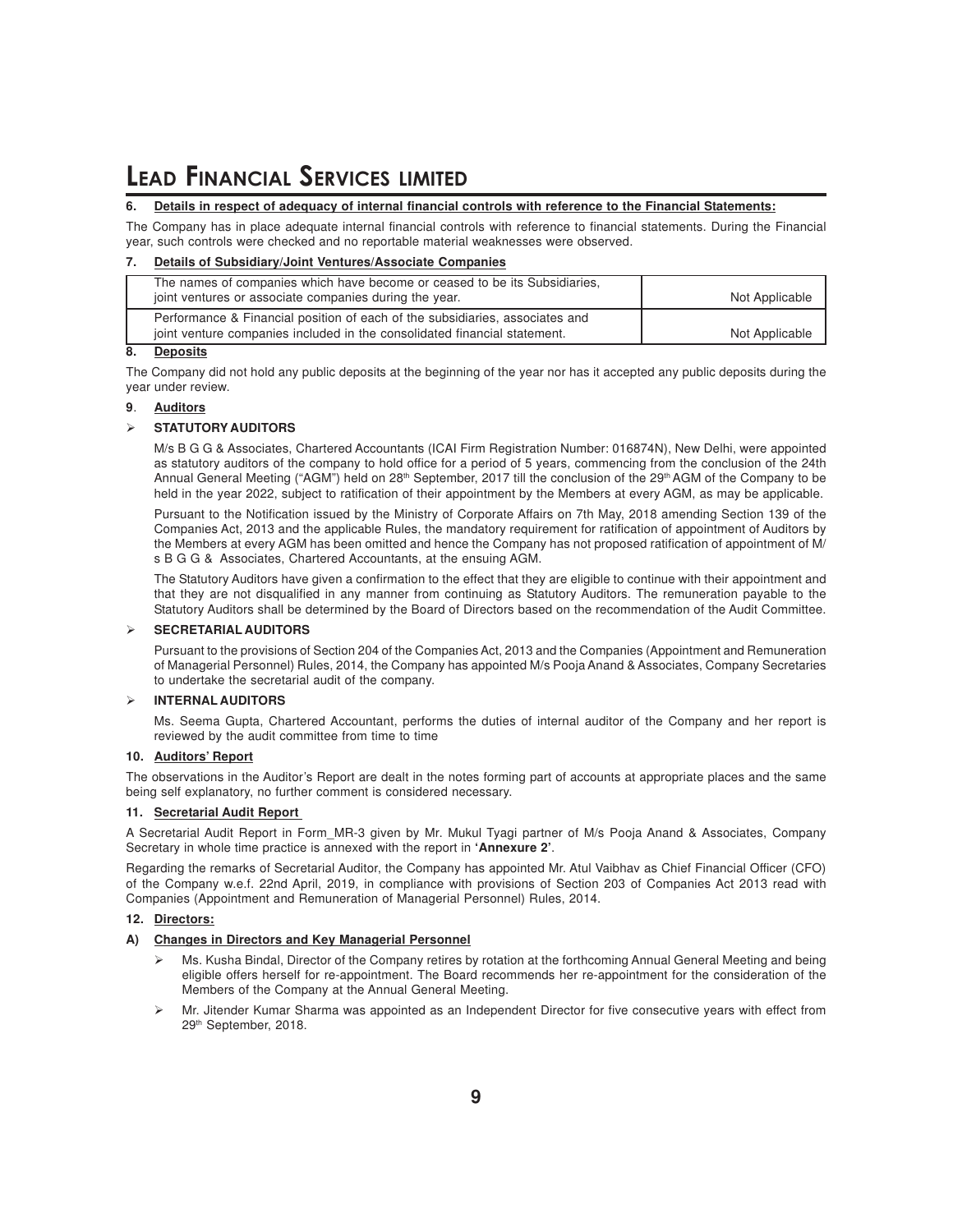### 6. Details in respect of adequacy of internal financial controls with reference to the Financial Statements:

The Company has in place adequate internal financial controls with reference to financial statements. During the Financial year, such controls were checked and no reportable material weaknesses were observed.

### 7. Details of Subsidiary/Joint Ventures/Associate Companies

| | |
|---|---|
| The names of companies which have become or ceased to be its Subsidiaries, joint ventures or associate companies during the year. | Not Applicable |
| Performance & Financial position of each of the subsidiaries, associates and joint venture companies included in the consolidated financial statement. | Not Applicable |

### 8. Deposits

The Company did not hold any public deposits at the beginning of the year nor has it accepted any public deposits during the year under review.

### 9. Auditors

- **STATUTORY AUDITORS**

  M/s B G G & Associates, Chartered Accountants (ICAI Firm Registration Number: 016874N), New Delhi, were appointed as statutory auditors of the company to hold office for a period of 5 years, commencing from the conclusion of the 24th Annual General Meeting ("AGM") held on 28th September, 2017 till the conclusion of the 29th AGM of the Company to be held in the year 2022, subject to ratification of their appointment by the Members at every AGM, as may be applicable.

  Pursuant to the Notification issued by the Ministry of Corporate Affairs on 7th May, 2018 amending Section 139 of the Companies Act, 2013 and the applicable Rules, the mandatory requirement for ratification of appointment of Auditors by the Members at every AGM has been omitted and hence the Company has not proposed ratification of appointment of M/s B G G & Associates, Chartered Accountants, at the ensuing AGM.

  The Statutory Auditors have given a confirmation to the effect that they are eligible to continue with their appointment and that they are not disqualified in any manner from continuing as Statutory Auditors. The remuneration payable to the Statutory Auditors shall be determined by the Board of Directors based on the recommendation of the Audit Committee.

- **SECRETARIAL AUDITORS**

  Pursuant to the provisions of Section 204 of the Companies Act, 2013 and the Companies (Appointment and Remuneration of Managerial Personnel) Rules, 2014, the Company has appointed M/s Pooja Anand & Associates, Company Secretaries to undertake the secretarial audit of the company.

- **INTERNAL AUDITORS**

  Ms. Seema Gupta, Chartered Accountant, performs the duties of internal auditor of the Company and her report is reviewed by the audit committee from time to time

### 10. Auditors' Report

The observations in the Auditor's Report are dealt in the notes forming part of accounts at appropriate places and the same being self explanatory, no further comment is considered necessary.

### 11. Secretarial Audit Report

A Secretarial Audit Report in Form_MR-3 given by Mr. Mukul Tyagi partner of M/s Pooja Anand & Associates, Company Secretary in whole time practice is annexed with the report in **'Annexure 2'**.

Regarding the remarks of Secretarial Auditor, the Company has appointed Mr. Atul Vaibhav as Chief Financial Officer (CFO) of the Company w.e.f. 22nd April, 2019, in compliance with provisions of Section 203 of Companies Act 2013 read with Companies (Appointment and Remuneration of Managerial Personnel) Rules, 2014.

### 12. Directors:

#### A) Changes in Directors and Key Managerial Personnel

- Ms. Kusha Bindal, Director of the Company retires by rotation at the forthcoming Annual General Meeting and being eligible offers herself for re-appointment. The Board recommends her re-appointment for the consideration of the Members of the Company at the Annual General Meeting.
- Mr. Jitender Kumar Sharma was appointed as an Independent Director for five consecutive years with effect from 29th September, 2018.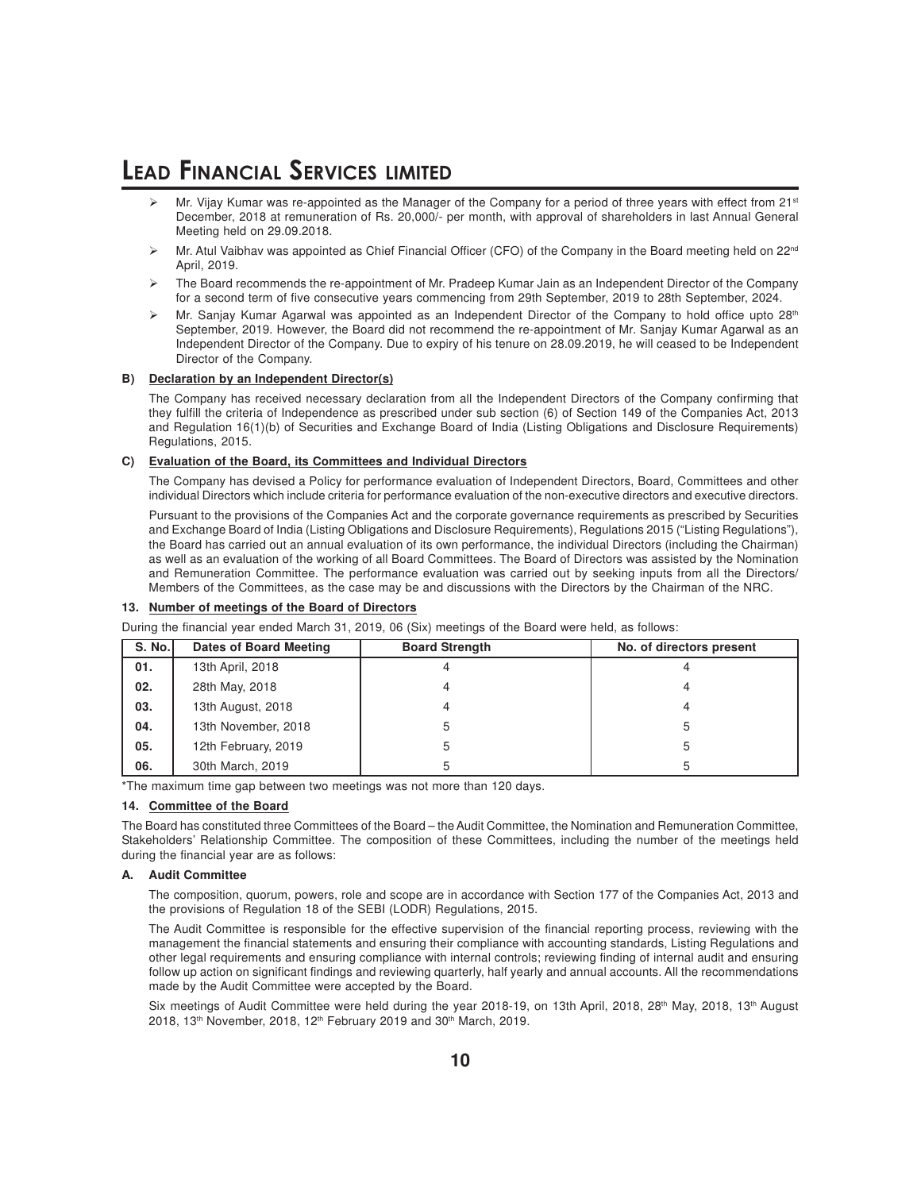- Mr. Vijay Kumar was re-appointed as the Manager of the Company for a period of three years with effect from 21st December, 2018 at remuneration of Rs. 20,000/- per month, with approval of shareholders in last Annual General Meeting held on 29.09.2018.
- Mr. Atul Vaibhav was appointed as Chief Financial Officer (CFO) of the Company in the Board meeting held on 22nd April, 2019.
- The Board recommends the re-appointment of Mr. Pradeep Kumar Jain as an Independent Director of the Company for a second term of five consecutive years commencing from 29th September, 2019 to 28th September, 2024.
- Mr. Sanjay Kumar Agarwal was appointed as an Independent Director of the Company to hold office upto 28th September, 2019. However, the Board did not recommend the re-appointment of Mr. Sanjay Kumar Agarwal as an Independent Director of the Company. Due to expiry of his tenure on 28.09.2019, he will ceased to be Independent Director of the Company.

**B) Declaration by an Independent Director(s)**

The Company has received necessary declaration from all the Independent Directors of the Company confirming that they fulfill the criteria of Independence as prescribed under sub section (6) of Section 149 of the Companies Act, 2013 and Regulation 16(1)(b) of Securities and Exchange Board of India (Listing Obligations and Disclosure Requirements) Regulations, 2015.

**C) Evaluation of the Board, its Committees and Individual Directors**

The Company has devised a Policy for performance evaluation of Independent Directors, Board, Committees and other individual Directors which include criteria for performance evaluation of the non-executive directors and executive directors.

Pursuant to the provisions of the Companies Act and the corporate governance requirements as prescribed by Securities and Exchange Board of India (Listing Obligations and Disclosure Requirements), Regulations 2015 ("Listing Regulations"), the Board has carried out an annual evaluation of its own performance, the individual Directors (including the Chairman) as well as an evaluation of the working of all Board Committees. The Board of Directors was assisted by the Nomination and Remuneration Committee. The performance evaluation was carried out by seeking inputs from all the Directors/ Members of the Committees, as the case may be and discussions with the Directors by the Chairman of the NRC.

## 13. Number of meetings of the Board of Directors

During the financial year ended March 31, 2019, 06 (Six) meetings of the Board were held, as follows:

| S. No. | Dates of Board Meeting | Board Strength | No. of directors present |
|---|---|---|---|
| 01. | 13th April, 2018 | 4 | 4 |
| 02. | 28th May, 2018 | 4 | 4 |
| 03. | 13th August, 2018 | 4 | 4 |
| 04. | 13th November, 2018 | 5 | 5 |
| 05. | 12th February, 2019 | 5 | 5 |
| 06. | 30th March, 2019 | 5 | 5 |

*The maximum time gap between two meetings was not more than 120 days.

## 14. Committee of the Board

The Board has constituted three Committees of the Board – the Audit Committee, the Nomination and Remuneration Committee, Stakeholders' Relationship Committee. The composition of these Committees, including the number of the meetings held during the financial year are as follows:

### A. Audit Committee

The composition, quorum, powers, role and scope are in accordance with Section 177 of the Companies Act, 2013 and the provisions of Regulation 18 of the SEBI (LODR) Regulations, 2015.

The Audit Committee is responsible for the effective supervision of the financial reporting process, reviewing with the management the financial statements and ensuring their compliance with accounting standards, Listing Regulations and other legal requirements and ensuring compliance with internal controls; reviewing finding of internal audit and ensuring follow up action on significant findings and reviewing quarterly, half yearly and annual accounts. All the recommendations made by the Audit Committee were accepted by the Board.

Six meetings of Audit Committee were held during the year 2018-19, on 13th April, 2018, 28th May, 2018, 13th August 2018, 13th November, 2018, 12th February 2019 and 30th March, 2019.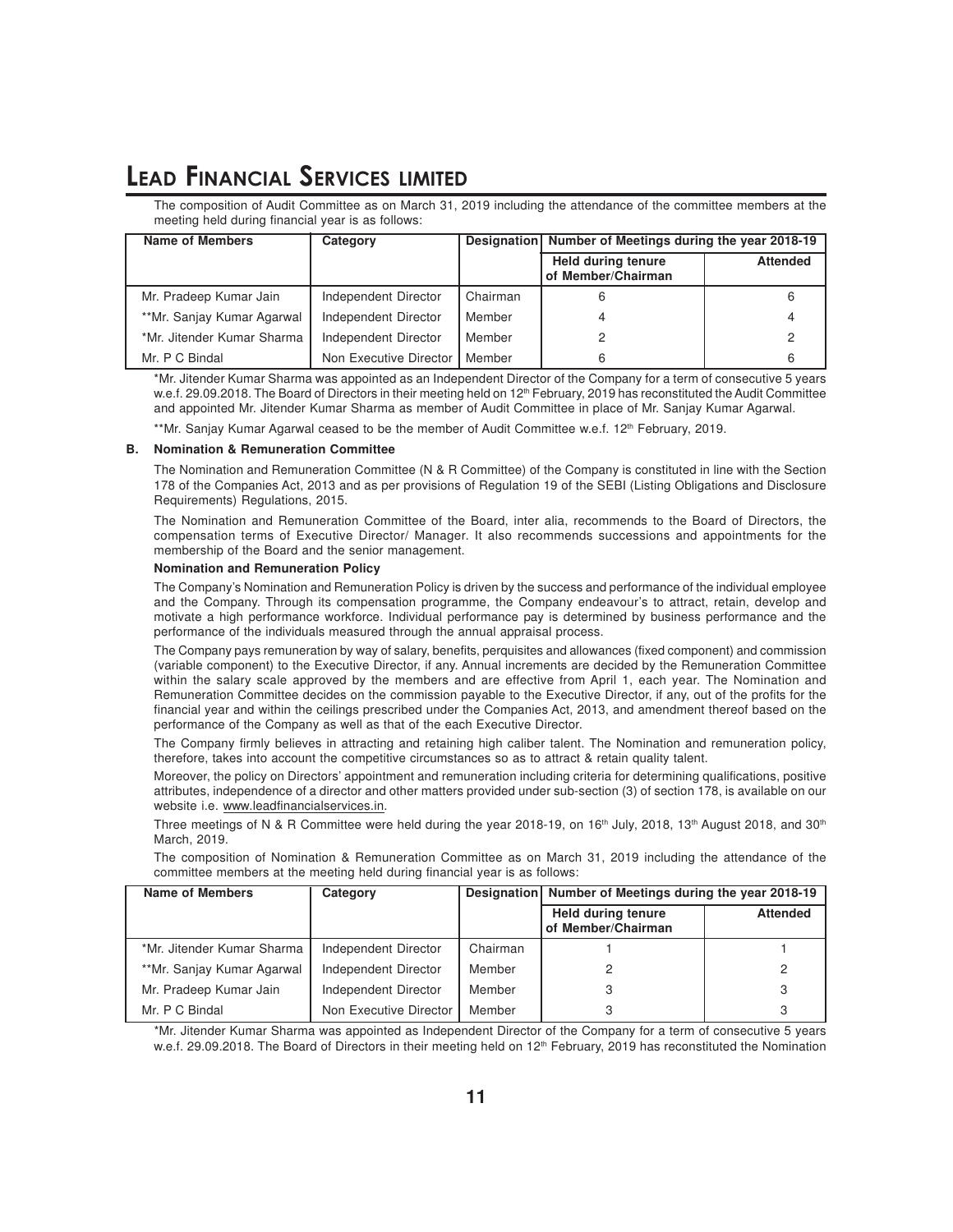The composition of Audit Committee as on March 31, 2019 including the attendance of the committee members at the meeting held during financial year is as follows:

| Name of Members | Category | Designation | Number of Meetings during the year 2018-19 | |
|---|---|---|---|---|
| | | | Held during tenure of Member/Chairman | Attended |
| Mr. Pradeep Kumar Jain | Independent Director | Chairman | 6 | 6 |
| **Mr. Sanjay Kumar Agarwal | Independent Director | Member | 4 | 4 |
| *Mr. Jitender Kumar Sharma | Independent Director | Member | 2 | 2 |
| Mr. P C Bindal | Non Executive Director | Member | 6 | 6 |

*Mr. Jitender Kumar Sharma was appointed as an Independent Director of the Company for a term of consecutive 5 years w.e.f. 29.09.2018. The Board of Directors in their meeting held on 12th February, 2019 has reconstituted the Audit Committee and appointed Mr. Jitender Kumar Sharma as member of Audit Committee in place of Mr. Sanjay Kumar Agarwal.

**Mr. Sanjay Kumar Agarwal ceased to be the member of Audit Committee w.e.f. 12th February, 2019.

### B. Nomination & Remuneration Committee

The Nomination and Remuneration Committee (N & R Committee) of the Company is constituted in line with the Section 178 of the Companies Act, 2013 and as per provisions of Regulation 19 of the SEBI (Listing Obligations and Disclosure Requirements) Regulations, 2015.

The Nomination and Remuneration Committee of the Board, inter alia, recommends to the Board of Directors, the compensation terms of Executive Director/ Manager. It also recommends successions and appointments for the membership of the Board and the senior management.

**Nomination and Remuneration Policy**

The Company's Nomination and Remuneration Policy is driven by the success and performance of the individual employee and the Company. Through its compensation programme, the Company endeavour's to attract, retain, develop and motivate a high performance workforce. Individual performance pay is determined by business performance and the performance of the individuals measured through the annual appraisal process.

The Company pays remuneration by way of salary, benefits, perquisites and allowances (fixed component) and commission (variable component) to the Executive Director, if any. Annual increments are decided by the Remuneration Committee within the salary scale approved by the members and are effective from April 1, each year. The Nomination and Remuneration Committee decides on the commission payable to the Executive Director, if any, out of the profits for the financial year and within the ceilings prescribed under the Companies Act, 2013, and amendment thereof based on the performance of the Company as well as that of the each Executive Director.

The Company firmly believes in attracting and retaining high caliber talent. The Nomination and remuneration policy, therefore, takes into account the competitive circumstances so as to attract & retain quality talent.

Moreover, the policy on Directors' appointment and remuneration including criteria for determining qualifications, positive attributes, independence of a director and other matters provided under sub-section (3) of section 178, is available on our website i.e. www.leadfinancialservices.in.

Three meetings of N & R Committee were held during the year 2018-19, on 16th July, 2018, 13th August 2018, and 30th March, 2019.

The composition of Nomination & Remuneration Committee as on March 31, 2019 including the attendance of the committee members at the meeting held during financial year is as follows:

| Name of Members | Category | Designation | Number of Meetings during the year 2018-19 | |
|---|---|---|---|---|
| | | | Held during tenure of Member/Chairman | Attended |
| *Mr. Jitender Kumar Sharma | Independent Director | Chairman | 1 | 1 |
| **Mr. Sanjay Kumar Agarwal | Independent Director | Member | 2 | 2 |
| Mr. Pradeep Kumar Jain | Independent Director | Member | 3 | 3 |
| Mr. P C Bindal | Non Executive Director | Member | 3 | 3 |

*Mr. Jitender Kumar Sharma was appointed as Independent Director of the Company for a term of consecutive 5 years w.e.f. 29.09.2018. The Board of Directors in their meeting held on 12th February, 2019 has reconstituted the Nomination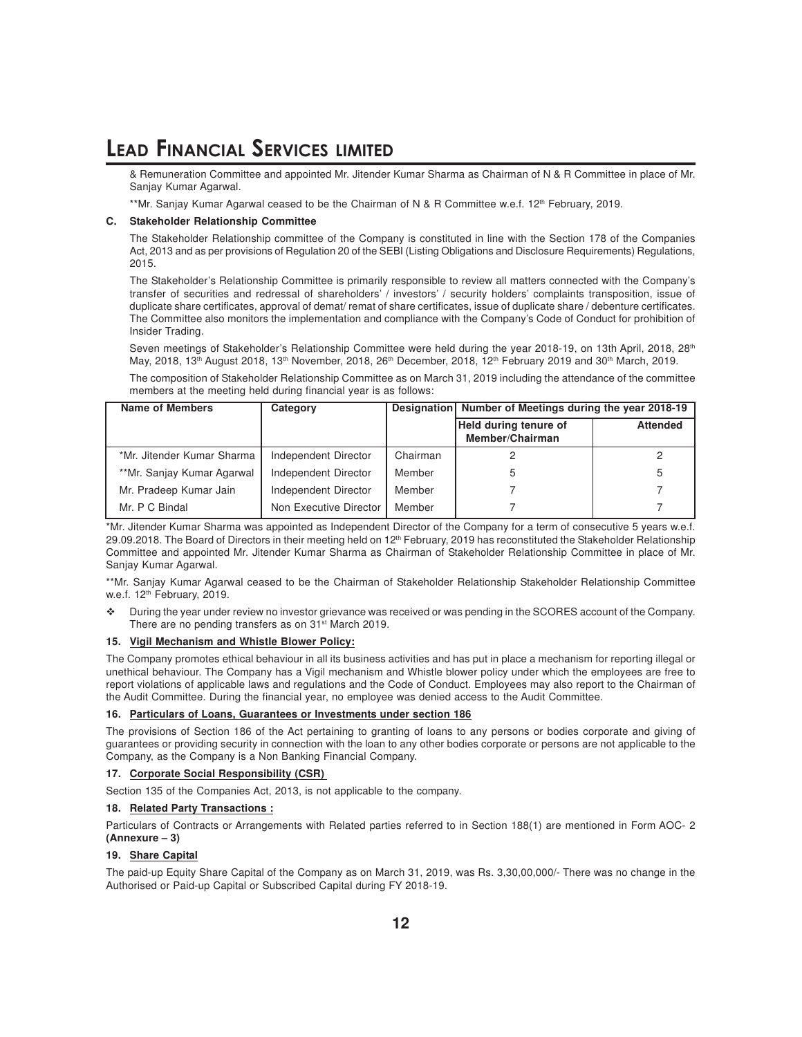& Remuneration Committee and appointed Mr. Jitender Kumar Sharma as Chairman of N & R Committee in place of Mr. Sanjay Kumar Agarwal.

**Mr. Sanjay Kumar Agarwal ceased to be the Chairman of N & R Committee w.e.f. 12th February, 2019.

**C. Stakeholder Relationship Committee**

The Stakeholder Relationship committee of the Company is constituted in line with the Section 178 of the Companies Act, 2013 and as per provisions of Regulation 20 of the SEBI (Listing Obligations and Disclosure Requirements) Regulations, 2015.

The Stakeholder's Relationship Committee is primarily responsible to review all matters connected with the Company's transfer of securities and redressal of shareholders' / investors' / security holders' complaints transposition, issue of duplicate share certificates, approval of demat/ remat of share certificates, issue of duplicate share / debenture certificates. The Committee also monitors the implementation and compliance with the Company's Code of Conduct for prohibition of Insider Trading.

Seven meetings of Stakeholder's Relationship Committee were held during the year 2018-19, on 13th April, 2018, 28th May, 2018, 13th August 2018, 13th November, 2018, 26th December, 2018, 12th February 2019 and 30th March, 2019.

The composition of Stakeholder Relationship Committee as on March 31, 2019 including the attendance of the committee members at the meeting held during financial year is as follows:

| Name of Members | Category | Designation | Number of Meetings during the year 2018-19 | |
|---|---|---|---|---|
| | | | Held during tenure of Member/Chairman | Attended |
| *Mr. Jitender Kumar Sharma | Independent Director | Chairman | 2 | 2 |
| **Mr. Sanjay Kumar Agarwal | Independent Director | Member | 5 | 5 |
| Mr. Pradeep Kumar Jain | Independent Director | Member | 7 | 7 |
| Mr. P C Bindal | Non Executive Director | Member | 7 | 7 |

*Mr. Jitender Kumar Sharma was appointed as Independent Director of the Company for a term of consecutive 5 years w.e.f. 29.09.2018. The Board of Directors in their meeting held on 12th February, 2019 has reconstituted the Stakeholder Relationship Committee and appointed Mr. Jitender Kumar Sharma as Chairman of Stakeholder Relationship Committee in place of Mr. Sanjay Kumar Agarwal.

**Mr. Sanjay Kumar Agarwal ceased to be the Chairman of Stakeholder Relationship Stakeholder Relationship Committee w.e.f. 12th February, 2019.

- During the year under review no investor grievance was received or was pending in the SCORES account of the Company. There are no pending transfers as on 31st March 2019.

**15. Vigil Mechanism and Whistle Blower Policy:**

The Company promotes ethical behaviour in all its business activities and has put in place a mechanism for reporting illegal or unethical behaviour. The Company has a Vigil mechanism and Whistle blower policy under which the employees are free to report violations of applicable laws and regulations and the Code of Conduct. Employees may also report to the Chairman of the Audit Committee. During the financial year, no employee was denied access to the Audit Committee.

**16. Particulars of Loans, Guarantees or Investments under section 186**

The provisions of Section 186 of the Act pertaining to granting of loans to any persons or bodies corporate and giving of guarantees or providing security in connection with the loan to any other bodies corporate or persons are not applicable to the Company, as the Company is a Non Banking Financial Company.

**17. Corporate Social Responsibility (CSR)**

Section 135 of the Companies Act, 2013, is not applicable to the company.

**18. Related Party Transactions :**

Particulars of Contracts or Arrangements with Related parties referred to in Section 188(1) are mentioned in Form AOC- 2 **(Annexure – 3)**

**19. Share Capital**

The paid-up Equity Share Capital of the Company as on March 31, 2019, was Rs. 3,30,00,000/- There was no change in the Authorised or Paid-up Capital or Subscribed Capital during FY 2018-19.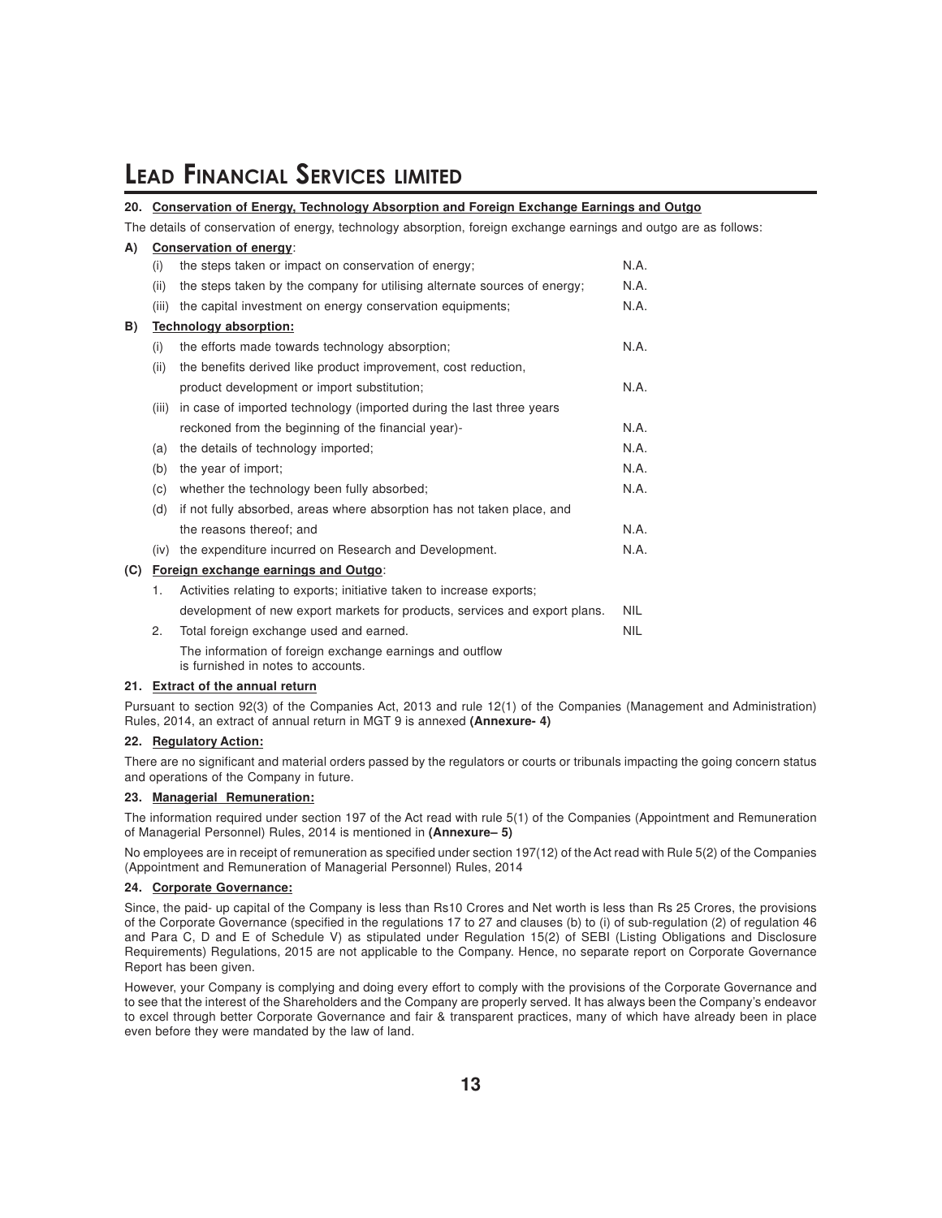#### 20. Conservation of Energy, Technology Absorption and Foreign Exchange Earnings and Outgo

The details of conservation of energy, technology absorption, foreign exchange earnings and outgo are as follows:

**A) Conservation of energy:**

| | | |
|---|---|---|
| (i) | the steps taken or impact on conservation of energy; | N.A. |
| (ii) | the steps taken by the company for utilising alternate sources of energy; | N.A. |
| (iii) | the capital investment on energy conservation equipments; | N.A. |

**B) Technology absorption:**

| | | |
|---|---|---|
| (i) | the efforts made towards technology absorption; | N.A. |
| (ii) | the benefits derived like product improvement, cost reduction, product development or import substitution; | N.A. |
| (iii) | in case of imported technology (imported during the last three years reckoned from the beginning of the financial year)- | N.A. |
| (a) | the details of technology imported; | N.A. |
| (b) | the year of import; | N.A. |
| (c) | whether the technology been fully absorbed; | N.A. |
| (d) | if not fully absorbed, areas where absorption has not taken place, and the reasons thereof; and | N.A. |
| (iv) | the expenditure incurred on Research and Development. | N.A. |

**(C) Foreign exchange earnings and Outgo:**

| | | |
|---|---|---|
| 1. | Activities relating to exports; initiative taken to increase exports; development of new export markets for products, services and export plans. | NIL |
| 2. | Total foreign exchange used and earned. | NIL |
| | The information of foreign exchange earnings and outflow is furnished in notes to accounts. | |

#### 21. Extract of the annual return

Pursuant to section 92(3) of the Companies Act, 2013 and rule 12(1) of the Companies (Management and Administration) Rules, 2014, an extract of annual return in MGT 9 is annexed **(Annexure- 4)**

#### 22. Regulatory Action:

There are no significant and material orders passed by the regulators or courts or tribunals impacting the going concern status and operations of the Company in future.

#### 23. Managerial Remuneration:

The information required under section 197 of the Act read with rule 5(1) of the Companies (Appointment and Remuneration of Managerial Personnel) Rules, 2014 is mentioned in **(Annexure– 5)**

No employees are in receipt of remuneration as specified under section 197(12) of the Act read with Rule 5(2) of the Companies (Appointment and Remuneration of Managerial Personnel) Rules, 2014

#### 24. Corporate Governance:

Since, the paid- up capital of the Company is less than Rs10 Crores and Net worth is less than Rs 25 Crores, the provisions of the Corporate Governance (specified in the regulations 17 to 27 and clauses (b) to (i) of sub-regulation (2) of regulation 46 and Para C, D and E of Schedule V) as stipulated under Regulation 15(2) of SEBI (Listing Obligations and Disclosure Requirements) Regulations, 2015 are not applicable to the Company. Hence, no separate report on Corporate Governance Report has been given.

However, your Company is complying and doing every effort to comply with the provisions of the Corporate Governance and to see that the interest of the Shareholders and the Company are properly served. It has always been the Company's endeavor to excel through better Corporate Governance and fair & transparent practices, many of which have already been in place even before they were mandated by the law of land.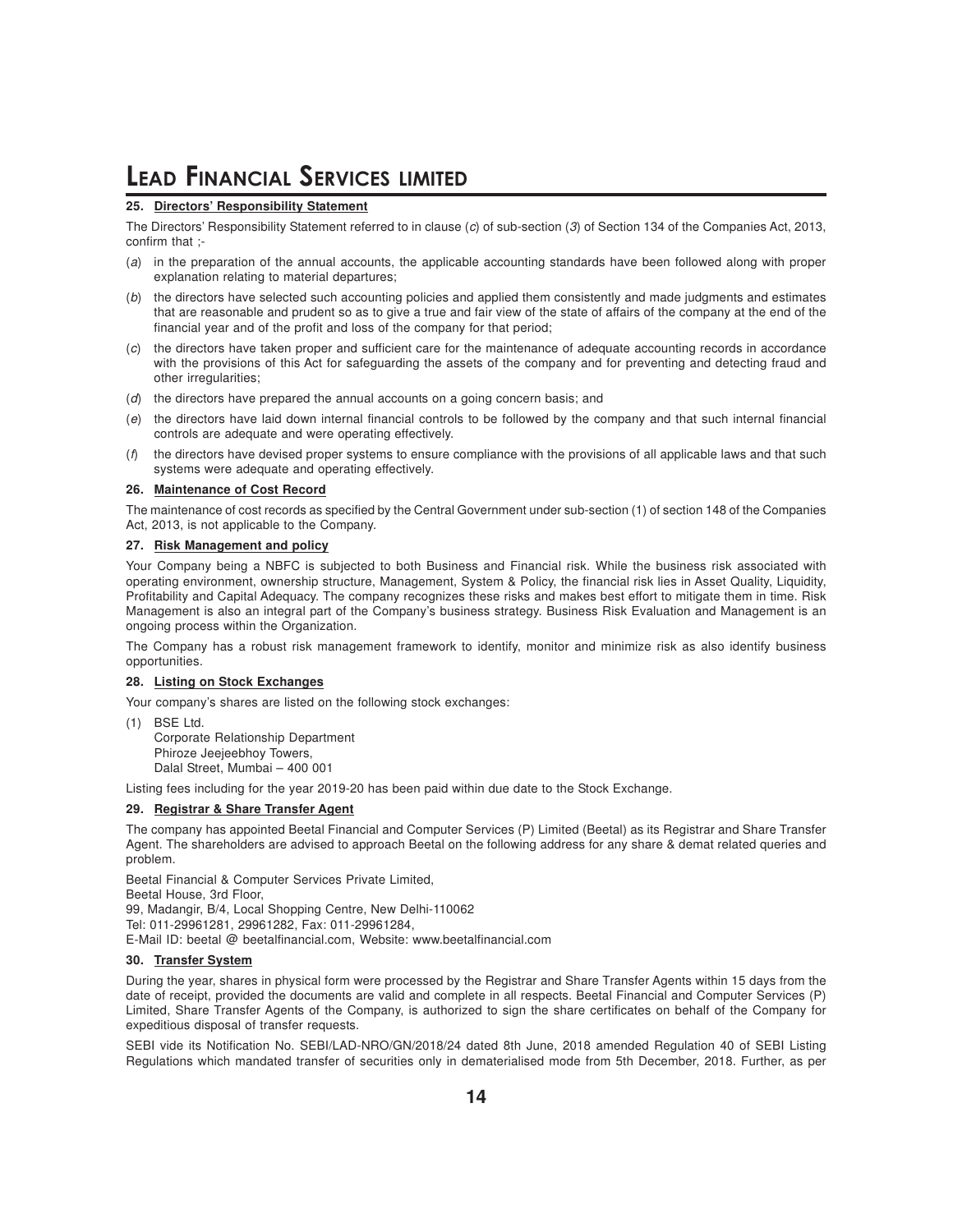### 25. Directors' Responsibility Statement

The Directors' Responsibility Statement referred to in clause (*c*) of sub-section (*3*) of Section 134 of the Companies Act, 2013, confirm that ;-

(*a*) in the preparation of the annual accounts, the applicable accounting standards have been followed along with proper explanation relating to material departures;

(*b*) the directors have selected such accounting policies and applied them consistently and made judgments and estimates that are reasonable and prudent so as to give a true and fair view of the state of affairs of the company at the end of the financial year and of the profit and loss of the company for that period;

(*c*) the directors have taken proper and sufficient care for the maintenance of adequate accounting records in accordance with the provisions of this Act for safeguarding the assets of the company and for preventing and detecting fraud and other irregularities;

(*d*) the directors have prepared the annual accounts on a going concern basis; and

(*e*) the directors have laid down internal financial controls to be followed by the company and that such internal financial controls are adequate and were operating effectively.

(*f*) the directors have devised proper systems to ensure compliance with the provisions of all applicable laws and that such systems were adequate and operating effectively.

### 26. Maintenance of Cost Record

The maintenance of cost records as specified by the Central Government under sub-section (1) of section 148 of the Companies Act, 2013, is not applicable to the Company.

### 27. Risk Management and policy

Your Company being a NBFC is subjected to both Business and Financial risk. While the business risk associated with operating environment, ownership structure, Management, System & Policy, the financial risk lies in Asset Quality, Liquidity, Profitability and Capital Adequacy. The company recognizes these risks and makes best effort to mitigate them in time. Risk Management is also an integral part of the Company's business strategy. Business Risk Evaluation and Management is an ongoing process within the Organization.

The Company has a robust risk management framework to identify, monitor and minimize risk as also identify business opportunities.

### 28. Listing on Stock Exchanges

Your company's shares are listed on the following stock exchanges:

(1) BSE Ltd.
Corporate Relationship Department
Phiroze Jeejeebhoy Towers,
Dalal Street, Mumbai – 400 001

Listing fees including for the year 2019-20 has been paid within due date to the Stock Exchange.

### 29. Registrar & Share Transfer Agent

The company has appointed Beetal Financial and Computer Services (P) Limited (Beetal) as its Registrar and Share Transfer Agent. The shareholders are advised to approach Beetal on the following address for any share & demat related queries and problem.

Beetal Financial & Computer Services Private Limited,
Beetal House, 3rd Floor,
99, Madangir, B/4, Local Shopping Centre, New Delhi-110062
Tel: 011-29961281, 29961282, Fax: 011-29961284,
E-Mail ID: beetal @ beetalfinancial.com, Website: www.beetalfinancial.com

### 30. Transfer System

During the year, shares in physical form were processed by the Registrar and Share Transfer Agents within 15 days from the date of receipt, provided the documents are valid and complete in all respects. Beetal Financial and Computer Services (P) Limited, Share Transfer Agents of the Company, is authorized to sign the share certificates on behalf of the Company for expeditious disposal of transfer requests.

SEBI vide its Notification No. SEBI/LAD-NRO/GN/2018/24 dated 8th June, 2018 amended Regulation 40 of SEBI Listing Regulations which mandated transfer of securities only in dematerialised mode from 5th December, 2018. Further, as per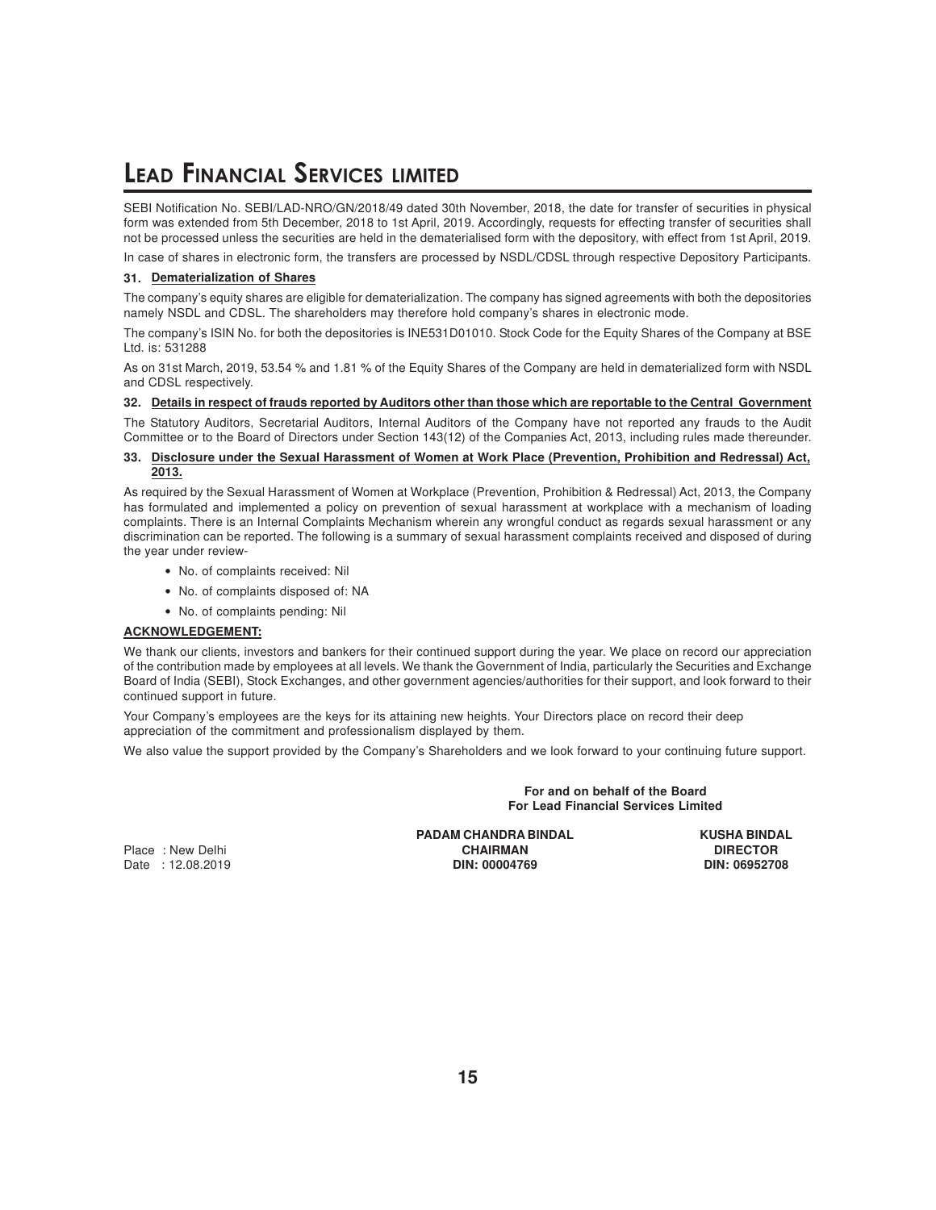SEBI Notification No. SEBI/LAD-NRO/GN/2018/49 dated 30th November, 2018, the date for transfer of securities in physical form was extended from 5th December, 2018 to 1st April, 2019. Accordingly, requests for effecting transfer of securities shall not be processed unless the securities are held in the dematerialised form with the depository, with effect from 1st April, 2019.

In case of shares in electronic form, the transfers are processed by NSDL/CDSL through respective Depository Participants.

**31. Dematerialization of Shares**

The company's equity shares are eligible for dematerialization. The company has signed agreements with both the depositories namely NSDL and CDSL. The shareholders may therefore hold company's shares in electronic mode.

The company's ISIN No. for both the depositories is INE531D01010. Stock Code for the Equity Shares of the Company at BSE Ltd. is: 531288

As on 31st March, 2019, 53.54 % and 1.81 % of the Equity Shares of the Company are held in dematerialized form with NSDL and CDSL respectively.

**32. Details in respect of frauds reported by Auditors other than those which are reportable to the Central Government**

The Statutory Auditors, Secretarial Auditors, Internal Auditors of the Company have not reported any frauds to the Audit Committee or to the Board of Directors under Section 143(12) of the Companies Act, 2013, including rules made thereunder.

**33. Disclosure under the Sexual Harassment of Women at Work Place (Prevention, Prohibition and Redressal) Act, 2013.**

As required by the Sexual Harassment of Women at Workplace (Prevention, Prohibition & Redressal) Act, 2013, the Company has formulated and implemented a policy on prevention of sexual harassment at workplace with a mechanism of loading complaints. There is an Internal Complaints Mechanism wherein any wrongful conduct as regards sexual harassment or any discrimination can be reported. The following is a summary of sexual harassment complaints received and disposed of during the year under review-

- No. of complaints received: Nil
- No. of complaints disposed of: NA
- No. of complaints pending: Nil

**ACKNOWLEDGEMENT:**

We thank our clients, investors and bankers for their continued support during the year. We place on record our appreciation of the contribution made by employees at all levels. We thank the Government of India, particularly the Securities and Exchange Board of India (SEBI), Stock Exchanges, and other government agencies/authorities for their support, and look forward to their continued support in future.

Your Company's employees are the keys for its attaining new heights. Your Directors place on record their deep appreciation of the commitment and professionalism displayed by them.

We also value the support provided by the Company's Shareholders and we look forward to your continuing future support.

**For and on behalf of the Board**
**For Lead Financial Services Limited**

| | | |
|---|---|---|
| Place : New Delhi | **PADAM CHANDRA BINDAL** | **KUSHA BINDAL** |
| Date : 12.08.2019 | **CHAIRMAN** | **DIRECTOR** |
| | **DIN: 00004769** | **DIN: 06952708** |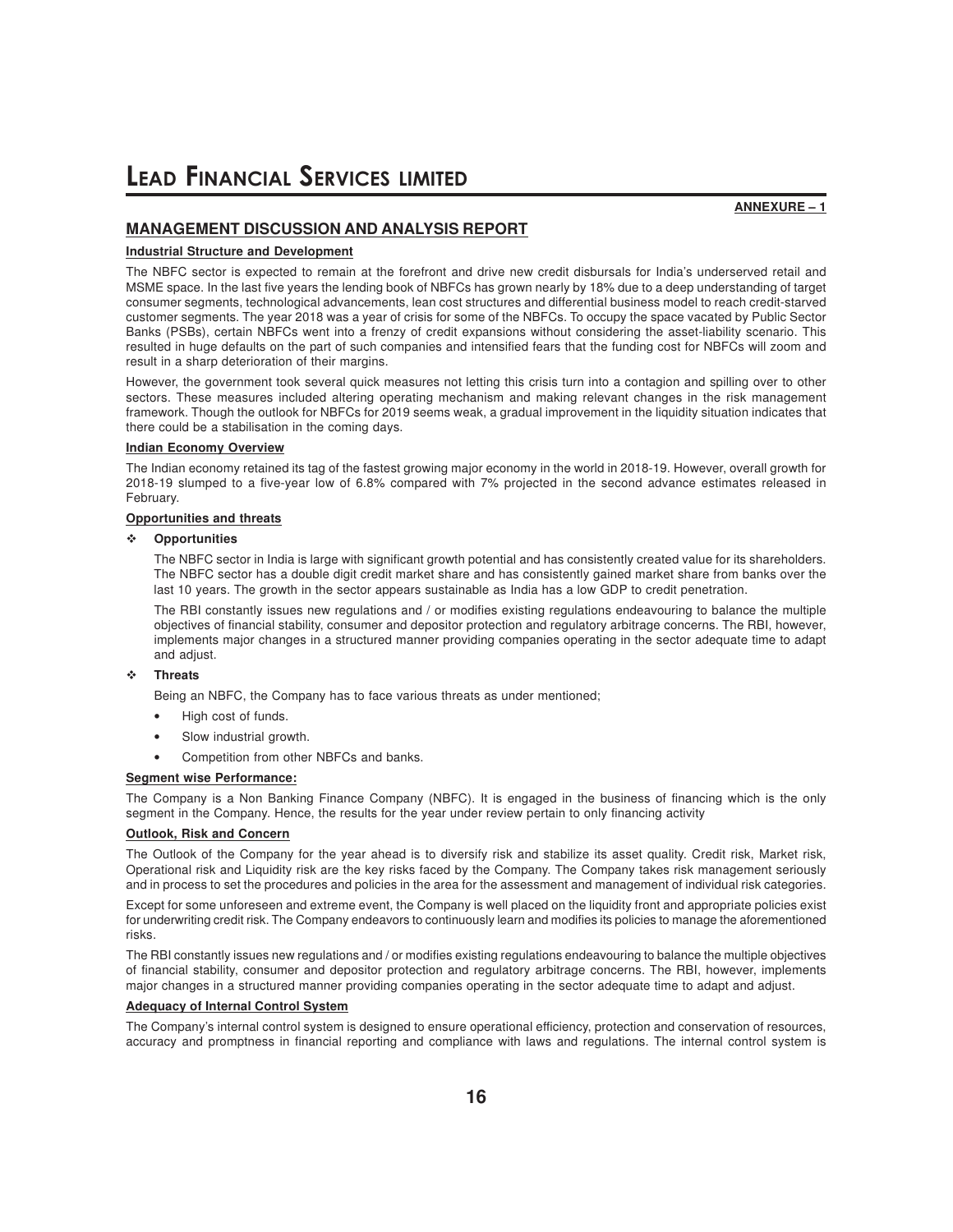**ANNEXURE – 1**

## MANAGEMENT DISCUSSION AND ANALYSIS REPORT

### Industrial Structure and Development

The NBFC sector is expected to remain at the forefront and drive new credit disbursals for India's underserved retail and MSME space. In the last five years the lending book of NBFCs has grown nearly by 18% due to a deep understanding of target consumer segments, technological advancements, lean cost structures and differential business model to reach credit-starved customer segments. The year 2018 was a year of crisis for some of the NBFCs. To occupy the space vacated by Public Sector Banks (PSBs), certain NBFCs went into a frenzy of credit expansions without considering the asset-liability scenario. This resulted in huge defaults on the part of such companies and intensified fears that the funding cost for NBFCs will zoom and result in a sharp deterioration of their margins.

However, the government took several quick measures not letting this crisis turn into a contagion and spilling over to other sectors. These measures included altering operating mechanism and making relevant changes in the risk management framework. Though the outlook for NBFCs for 2019 seems weak, a gradual improvement in the liquidity situation indicates that there could be a stabilisation in the coming days.

### Indian Economy Overview

The Indian economy retained its tag of the fastest growing major economy in the world in 2018-19. However, overall growth for 2018-19 slumped to a five-year low of 6.8% compared with 7% projected in the second advance estimates released in February.

### Opportunities and threats

- **Opportunities**

  The NBFC sector in India is large with significant growth potential and has consistently created value for its shareholders. The NBFC sector has a double digit credit market share and has consistently gained market share from banks over the last 10 years. The growth in the sector appears sustainable as India has a low GDP to credit penetration.

  The RBI constantly issues new regulations and / or modifies existing regulations endeavouring to balance the multiple objectives of financial stability, consumer and depositor protection and regulatory arbitrage concerns. The RBI, however, implements major changes in a structured manner providing companies operating in the sector adequate time to adapt and adjust.

- **Threats**

  Being an NBFC, the Company has to face various threats as under mentioned;

  - High cost of funds.
  - Slow industrial growth.
  - Competition from other NBFCs and banks.

### Segment wise Performance:

The Company is a Non Banking Finance Company (NBFC). It is engaged in the business of financing which is the only segment in the Company. Hence, the results for the year under review pertain to only financing activity

### Outlook, Risk and Concern

The Outlook of the Company for the year ahead is to diversify risk and stabilize its asset quality. Credit risk, Market risk, Operational risk and Liquidity risk are the key risks faced by the Company. The Company takes risk management seriously and in process to set the procedures and policies in the area for the assessment and management of individual risk categories.

Except for some unforeseen and extreme event, the Company is well placed on the liquidity front and appropriate policies exist for underwriting credit risk. The Company endeavors to continuously learn and modifies its policies to manage the aforementioned risks.

The RBI constantly issues new regulations and / or modifies existing regulations endeavouring to balance the multiple objectives of financial stability, consumer and depositor protection and regulatory arbitrage concerns. The RBI, however, implements major changes in a structured manner providing companies operating in the sector adequate time to adapt and adjust.

### Adequacy of Internal Control System

The Company's internal control system is designed to ensure operational efficiency, protection and conservation of resources, accuracy and promptness in financial reporting and compliance with laws and regulations. The internal control system is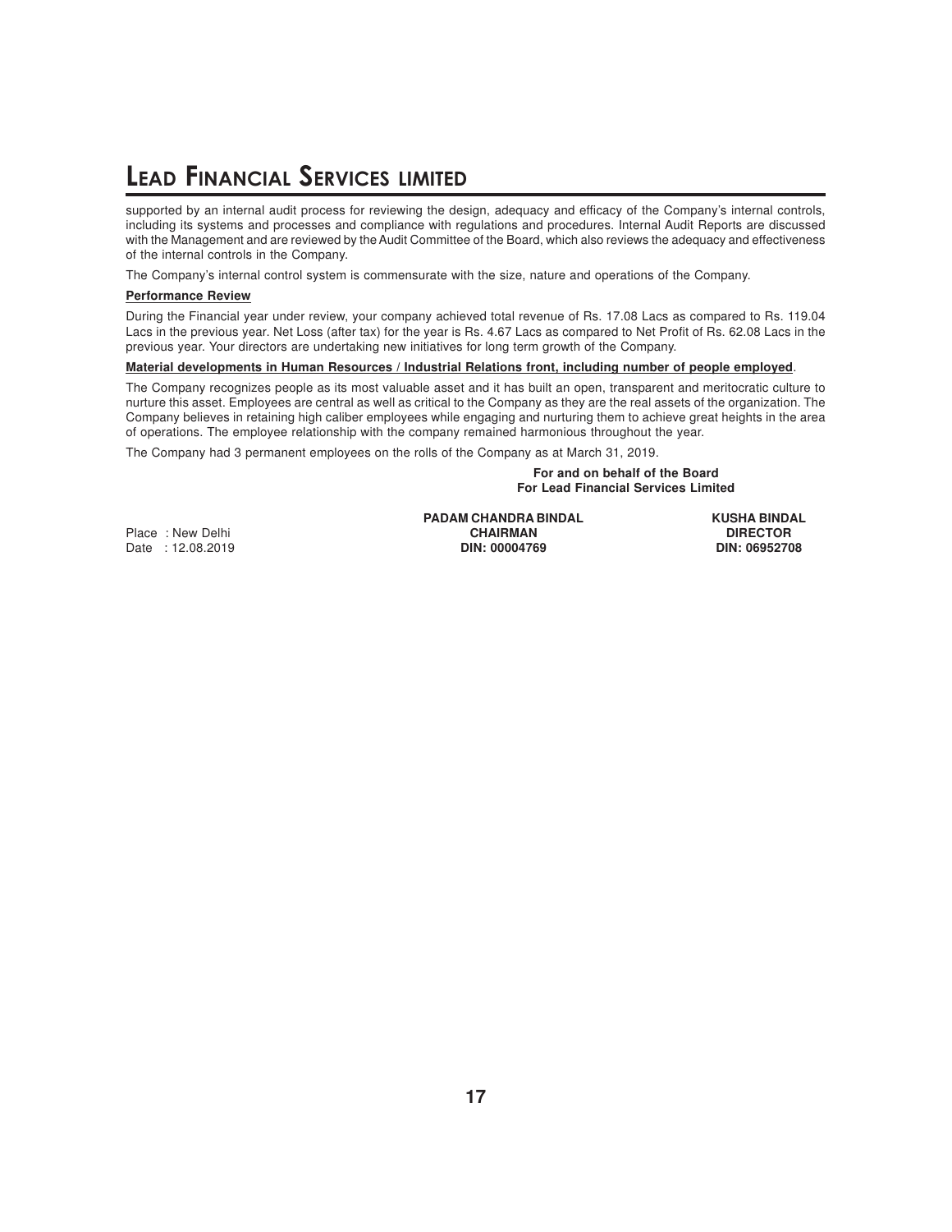supported by an internal audit process for reviewing the design, adequacy and efficacy of the Company's internal controls, including its systems and processes and compliance with regulations and procedures. Internal Audit Reports are discussed with the Management and are reviewed by the Audit Committee of the Board, which also reviews the adequacy and effectiveness of the internal controls in the Company.

The Company's internal control system is commensurate with the size, nature and operations of the Company.

**Performance Review**

During the Financial year under review, your company achieved total revenue of Rs. 17.08 Lacs as compared to Rs. 119.04 Lacs in the previous year. Net Loss (after tax) for the year is Rs. 4.67 Lacs as compared to Net Profit of Rs. 62.08 Lacs in the previous year. Your directors are undertaking new initiatives for long term growth of the Company.

**Material developments in Human Resources / Industrial Relations front, including number of people employed**.

The Company recognizes people as its most valuable asset and it has built an open, transparent and meritocratic culture to nurture this asset. Employees are central as well as critical to the Company as they are the real assets of the organization. The Company believes in retaining high caliber employees while engaging and nurturing them to achieve great heights in the area of operations. The employee relationship with the company remained harmonious throughout the year.

The Company had 3 permanent employees on the rolls of the Company as at March 31, 2019.

**For and on behalf of the Board**
**For Lead Financial Services Limited**

| | | |
|---|---|---|
| Place : New Delhi | **PADAM CHANDRA BINDAL** | **KUSHA BINDAL** |
| | **CHAIRMAN** | **DIRECTOR** |
| Date : 12.08.2019 | **DIN: 00004769** | **DIN: 06952708** |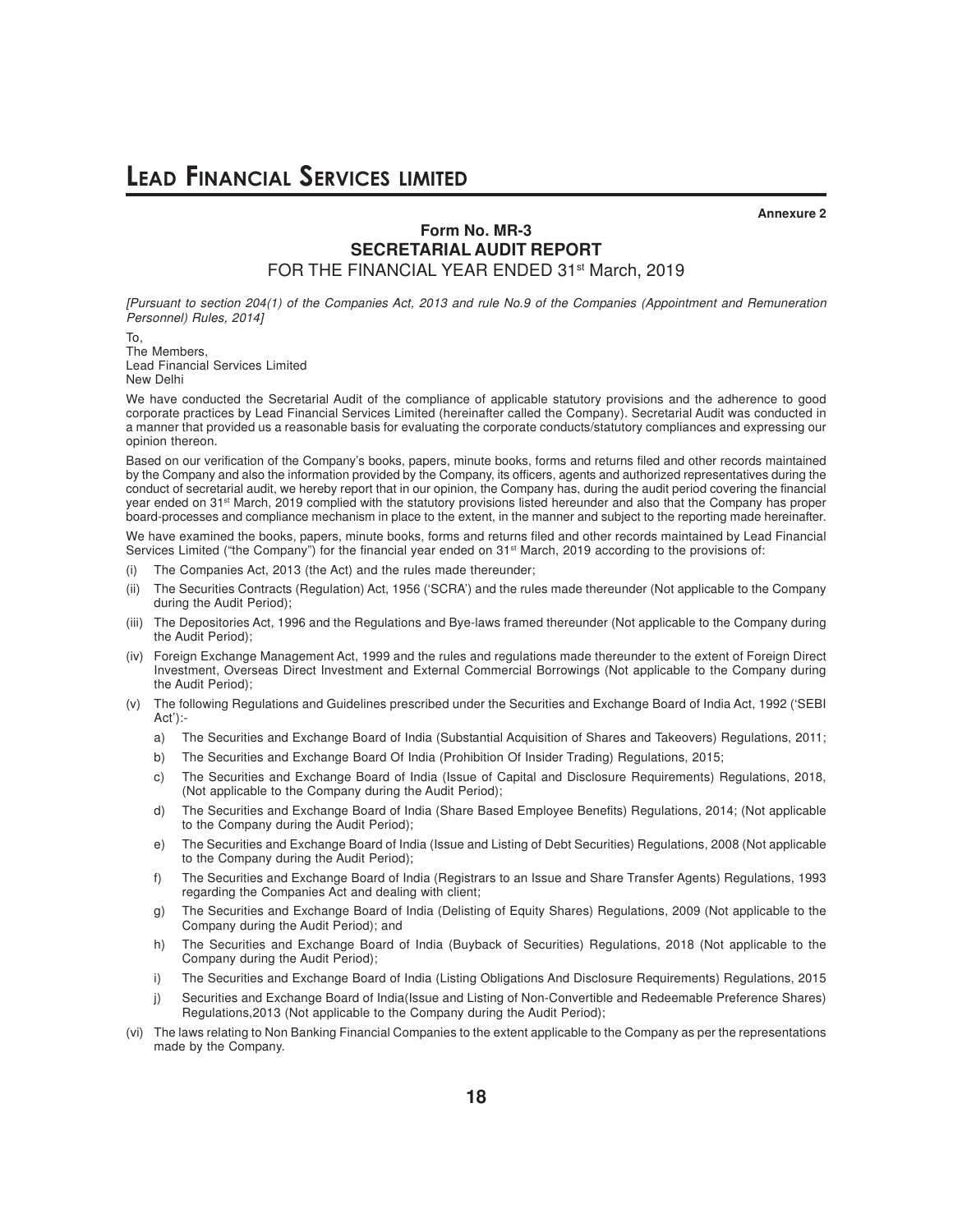Annexure 2

## Form No. MR-3
## SECRETARIAL AUDIT REPORT
### FOR THE FINANCIAL YEAR ENDED 31st March, 2019

*[Pursuant to section 204(1) of the Companies Act, 2013 and rule No.9 of the Companies (Appointment and Remuneration Personnel) Rules, 2014]*

To,
The Members,
Lead Financial Services Limited
New Delhi

We have conducted the Secretarial Audit of the compliance of applicable statutory provisions and the adherence to good corporate practices by Lead Financial Services Limited (hereinafter called the Company). Secretarial Audit was conducted in a manner that provided us a reasonable basis for evaluating the corporate conducts/statutory compliances and expressing our opinion thereon.

Based on our verification of the Company's books, papers, minute books, forms and returns filed and other records maintained by the Company and also the information provided by the Company, its officers, agents and authorized representatives during the conduct of secretarial audit, we hereby report that in our opinion, the Company has, during the audit period covering the financial year ended on 31st March, 2019 complied with the statutory provisions listed hereunder and also that the Company has proper board-processes and compliance mechanism in place to the extent, in the manner and subject to the reporting made hereinafter.

We have examined the books, papers, minute books, forms and returns filed and other records maintained by Lead Financial Services Limited ("the Company") for the financial year ended on 31st March, 2019 according to the provisions of:

(i) The Companies Act, 2013 (the Act) and the rules made thereunder;

(ii) The Securities Contracts (Regulation) Act, 1956 ('SCRA') and the rules made thereunder (Not applicable to the Company during the Audit Period);

(iii) The Depositories Act, 1996 and the Regulations and Bye-laws framed thereunder (Not applicable to the Company during the Audit Period);

(iv) Foreign Exchange Management Act, 1999 and the rules and regulations made thereunder to the extent of Foreign Direct Investment, Overseas Direct Investment and External Commercial Borrowings (Not applicable to the Company during the Audit Period);

(v) The following Regulations and Guidelines prescribed under the Securities and Exchange Board of India Act, 1992 ('SEBI Act'):-

   a) The Securities and Exchange Board of India (Substantial Acquisition of Shares and Takeovers) Regulations, 2011;

   b) The Securities and Exchange Board Of India (Prohibition Of Insider Trading) Regulations, 2015;

   c) The Securities and Exchange Board of India (Issue of Capital and Disclosure Requirements) Regulations, 2018, (Not applicable to the Company during the Audit Period);

   d) The Securities and Exchange Board of India (Share Based Employee Benefits) Regulations, 2014; (Not applicable to the Company during the Audit Period);

   e) The Securities and Exchange Board of India (Issue and Listing of Debt Securities) Regulations, 2008 (Not applicable to the Company during the Audit Period);

   f) The Securities and Exchange Board of India (Registrars to an Issue and Share Transfer Agents) Regulations, 1993 regarding the Companies Act and dealing with client;

   g) The Securities and Exchange Board of India (Delisting of Equity Shares) Regulations, 2009 (Not applicable to the Company during the Audit Period); and

   h) The Securities and Exchange Board of India (Buyback of Securities) Regulations, 2018 (Not applicable to the Company during the Audit Period);

   i) The Securities and Exchange Board of India (Listing Obligations And Disclosure Requirements) Regulations, 2015

   j) Securities and Exchange Board of India(Issue and Listing of Non-Convertible and Redeemable Preference Shares) Regulations,2013 (Not applicable to the Company during the Audit Period);

(vi) The laws relating to Non Banking Financial Companies to the extent applicable to the Company as per the representations made by the Company.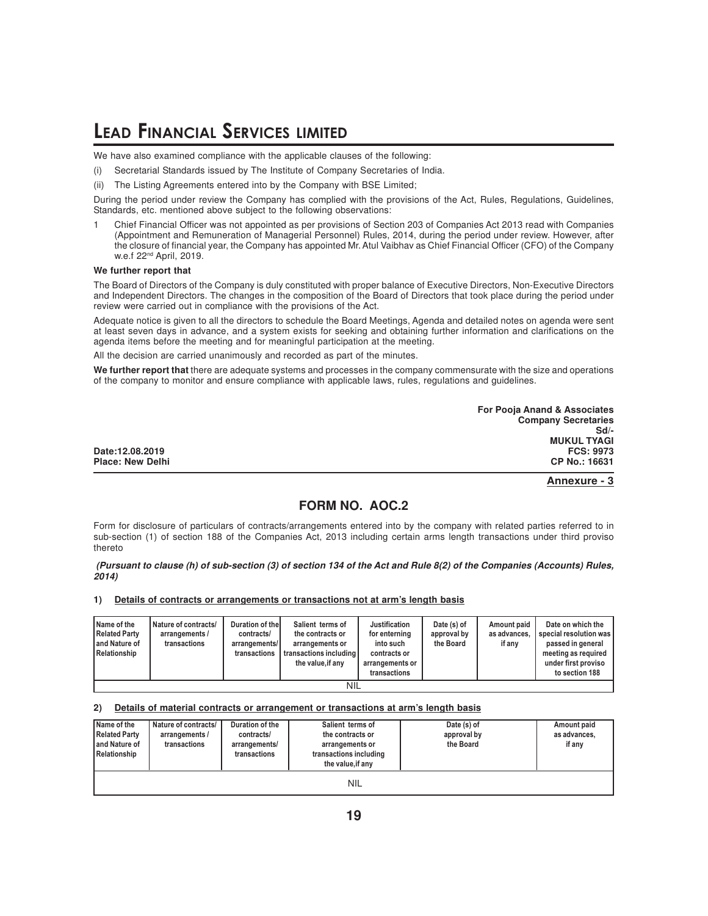We have also examined compliance with the applicable clauses of the following:

(i) Secretarial Standards issued by The Institute of Company Secretaries of India.

(ii) The Listing Agreements entered into by the Company with BSE Limited;

During the period under review the Company has complied with the provisions of the Act, Rules, Regulations, Guidelines, Standards, etc. mentioned above subject to the following observations:

1 Chief Financial Officer was not appointed as per provisions of Section 203 of Companies Act 2013 read with Companies (Appointment and Remuneration of Managerial Personnel) Rules, 2014, during the period under review. However, after the closure of financial year, the Company has appointed Mr. Atul Vaibhav as Chief Financial Officer (CFO) of the Company w.e.f 22nd April, 2019.

**We further report that**

The Board of Directors of the Company is duly constituted with proper balance of Executive Directors, Non-Executive Directors and Independent Directors. The changes in the composition of the Board of Directors that took place during the period under review were carried out in compliance with the provisions of the Act.

Adequate notice is given to all the directors to schedule the Board Meetings, Agenda and detailed notes on agenda were sent at least seven days in advance, and a system exists for seeking and obtaining further information and clarifications on the agenda items before the meeting and for meaningful participation at the meeting.

All the decision are carried unanimously and recorded as part of the minutes.

**We further report that** there are adequate systems and processes in the company commensurate with the size and operations of the company to monitor and ensure compliance with applicable laws, rules, regulations and guidelines.

**For Pooja Anand & Associates**
**Company Secretaries**
**Sd/-**
**MUKUL TYAGI**
**FCS: 9973**
**CP No.: 16631**

**Date:12.08.2019**
**Place: New Delhi**

**Annexure - 3**

## FORM NO. AOC.2

Form for disclosure of particulars of contracts/arrangements entered into by the company with related parties referred to in sub-section (1) of section 188 of the Companies Act, 2013 including certain arms length transactions under third proviso thereto

***(Pursuant to clause (h) of sub-section (3) of section 134 of the Act and Rule 8(2) of the Companies (Accounts) Rules, 2014)***

**1) Details of contracts or arrangements or transactions not at arm's length basis**

| Name of the Related Party and Nature of Relationship | Nature of contracts/ arrangements / transactions | Duration of the contracts/ arrangements/ transactions | Salient terms of the contracts or arrangements or transactions including the value,if any | Justification for enterning into such contracts or arrangements or transactions | Date (s) of approval by the Board | Amount paid as advances, if any | Date on which the special resolution was passed in general meeting as required under first proviso to section 188 |
|---|---|---|---|---|---|---|---|
| NIL | | | | | | | |

**2) Details of material contracts or arrangement or transactions at arm's length basis**

| Name of the Related Party and Nature of Relationship | Nature of contracts/ arrangements / transactions | Duration of the contracts/ arrangements/ transactions | Salient terms of the contracts or arrangements or transactions including the value,if any | Date (s) of approval by the Board | Amount paid as advances, if any |
|---|---|---|---|---|---|
| NIL | | | | | |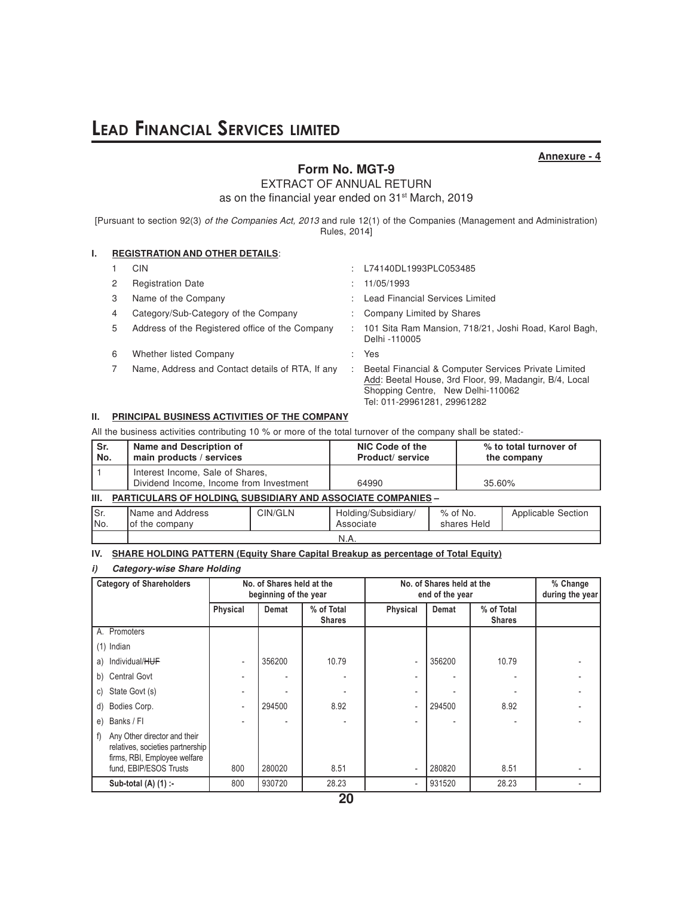**Annexure - 4**

## Form No. MGT-9

EXTRACT OF ANNUAL RETURN

as on the financial year ended on 31st March, 2019

[Pursuant to section 92(3) *of the Companies Act, 2013* and rule 12(1) of the Companies (Management and Administration) Rules, 2014]

### I. REGISTRATION AND OTHER DETAILS:

| | | | |
|---|---|---|---|
| 1 | CIN | : | L74140DL1993PLC053485 |
| 2 | Registration Date | : | 11/05/1993 |
| 3 | Name of the Company | : | Lead Financial Services Limited |
| 4 | Category/Sub-Category of the Company | : | Company Limited by Shares |
| 5 | Address of the Registered office of the Company | : | 101 Sita Ram Mansion, 718/21, Joshi Road, Karol Bagh, Delhi -110005 |
| 6 | Whether listed Company | : | Yes |
| 7 | Name, Address and Contact details of RTA, If any | : | Beetal Financial & Computer Services Private Limited Add: Beetal House, 3rd Floor, 99, Madangir, B/4, Local Shopping Centre, New Delhi-110062 Tel: 011-29961281, 29961282 |

### II. PRINCIPAL BUSINESS ACTIVITIES OF THE COMPANY

All the business activities contributing 10 % or more of the total turnover of the company shall be stated:-

| Sr. No. | Name and Description of main products / services | NIC Code of the Product/ service | % to total turnover of the company |
|---|---|---|---|
| 1 | Interest Income, Sale of Shares, Dividend Income, Income from Investment | 64990 | 35.60% |

### III. PARTICULARS OF HOLDING, SUBSIDIARY AND ASSOCIATE COMPANIES –

| Sr. No. | Name and Address of the company | CIN/GLN | Holding/Subsidiary/ Associate | % of No. shares Held | Applicable Section |
|---|---|---|---|---|---|
| | N.A. | | | | |

### IV. SHARE HOLDING PATTERN (Equity Share Capital Breakup as percentage of Total Equity)

#### *i) Category-wise Share Holding*

| Category of Shareholders | No. of Shares held at the beginning of the year | | | No. of Shares held at the end of the year | | | % Change during the year |
|---|---|---|---|---|---|---|---|
| | Physical | Demat | % of Total Shares | Physical | Demat | % of Total Shares | |
| A. Promoters | | | | | | | |
| (1) Indian | | | | | | | |
| a) Individual/~~HUF~~ | - | 356200 | 10.79 | - | 356200 | 10.79 | - |
| b) Central Govt | - | - | - | - | - | - | - |
| c) State Govt (s) | - | - | - | - | - | - | - |
| d) Bodies Corp. | - | 294500 | 8.92 | - | 294500 | 8.92 | - |
| e) Banks / FI | - | - | - | - | - | - | - |
| f) Any Other director and their relatives, societies partnership firms, RBI, Employee welfare fund, EBIP/ESOS Trusts | 800 | 280020 | 8.51 | - | 280820 | 8.51 | - |
| **Sub-total (A) (1) :-** | 800 | 930720 | 28.23 | - | 931520 | 28.23 | - |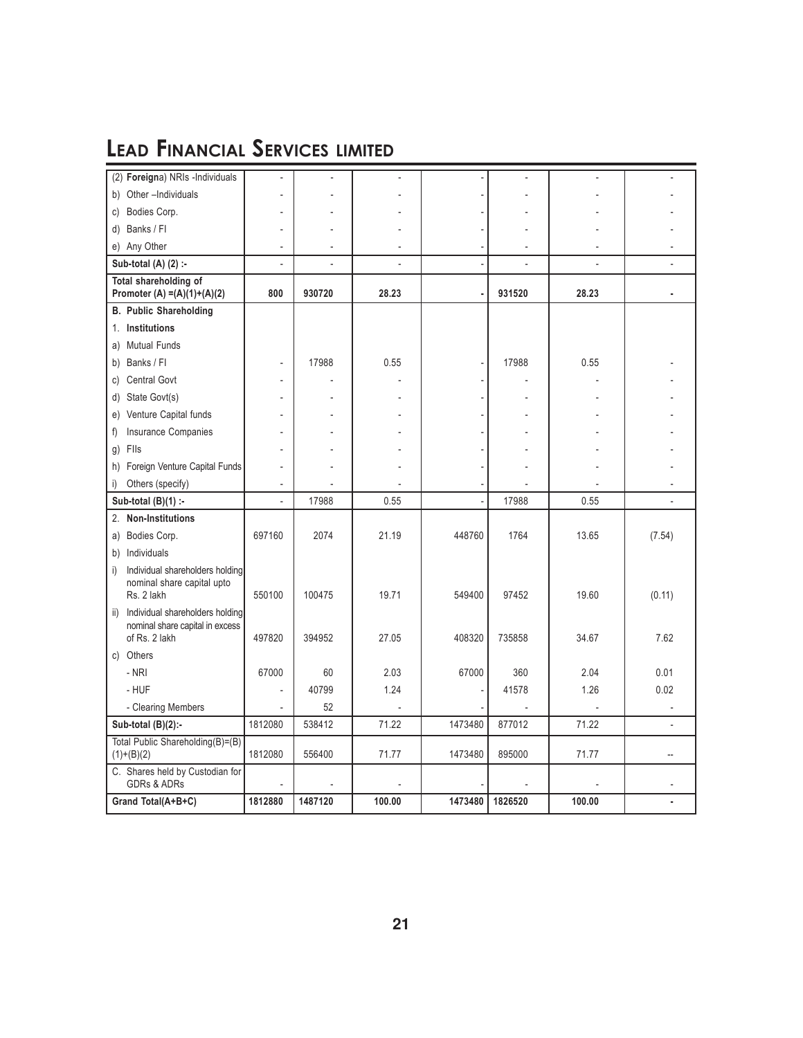# LEAD FINANCIAL SERVICES LIMITED

| | | | | | | | |
|---|---|---|---|---|---|---|---|
| (2) **Foreign**a) NRIs -Individuals | - | - | - | - | - | - | - |
| b) Other –Individuals | - | - | - | - | - | - | - |
| c) Bodies Corp. | - | - | - | - | - | - | - |
| d) Banks / FI | - | - | - | - | - | - | - |
| e) Any Other | - | - | - | - | - | - | - |
| **Sub-total (A) (2) :-** | - | - | - | - | - | - | - |
| **Total shareholding of Promoter (A) =(A)(1)+(A)(2)** | **800** | **930720** | **28.23** | **-** | **931520** | **28.23** | **-** |
| **B. Public Shareholding** | | | | | | | |
| 1. **Institutions** | | | | | | | |
| a) Mutual Funds | | | | | | | |
| b) Banks / FI | - | 17988 | 0.55 | - | 17988 | 0.55 | - |
| c) Central Govt | - | - | - | - | - | - | - |
| d) State Govt(s) | - | - | - | - | - | - | - |
| e) Venture Capital funds | - | - | - | - | - | - | - |
| f) Insurance Companies | - | - | - | - | - | - | - |
| g) FIIs | - | - | - | - | - | - | - |
| h) Foreign Venture Capital Funds | - | - | - | - | - | - | - |
| i) Others (specify) | - | - | - | - | - | - | - |
| **Sub-total (B)(1) :-** | - | 17988 | 0.55 | - | 17988 | 0.55 | - |
| 2. **Non-Institutions** | | | | | | | |
| a) Bodies Corp. | 697160 | 2074 | 21.19 | 448760 | 1764 | 13.65 | (7.54) |
| b) Individuals | | | | | | | |
| i) Individual shareholders holding nominal share capital upto Rs. 2 lakh | 550100 | 100475 | 19.71 | 549400 | 97452 | 19.60 | (0.11) |
| ii) Individual shareholders holding nominal share capital in excess of Rs. 2 lakh | 497820 | 394952 | 27.05 | 408320 | 735858 | 34.67 | 7.62 |
| c) Others | | | | | | | |
| - NRI | 67000 | 60 | 2.03 | 67000 | 360 | 2.04 | 0.01 |
| - HUF | - | 40799 | 1.24 | - | 41578 | 1.26 | 0.02 |
| - Clearing Members | - | 52 | - | - | - | - | - |
| **Sub-total (B)(2):-** | 1812080 | 538412 | 71.22 | 1473480 | 877012 | 71.22 | - |
| Total Public Shareholding(B)=(B)(1)+(B)(2) | 1812080 | 556400 | 71.77 | 1473480 | 895000 | 71.77 | -- |
| C. Shares held by Custodian for GDRs & ADRs | - | - | - | - | - | - | - |
| **Grand Total(A+B+C)** | **1812880** | **1487120** | **100.00** | **1473480** | **1826520** | **100.00** | **-** |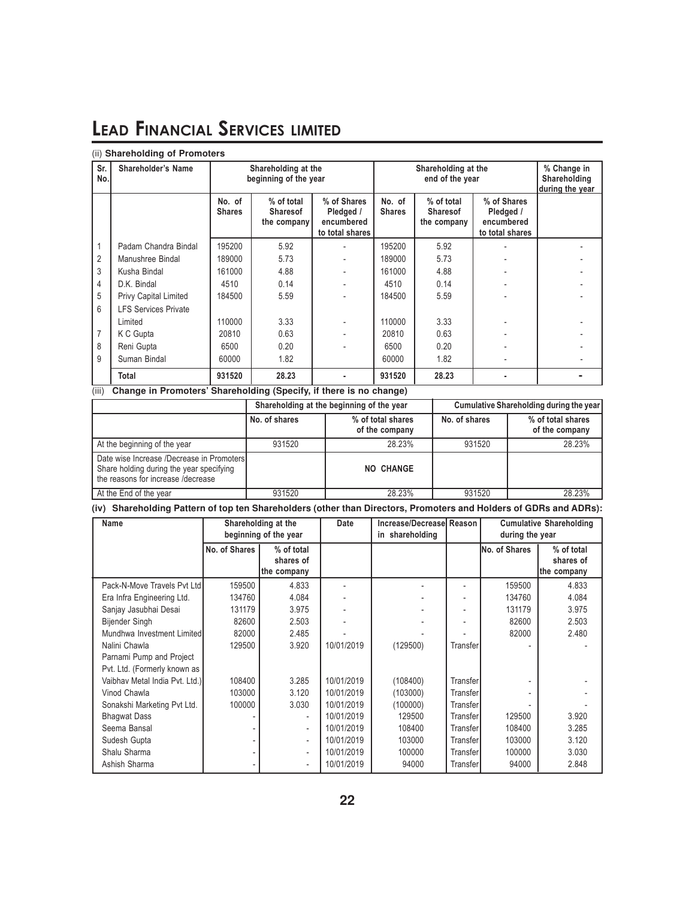# LEAD FINANCIAL SERVICES LIMITED

(ii) **Shareholding of Promoters**

| Sr. No. | Shareholder's Name | Shareholding at the beginning of the year | | | Shareholding at the end of the year | | | % Change in Shareholding during the year |
|---|---|---|---|---|---|---|---|---|
| | | No. of Shares | % of total Sharesof the company | % of Shares Pledged / encumbered to total shares | No. of Shares | % of total Sharesof the company | % of Shares Pledged / encumbered to total shares | |
| 1 | Padam Chandra Bindal | 195200 | 5.92 | - | 195200 | 5.92 | - | - |
| 2 | Manushree Bindal | 189000 | 5.73 | - | 189000 | 5.73 | - | - |
| 3 | Kusha Bindal | 161000 | 4.88 | - | 161000 | 4.88 | - | - |
| 4 | D.K. Bindal | 4510 | 0.14 | - | 4510 | 0.14 | - | - |
| 5 | Privy Capital Limited | 184500 | 5.59 | - | 184500 | 5.59 | - | - |
| 6 | LFS Services Private Limited | 110000 | 3.33 | - | 110000 | 3.33 | - | - |
| 7 | K C Gupta | 20810 | 0.63 | - | 20810 | 0.63 | - | - |
| 8 | Reni Gupta | 6500 | 0.20 | - | 6500 | 0.20 | - | - |
| 9 | Suman Bindal | 60000 | 1.82 | | 60000 | 1.82 | - | - |
| | **Total** | **931520** | **28.23** | **-** | **931520** | **28.23** | **-** | **-** |

(iii) **Change in Promoters' Shareholding (Specify, if there is no change)**

| | Shareholding at the beginning of the year | | Cumulative Shareholding during the year | |
|---|---|---|---|---|
| | No. of shares | % of total shares of the company | No. of shares | % of total shares of the company |
| At the beginning of the year | 931520 | 28.23% | 931520 | 28.23% |
| Date wise Increase /Decrease in Promoters Share holding during the year specifying the reasons for increase /decrease | | **NO CHANGE** | | |
| At the End of the year | 931520 | 28.23% | 931520 | 28.23% |

**(iv) Shareholding Pattern of top ten Shareholders (other than Directors, Promoters and Holders of GDRs and ADRs):**

| Name | Shareholding at the beginning of the year | | Date | Increase/Decrease in shareholding | Reason | Cumulative Shareholding during the year | |
|---|---|---|---|---|---|---|---|
| | No. of Shares | % of total shares of the company | | | | No. of Shares | % of total shares of the company |
| Pack-N-Move Travels Pvt Ltd | 159500 | 4.833 | - | - | - | 159500 | 4.833 |
| Era Infra Engineering Ltd. | 134760 | 4.084 | - | - | - | 134760 | 4.084 |
| Sanjay Jasubhai Desai | 131179 | 3.975 | - | - | - | 131179 | 3.975 |
| Bijender Singh | 82600 | 2.503 | - | - | - | 82600 | 2.503 |
| Mundhwa Investment Limited | 82000 | 2.485 | - | - | - | 82000 | 2.480 |
| Nalini Chawla | 129500 | 3.920 | 10/01/2019 | (129500) | Transfer | - | - |
| Parnami Pump and Project Pvt. Ltd. (Formerly known as Vaibhav Metal India Pvt. Ltd.) | 108400 | 3.285 | 10/01/2019 | (108400) | Transfer | - | - |
| Vinod Chawla | 103000 | 3.120 | 10/01/2019 | (103000) | Transfer | - | - |
| Sonakshi Marketing Pvt Ltd. | 100000 | 3.030 | 10/01/2019 | (100000) | Transfer | - | - |
| Bhagwat Dass | - | - | 10/01/2019 | 129500 | Transfer | 129500 | 3.920 |
| Seema Bansal | - | - | 10/01/2019 | 108400 | Transfer | 108400 | 3.285 |
| Sudesh Gupta | - | - | 10/01/2019 | 103000 | Transfer | 103000 | 3.120 |
| Shalu Sharma | - | - | 10/01/2019 | 100000 | Transfer | 100000 | 3.030 |
| Ashish Sharma | - | - | 10/01/2019 | 94000 | Transfer | 94000 | 2.848 |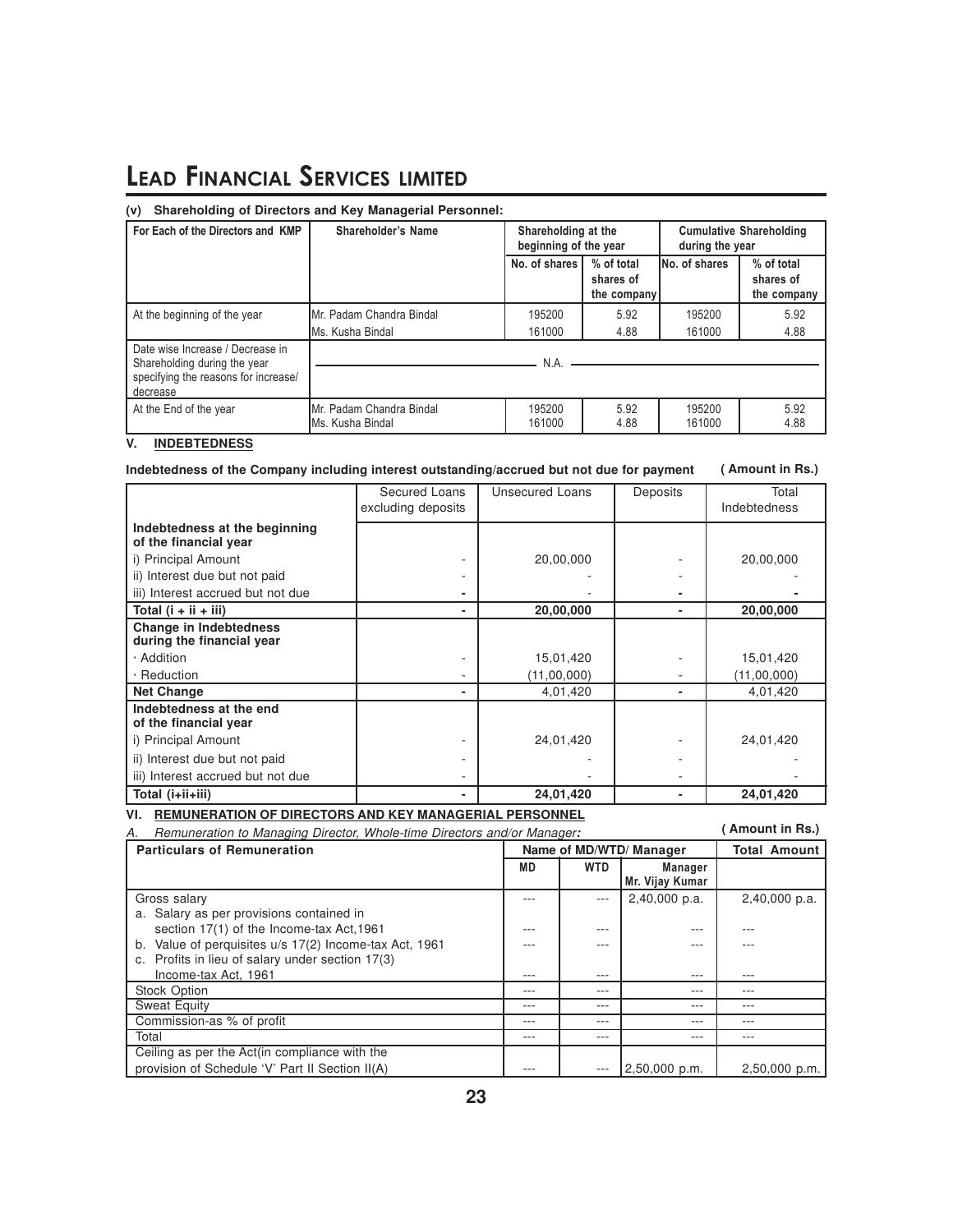# LEAD FINANCIAL SERVICES LIMITED

**(v) Shareholding of Directors and Key Managerial Personnel:**

| For Each of the Directors and KMP | Shareholder's Name | Shareholding at the beginning of the year | | Cumulative Shareholding during the year | |
|---|---|---|---|---|---|
| | | No. of shares | % of total shares of the company | No. of shares | % of total shares of the company |
| At the beginning of the year | Mr. Padam Chandra Bindal | 195200 | 5.92 | 195200 | 5.92 |
| | Ms. Kusha Bindal | 161000 | 4.88 | 161000 | 4.88 |
| Date wise Increase / Decrease in Shareholding during the year specifying the reasons for increase/ decrease | N.A. | | | | |
| At the End of the year | Mr. Padam Chandra Bindal<br>Ms. Kusha Bindal | 195200<br>161000 | 5.92<br>4.88 | 195200<br>161000 | 5.92<br>4.88 |

## V. INDEBTEDNESS

**Indebtedness of the Company including interest outstanding/accrued but not due for payment** **( Amount in Rs.)**

| | Secured Loans excluding deposits | Unsecured Loans | Deposits | Total Indebtedness |
|---|---|---|---|---|
| **Indebtedness at the beginning of the financial year** | | | | |
| i) Principal Amount | - | 20,00,000 | - | 20,00,000 |
| ii) Interest due but not paid | - | - | - | - |
| iii) Interest accrued but not due | - | - | - | - |
| **Total (i + ii + iii)** | - | **20,00,000** | - | **20,00,000** |
| **Change in Indebtedness during the financial year** | | | | |
| · Addition | - | 15,01,420 | - | 15,01,420 |
| · Reduction | - | (11,00,000) | - | (11,00,000) |
| **Net Change** | - | 4,01,420 | - | 4,01,420 |
| **Indebtedness at the end of the financial year** | | | | |
| i) Principal Amount | - | 24,01,420 | - | 24,01,420 |
| ii) Interest due but not paid | - | - | - | - |
| iii) Interest accrued but not due | - | - | - | - |
| **Total (i+ii+iii)** | - | **24,01,420** | - | **24,01,420** |

## VI. REMUNERATION OF DIRECTORS AND KEY MANAGERIAL PERSONNEL

*A. Remuneration to Managing Director, Whole-time Directors and/or Manager:* **( Amount in Rs.)**

| Particulars of Remuneration | Name of MD/WTD/ Manager | | | Total Amount |
|---|---|---|---|---|
| | MD | WTD | Manager Mr. Vijay Kumar | |
| Gross salary | --- | --- | 2,40,000 p.a. | 2,40,000 p.a. |
| a. Salary as per provisions contained in section 17(1) of the Income-tax Act,1961 | --- | --- | --- | --- |
| b. Value of perquisites u/s 17(2) Income-tax Act, 1961 | --- | --- | --- | --- |
| c. Profits in lieu of salary under section 17(3) Income-tax Act, 1961 | --- | --- | --- | --- |
| Stock Option | --- | --- | --- | --- |
| Sweat Equity | --- | --- | --- | --- |
| Commission-as % of profit | --- | --- | --- | --- |
| Total | --- | --- | --- | --- |
| Ceiling as per the Act(in compliance with the provision of Schedule 'V' Part II Section II(A) | --- | --- | 2,50,000 p.m. | 2,50,000 p.m. |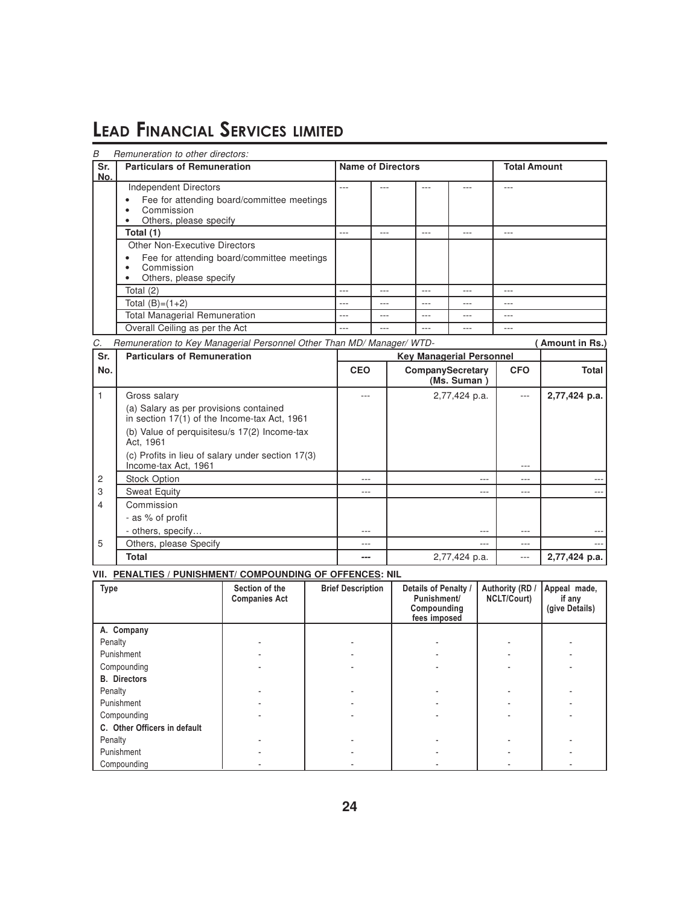# LEAD FINANCIAL SERVICES LIMITED

*B Remuneration to other directors:*

| Sr. No. | Particulars of Remuneration | Name of Directors | | | | Total Amount |
|---|---|---|---|---|---|---|
| | Independent Directors<br>• Fee for attending board/committee meetings<br>• Commission<br>• Others, please specify | --- | --- | --- | --- | --- |
| | Total (1) | --- | --- | --- | --- | --- |
| | Other Non-Executive Directors<br>• Fee for attending board/committee meetings<br>• Commission<br>• Others, please specify | | | | | |
| | Total (2) | --- | --- | --- | --- | --- |
| | Total (B)=(1+2) | --- | --- | --- | --- | --- |
| | Total Managerial Remuneration | --- | --- | --- | --- | --- |
| | Overall Ceiling as per the Act | --- | --- | --- | --- | --- |

*C. Remuneration to Key Managerial Personnel Other Than MD/ Manager/ WTD-* **( Amount in Rs.)**

| Sr. No. | Particulars of Remuneration | Key Managerial Personnel | | | |
|---|---|---|---|---|---|
| | | CEO | CompanySecretary (Ms. Suman ) | CFO | Total |
| 1 | Gross salary<br>(a) Salary as per provisions contained in section 17(1) of the Income-tax Act, 1961<br>(b) Value of perquisitesu/s 17(2) Income-tax Act, 1961<br>(c) Profits in lieu of salary under section 17(3) Income-tax Act, 1961 | --- | 2,77,424 p.a. | --- | **2,77,424 p.a.** |
| 2 | Stock Option | --- | --- | --- | --- |
| 3 | Sweat Equity | --- | --- | --- | --- |
| 4 | Commission<br>- as % of profit<br>- others, specify… | --- | --- | --- | --- |
| 5 | Others, please Specify | --- | --- | --- | --- |
| | **Total** | **---** | 2,77,424 p.a. | --- | **2,77,424 p.a.** |

**VII. PENALTIES / PUNISHMENT/ COMPOUNDING OF OFFENCES: NIL**

| Type | Section of the Companies Act | Brief Description | Details of Penalty / Punishment/ Compounding fees imposed | Authority (RD / NCLT/Court) | Appeal made, if any (give Details) |
|---|---|---|---|---|---|
| **A. Company** | | | | | |
| Penalty | - | - | - | - | - |
| Punishment | - | - | - | - | - |
| Compounding | - | - | - | - | - |
| **B. Directors** | | | | | |
| Penalty | - | - | - | - | - |
| Punishment | - | - | - | - | - |
| Compounding | - | - | - | - | - |
| **C. Other Officers in default** | | | | | |
| Penalty | - | - | - | - | - |
| Punishment | - | - | - | - | - |
| Compounding | - | - | - | - | - |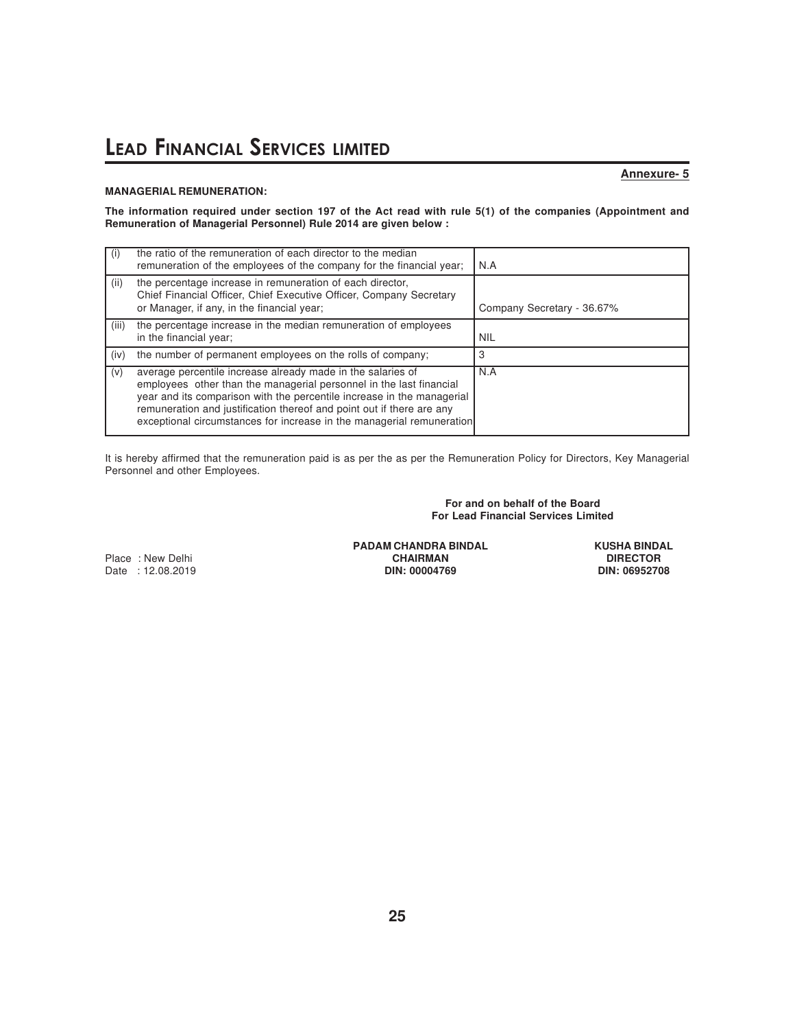**Annexure- 5**

**MANAGERIAL REMUNERATION:**

**The information required under section 197 of the Act read with rule 5(1) of the companies (Appointment and Remuneration of Managerial Personnel) Rule 2014 are given below :**

| | | |
|---|---|---|
| (i) | the ratio of the remuneration of each director to the median remuneration of the employees of the company for the financial year; | N.A |
| (ii) | the percentage increase in remuneration of each director, Chief Financial Officer, Chief Executive Officer, Company Secretary or Manager, if any, in the financial year; | Company Secretary - 36.67% |
| (iii) | the percentage increase in the median remuneration of employees in the financial year; | NIL |
| (iv) | the number of permanent employees on the rolls of company; | 3 |
| (v) | average percentile increase already made in the salaries of employees other than the managerial personnel in the last financial year and its comparison with the percentile increase in the managerial remuneration and justification thereof and point out if there are any exceptional circumstances for increase in the managerial remuneration | N.A |

It is hereby affirmed that the remuneration paid is as per the as per the Remuneration Policy for Directors, Key Managerial Personnel and other Employees.

**For and on behalf of the Board**
**For Lead Financial Services Limited**

Place : New Delhi
Date : 12.08.2019

**PADAM CHANDRA BINDAL**
**CHAIRMAN**
**DIN: 00004769**

**KUSHA BINDAL**
**DIRECTOR**
**DIN: 06952708**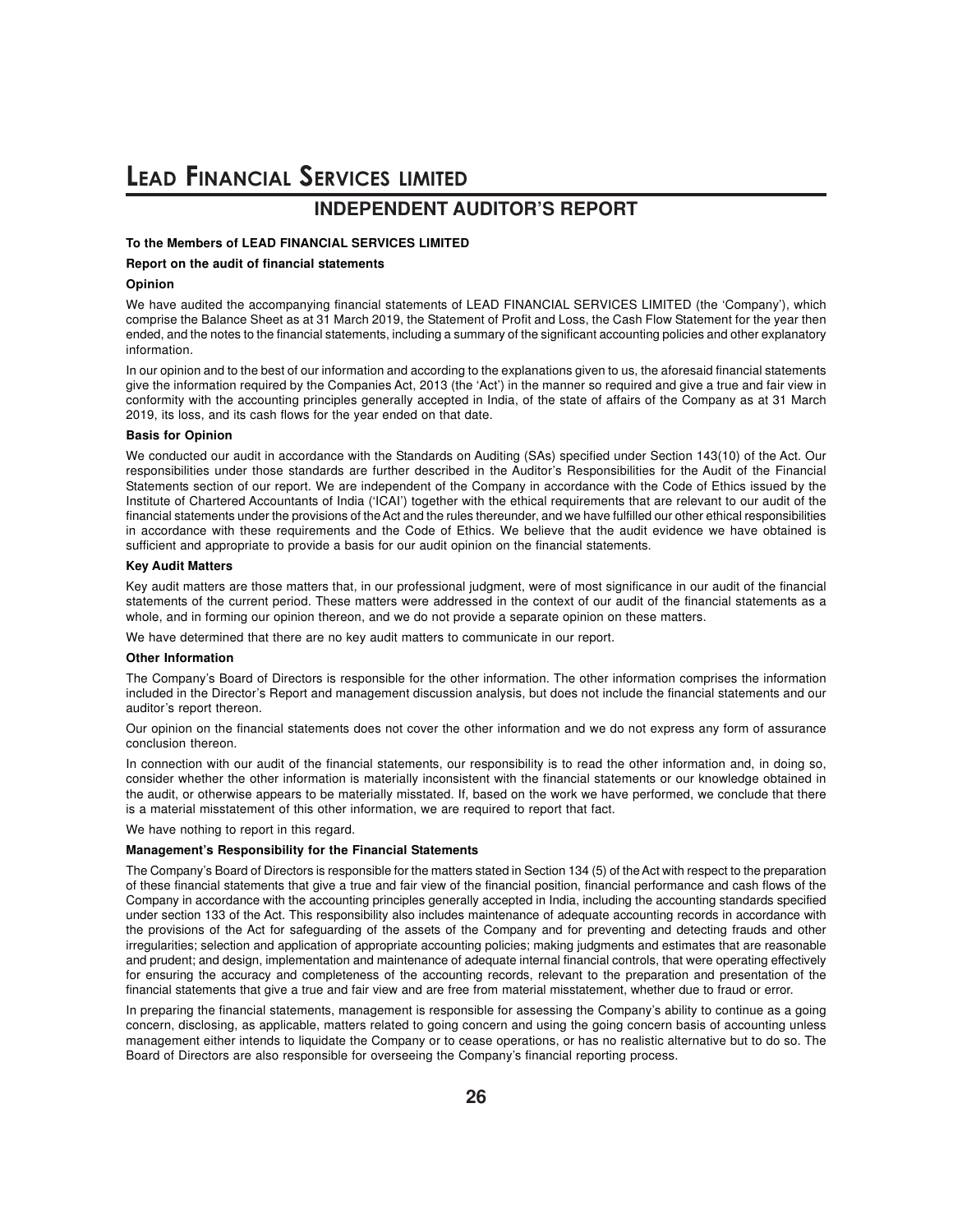# INDEPENDENT AUDITOR'S REPORT

**To the Members of LEAD FINANCIAL SERVICES LIMITED**

**Report on the audit of financial statements**

**Opinion**

We have audited the accompanying financial statements of LEAD FINANCIAL SERVICES LIMITED (the 'Company'), which comprise the Balance Sheet as at 31 March 2019, the Statement of Profit and Loss, the Cash Flow Statement for the year then ended, and the notes to the financial statements, including a summary of the significant accounting policies and other explanatory information.

In our opinion and to the best of our information and according to the explanations given to us, the aforesaid financial statements give the information required by the Companies Act, 2013 (the 'Act') in the manner so required and give a true and fair view in conformity with the accounting principles generally accepted in India, of the state of affairs of the Company as at 31 March 2019, its loss, and its cash flows for the year ended on that date.

**Basis for Opinion**

We conducted our audit in accordance with the Standards on Auditing (SAs) specified under Section 143(10) of the Act. Our responsibilities under those standards are further described in the Auditor's Responsibilities for the Audit of the Financial Statements section of our report. We are independent of the Company in accordance with the Code of Ethics issued by the Institute of Chartered Accountants of India ('ICAI') together with the ethical requirements that are relevant to our audit of the financial statements under the provisions of the Act and the rules thereunder, and we have fulfilled our other ethical responsibilities in accordance with these requirements and the Code of Ethics. We believe that the audit evidence we have obtained is sufficient and appropriate to provide a basis for our audit opinion on the financial statements.

**Key Audit Matters**

Key audit matters are those matters that, in our professional judgment, were of most significance in our audit of the financial statements of the current period. These matters were addressed in the context of our audit of the financial statements as a whole, and in forming our opinion thereon, and we do not provide a separate opinion on these matters.

We have determined that there are no key audit matters to communicate in our report.

**Other Information**

The Company's Board of Directors is responsible for the other information. The other information comprises the information included in the Director's Report and management discussion analysis, but does not include the financial statements and our auditor's report thereon.

Our opinion on the financial statements does not cover the other information and we do not express any form of assurance conclusion thereon.

In connection with our audit of the financial statements, our responsibility is to read the other information and, in doing so, consider whether the other information is materially inconsistent with the financial statements or our knowledge obtained in the audit, or otherwise appears to be materially misstated. If, based on the work we have performed, we conclude that there is a material misstatement of this other information, we are required to report that fact.

We have nothing to report in this regard.

**Management's Responsibility for the Financial Statements**

The Company's Board of Directors is responsible for the matters stated in Section 134 (5) of the Act with respect to the preparation of these financial statements that give a true and fair view of the financial position, financial performance and cash flows of the Company in accordance with the accounting principles generally accepted in India, including the accounting standards specified under section 133 of the Act. This responsibility also includes maintenance of adequate accounting records in accordance with the provisions of the Act for safeguarding of the assets of the Company and for preventing and detecting frauds and other irregularities; selection and application of appropriate accounting policies; making judgments and estimates that are reasonable and prudent; and design, implementation and maintenance of adequate internal financial controls, that were operating effectively for ensuring the accuracy and completeness of the accounting records, relevant to the preparation and presentation of the financial statements that give a true and fair view and are free from material misstatement, whether due to fraud or error.

In preparing the financial statements, management is responsible for assessing the Company's ability to continue as a going concern, disclosing, as applicable, matters related to going concern and using the going concern basis of accounting unless management either intends to liquidate the Company or to cease operations, or has no realistic alternative but to do so. The Board of Directors are also responsible for overseeing the Company's financial reporting process.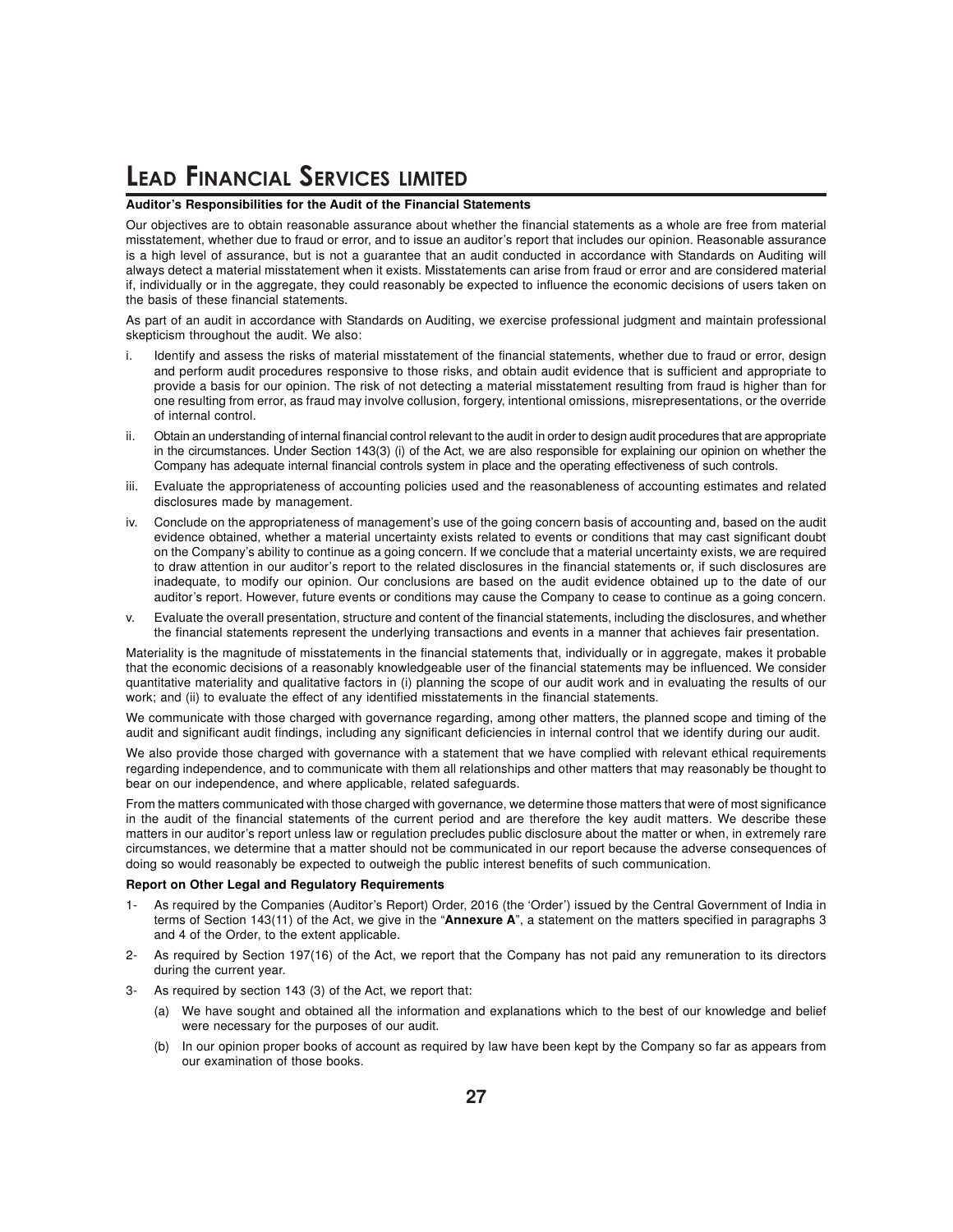#### Auditor's Responsibilities for the Audit of the Financial Statements

Our objectives are to obtain reasonable assurance about whether the financial statements as a whole are free from material misstatement, whether due to fraud or error, and to issue an auditor's report that includes our opinion. Reasonable assurance is a high level of assurance, but is not a guarantee that an audit conducted in accordance with Standards on Auditing will always detect a material misstatement when it exists. Misstatements can arise from fraud or error and are considered material if, individually or in the aggregate, they could reasonably be expected to influence the economic decisions of users taken on the basis of these financial statements.

As part of an audit in accordance with Standards on Auditing, we exercise professional judgment and maintain professional skepticism throughout the audit. We also:

i. Identify and assess the risks of material misstatement of the financial statements, whether due to fraud or error, design and perform audit procedures responsive to those risks, and obtain audit evidence that is sufficient and appropriate to provide a basis for our opinion. The risk of not detecting a material misstatement resulting from fraud is higher than for one resulting from error, as fraud may involve collusion, forgery, intentional omissions, misrepresentations, or the override of internal control.

ii. Obtain an understanding of internal financial control relevant to the audit in order to design audit procedures that are appropriate in the circumstances. Under Section 143(3) (i) of the Act, we are also responsible for explaining our opinion on whether the Company has adequate internal financial controls system in place and the operating effectiveness of such controls.

iii. Evaluate the appropriateness of accounting policies used and the reasonableness of accounting estimates and related disclosures made by management.

iv. Conclude on the appropriateness of management's use of the going concern basis of accounting and, based on the audit evidence obtained, whether a material uncertainty exists related to events or conditions that may cast significant doubt on the Company's ability to continue as a going concern. If we conclude that a material uncertainty exists, we are required to draw attention in our auditor's report to the related disclosures in the financial statements or, if such disclosures are inadequate, to modify our opinion. Our conclusions are based on the audit evidence obtained up to the date of our auditor's report. However, future events or conditions may cause the Company to cease to continue as a going concern.

v. Evaluate the overall presentation, structure and content of the financial statements, including the disclosures, and whether the financial statements represent the underlying transactions and events in a manner that achieves fair presentation.

Materiality is the magnitude of misstatements in the financial statements that, individually or in aggregate, makes it probable that the economic decisions of a reasonably knowledgeable user of the financial statements may be influenced. We consider quantitative materiality and qualitative factors in (i) planning the scope of our audit work and in evaluating the results of our work; and (ii) to evaluate the effect of any identified misstatements in the financial statements.

We communicate with those charged with governance regarding, among other matters, the planned scope and timing of the audit and significant audit findings, including any significant deficiencies in internal control that we identify during our audit.

We also provide those charged with governance with a statement that we have complied with relevant ethical requirements regarding independence, and to communicate with them all relationships and other matters that may reasonably be thought to bear on our independence, and where applicable, related safeguards.

From the matters communicated with those charged with governance, we determine those matters that were of most significance in the audit of the financial statements of the current period and are therefore the key audit matters. We describe these matters in our auditor's report unless law or regulation precludes public disclosure about the matter or when, in extremely rare circumstances, we determine that a matter should not be communicated in our report because the adverse consequences of doing so would reasonably be expected to outweigh the public interest benefits of such communication.

#### Report on Other Legal and Regulatory Requirements

1- As required by the Companies (Auditor's Report) Order, 2016 (the 'Order') issued by the Central Government of India in terms of Section 143(11) of the Act, we give in the "**Annexure A**", a statement on the matters specified in paragraphs 3 and 4 of the Order, to the extent applicable.

2- As required by Section 197(16) of the Act, we report that the Company has not paid any remuneration to its directors during the current year.

3- As required by section 143 (3) of the Act, we report that:

(a) We have sought and obtained all the information and explanations which to the best of our knowledge and belief were necessary for the purposes of our audit.

(b) In our opinion proper books of account as required by law have been kept by the Company so far as appears from our examination of those books.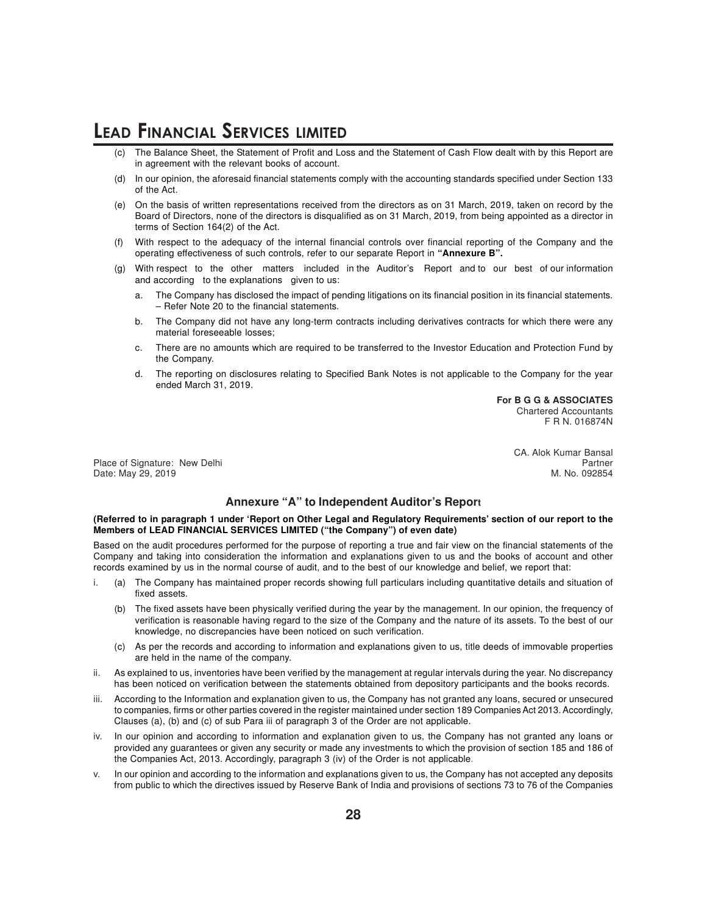(c) The Balance Sheet, the Statement of Profit and Loss and the Statement of Cash Flow dealt with by this Report are in agreement with the relevant books of account.

(d) In our opinion, the aforesaid financial statements comply with the accounting standards specified under Section 133 of the Act.

(e) On the basis of written representations received from the directors as on 31 March, 2019, taken on record by the Board of Directors, none of the directors is disqualified as on 31 March, 2019, from being appointed as a director in terms of Section 164(2) of the Act.

(f) With respect to the adequacy of the internal financial controls over financial reporting of the Company and the operating effectiveness of such controls, refer to our separate Report in **"Annexure B".**

(g) With respect to the other matters included in the Auditor's Report and to our best of our information and according to the explanations given to us:

a. The Company has disclosed the impact of pending litigations on its financial position in its financial statements. – Refer Note 20 to the financial statements.

b. The Company did not have any long-term contracts including derivatives contracts for which there were any material foreseeable losses;

c. There are no amounts which are required to be transferred to the Investor Education and Protection Fund by the Company.

d. The reporting on disclosures relating to Specified Bank Notes is not applicable to the Company for the year ended March 31, 2019.

**For B G G & ASSOCIATES**
Chartered Accountants
F R N. 016874N

CA. Alok Kumar Bansal
Partner
M. No. 092854

Place of Signature: New Delhi
Date: May 29, 2019

## Annexure "A" to Independent Auditor's Report

**(Referred to in paragraph 1 under 'Report on Other Legal and Regulatory Requirements' section of our report to the Members of LEAD FINANCIAL SERVICES LIMITED ("the Company") of even date)**

Based on the audit procedures performed for the purpose of reporting a true and fair view on the financial statements of the Company and taking into consideration the information and explanations given to us and the books of account and other records examined by us in the normal course of audit, and to the best of our knowledge and belief, we report that:

i. (a) The Company has maintained proper records showing full particulars including quantitative details and situation of fixed assets.

(b) The fixed assets have been physically verified during the year by the management. In our opinion, the frequency of verification is reasonable having regard to the size of the Company and the nature of its assets. To the best of our knowledge, no discrepancies have been noticed on such verification.

(c) As per the records and according to information and explanations given to us, title deeds of immovable properties are held in the name of the company.

ii. As explained to us, inventories have been verified by the management at regular intervals during the year. No discrepancy has been noticed on verification between the statements obtained from depository participants and the books records.

iii. According to the Information and explanation given to us, the Company has not granted any loans, secured or unsecured to companies, firms or other parties covered in the register maintained under section 189 Companies Act 2013. Accordingly, Clauses (a), (b) and (c) of sub Para iii of paragraph 3 of the Order are not applicable.

iv. In our opinion and according to information and explanation given to us, the Company has not granted any loans or provided any guarantees or given any security or made any investments to which the provision of section 185 and 186 of the Companies Act, 2013. Accordingly, paragraph 3 (iv) of the Order is not applicable.

v. In our opinion and according to the information and explanations given to us, the Company has not accepted any deposits from public to which the directives issued by Reserve Bank of India and provisions of sections 73 to 76 of the Companies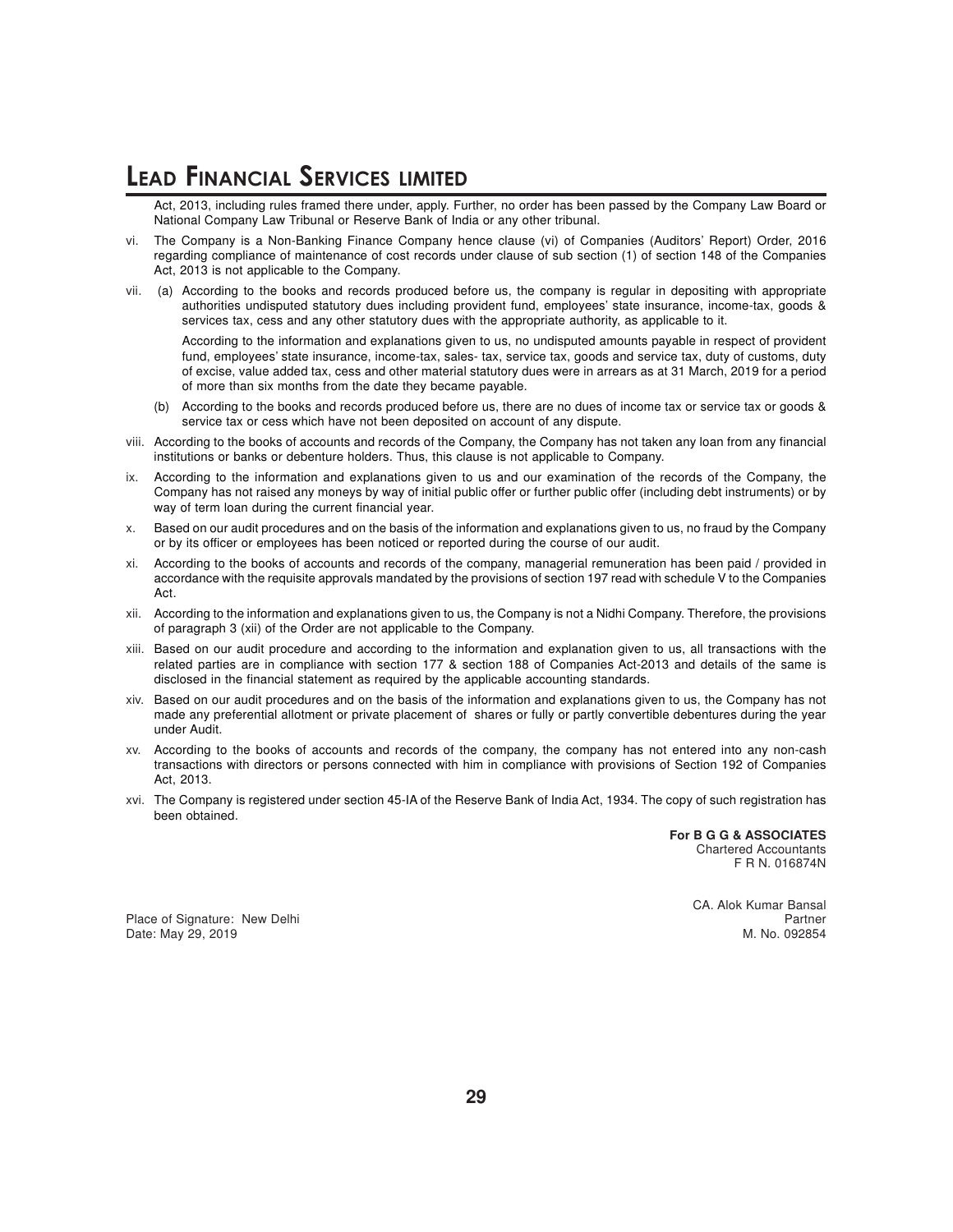Act, 2013, including rules framed there under, apply. Further, no order has been passed by the Company Law Board or National Company Law Tribunal or Reserve Bank of India or any other tribunal.

vi. The Company is a Non-Banking Finance Company hence clause (vi) of Companies (Auditors' Report) Order, 2016 regarding compliance of maintenance of cost records under clause of sub section (1) of section 148 of the Companies Act, 2013 is not applicable to the Company.

vii. (a) According to the books and records produced before us, the company is regular in depositing with appropriate authorities undisputed statutory dues including provident fund, employees' state insurance, income-tax, goods & services tax, cess and any other statutory dues with the appropriate authority, as applicable to it.

According to the information and explanations given to us, no undisputed amounts payable in respect of provident fund, employees' state insurance, income-tax, sales- tax, service tax, goods and service tax, duty of customs, duty of excise, value added tax, cess and other material statutory dues were in arrears as at 31 March, 2019 for a period of more than six months from the date they became payable.

(b) According to the books and records produced before us, there are no dues of income tax or service tax or goods & service tax or cess which have not been deposited on account of any dispute.

viii. According to the books of accounts and records of the Company, the Company has not taken any loan from any financial institutions or banks or debenture holders. Thus, this clause is not applicable to Company.

ix. According to the information and explanations given to us and our examination of the records of the Company, the Company has not raised any moneys by way of initial public offer or further public offer (including debt instruments) or by way of term loan during the current financial year.

x. Based on our audit procedures and on the basis of the information and explanations given to us, no fraud by the Company or by its officer or employees has been noticed or reported during the course of our audit.

xi. According to the books of accounts and records of the company, managerial remuneration has been paid / provided in accordance with the requisite approvals mandated by the provisions of section 197 read with schedule V to the Companies Act.

xii. According to the information and explanations given to us, the Company is not a Nidhi Company. Therefore, the provisions of paragraph 3 (xii) of the Order are not applicable to the Company.

xiii. Based on our audit procedure and according to the information and explanation given to us, all transactions with the related parties are in compliance with section 177 & section 188 of Companies Act-2013 and details of the same is disclosed in the financial statement as required by the applicable accounting standards.

xiv. Based on our audit procedures and on the basis of the information and explanations given to us, the Company has not made any preferential allotment or private placement of shares or fully or partly convertible debentures during the year under Audit.

xv. According to the books of accounts and records of the company, the company has not entered into any non-cash transactions with directors or persons connected with him in compliance with provisions of Section 192 of Companies Act, 2013.

xvi. The Company is registered under section 45-IA of the Reserve Bank of India Act, 1934. The copy of such registration has been obtained.

**For B G G & ASSOCIATES**
Chartered Accountants
F R N. 016874N

CA. Alok Kumar Bansal
Partner
M. No. 092854

Place of Signature: New Delhi
Date: May 29, 2019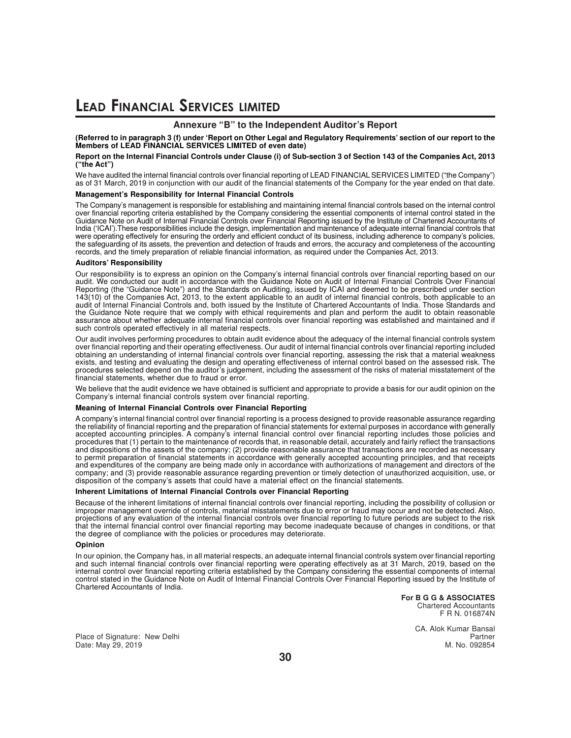## Annexure "B" to the Independent Auditor's Report

**(Referred to in paragraph 3 (f) under 'Report on Other Legal and Regulatory Requirements' section of our report to the Members of LEAD FINANCIAL SERVICES LIMITED of even date)**

**Report on the Internal Financial Controls under Clause (i) of Sub-section 3 of Section 143 of the Companies Act, 2013 ("the Act")**

We have audited the internal financial controls over financial reporting of LEAD FINANCIAL SERVICES LIMITED ("the Company") as of 31 March, 2019 in conjunction with our audit of the financial statements of the Company for the year ended on that date.

**Management's Responsibility for Internal Financial Controls**

The Company's management is responsible for establishing and maintaining internal financial controls based on the internal control over financial reporting criteria established by the Company considering the essential components of internal control stated in the Guidance Note on Audit of Internal Financial Controls over Financial Reporting issued by the Institute of Chartered Accountants of India ('ICAI').These responsibilities include the design, implementation and maintenance of adequate internal financial controls that were operating effectively for ensuring the orderly and efficient conduct of its business, including adherence to company's policies, the safeguarding of its assets, the prevention and detection of frauds and errors, the accuracy and completeness of the accounting records, and the timely preparation of reliable financial information, as required under the Companies Act, 2013.

**Auditors' Responsibility**

Our responsibility is to express an opinion on the Company's internal financial controls over financial reporting based on our audit. We conducted our audit in accordance with the Guidance Note on Audit of Internal Financial Controls Over Financial Reporting (the "Guidance Note") and the Standards on Auditing, issued by ICAI and deemed to be prescribed under section 143(10) of the Companies Act, 2013, to the extent applicable to an audit of internal financial controls, both applicable to an audit of Internal Financial Controls and, both issued by the Institute of Chartered Accountants of India. Those Standards and the Guidance Note require that we comply with ethical requirements and plan and perform the audit to obtain reasonable assurance about whether adequate internal financial controls over financial reporting was established and maintained and if such controls operated effectively in all material respects.

Our audit involves performing procedures to obtain audit evidence about the adequacy of the internal financial controls system over financial reporting and their operating effectiveness. Our audit of internal financial controls over financial reporting included obtaining an understanding of internal financial controls over financial reporting, assessing the risk that a material weakness exists, and testing and evaluating the design and operating effectiveness of internal control based on the assessed risk. The procedures selected depend on the auditor's judgement, including the assessment of the risks of material misstatement of the financial statements, whether due to fraud or error.

We believe that the audit evidence we have obtained is sufficient and appropriate to provide a basis for our audit opinion on the Company's internal financial controls system over financial reporting.

**Meaning of Internal Financial Controls over Financial Reporting**

A company's internal financial control over financial reporting is a process designed to provide reasonable assurance regarding the reliability of financial reporting and the preparation of financial statements for external purposes in accordance with generally accepted accounting principles. A company's internal financial control over financial reporting includes those policies and procedures that (1) pertain to the maintenance of records that, in reasonable detail, accurately and fairly reflect the transactions and dispositions of the assets of the company; (2) provide reasonable assurance that transactions are recorded as necessary to permit preparation of financial statements in accordance with generally accepted accounting principles, and that receipts and expenditures of the company are being made only in accordance with authorizations of management and directors of the company; and (3) provide reasonable assurance regarding prevention or timely detection of unauthorized acquisition, use, or disposition of the company's assets that could have a material effect on the financial statements.

**Inherent Limitations of Internal Financial Controls over Financial Reporting**

Because of the inherent limitations of internal financial controls over financial reporting, including the possibility of collusion or improper management override of controls, material misstatements due to error or fraud may occur and not be detected. Also, projections of any evaluation of the internal financial controls over financial reporting to future periods are subject to the risk that the internal financial control over financial reporting may become inadequate because of changes in conditions, or that the degree of compliance with the policies or procedures may deteriorate.

**Opinion**

In our opinion, the Company has, in all material respects, an adequate internal financial controls system over financial reporting and such internal financial controls over financial reporting were operating effectively as at 31 March, 2019, based on the internal control over financial reporting criteria established by the Company considering the essential components of internal control stated in the Guidance Note on Audit of Internal Financial Controls Over Financial Reporting issued by the Institute of Chartered Accountants of India.

**For B G G & ASSOCIATES**
Chartered Accountants
F R N. 016874N

CA. Alok Kumar Bansal
Partner
M. No. 092854

Place of Signature: New Delhi
Date: May 29, 2019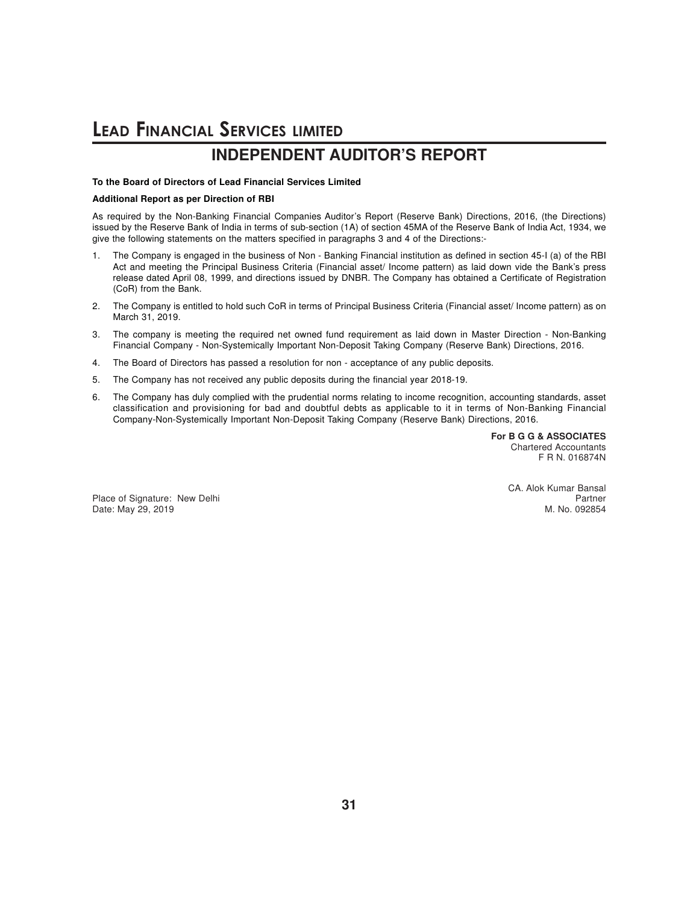# INDEPENDENT AUDITOR'S REPORT

**To the Board of Directors of Lead Financial Services Limited**

**Additional Report as per Direction of RBI**

As required by the Non-Banking Financial Companies Auditor's Report (Reserve Bank) Directions, 2016, (the Directions) issued by the Reserve Bank of India in terms of sub-section (1A) of section 45MA of the Reserve Bank of India Act, 1934, we give the following statements on the matters specified in paragraphs 3 and 4 of the Directions:-

1. The Company is engaged in the business of Non - Banking Financial institution as defined in section 45-I (a) of the RBI Act and meeting the Principal Business Criteria (Financial asset/ Income pattern) as laid down vide the Bank's press release dated April 08, 1999, and directions issued by DNBR. The Company has obtained a Certificate of Registration (CoR) from the Bank.
2. The Company is entitled to hold such CoR in terms of Principal Business Criteria (Financial asset/ Income pattern) as on March 31, 2019.
3. The company is meeting the required net owned fund requirement as laid down in Master Direction - Non-Banking Financial Company - Non-Systemically Important Non-Deposit Taking Company (Reserve Bank) Directions, 2016.
4. The Board of Directors has passed a resolution for non - acceptance of any public deposits.
5. The Company has not received any public deposits during the financial year 2018-19.
6. The Company has duly complied with the prudential norms relating to income recognition, accounting standards, asset classification and provisioning for bad and doubtful debts as applicable to it in terms of Non-Banking Financial Company-Non-Systemically Important Non-Deposit Taking Company (Reserve Bank) Directions, 2016.

**For B G G & ASSOCIATES**
Chartered Accountants
F R N. 016874N

CA. Alok Kumar Bansal
Partner
M. No. 092854

Place of Signature: New Delhi
Date: May 29, 2019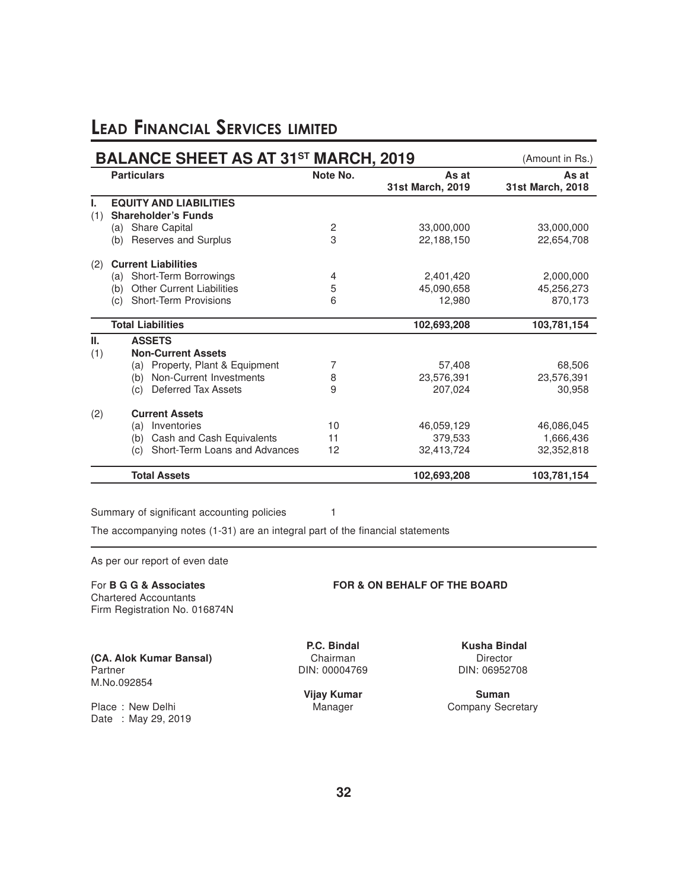# LEAD FINANCIAL SERVICES LIMITED

## BALANCE SHEET AS AT 31ST MARCH, 2019

(Amount in Rs.)

| | Particulars | Note No. | As at 31st March, 2019 | As at 31st March, 2018 |
|---|---|---|---|---|
| **I.** | **EQUITY AND LIABILITIES** | | | |
| (1) | **Shareholder's Funds** | | | |
| | (a) Share Capital | 2 | 33,000,000 | 33,000,000 |
| | (b) Reserves and Surplus | 3 | 22,188,150 | 22,654,708 |
| (2) | **Current Liabilities** | | | |
| | (a) Short-Term Borrowings | 4 | 2,401,420 | 2,000,000 |
| | (b) Other Current Liabilities | 5 | 45,090,658 | 45,256,273 |
| | (c) Short-Term Provisions | 6 | 12,980 | 870,173 |
| | **Total Liabilities** | | **102,693,208** | **103,781,154** |
| **II.** | **ASSETS** | | | |
| (1) | **Non-Current Assets** | | | |
| | (a) Property, Plant & Equipment | 7 | 57,408 | 68,506 |
| | (b) Non-Current Investments | 8 | 23,576,391 | 23,576,391 |
| | (c) Deferred Tax Assets | 9 | 207,024 | 30,958 |
| (2) | **Current Assets** | | | |
| | (a) Inventories | 10 | 46,059,129 | 46,086,045 |
| | (b) Cash and Cash Equivalents | 11 | 379,533 | 1,666,436 |
| | (c) Short-Term Loans and Advances | 12 | 32,413,724 | 32,352,818 |
| | **Total Assets** | | **102,693,208** | **103,781,154** |

Summary of significant accounting policies 1

The accompanying notes (1-31) are an integral part of the financial statements

As per our report of even date

For **B G G & Associates**
Chartered Accountants
Firm Registration No. 016874N

**(CA. Alok Kumar Bansal)**
Partner
M.No.092854

Place : New Delhi
Date : May 29, 2019

**FOR & ON BEHALF OF THE BOARD**

**P.C. Bindal**
Chairman
DIN: 00004769

**Kusha Bindal**
Director
DIN: 06952708

**Vijay Kumar**
Manager

**Suman**
Company Secretary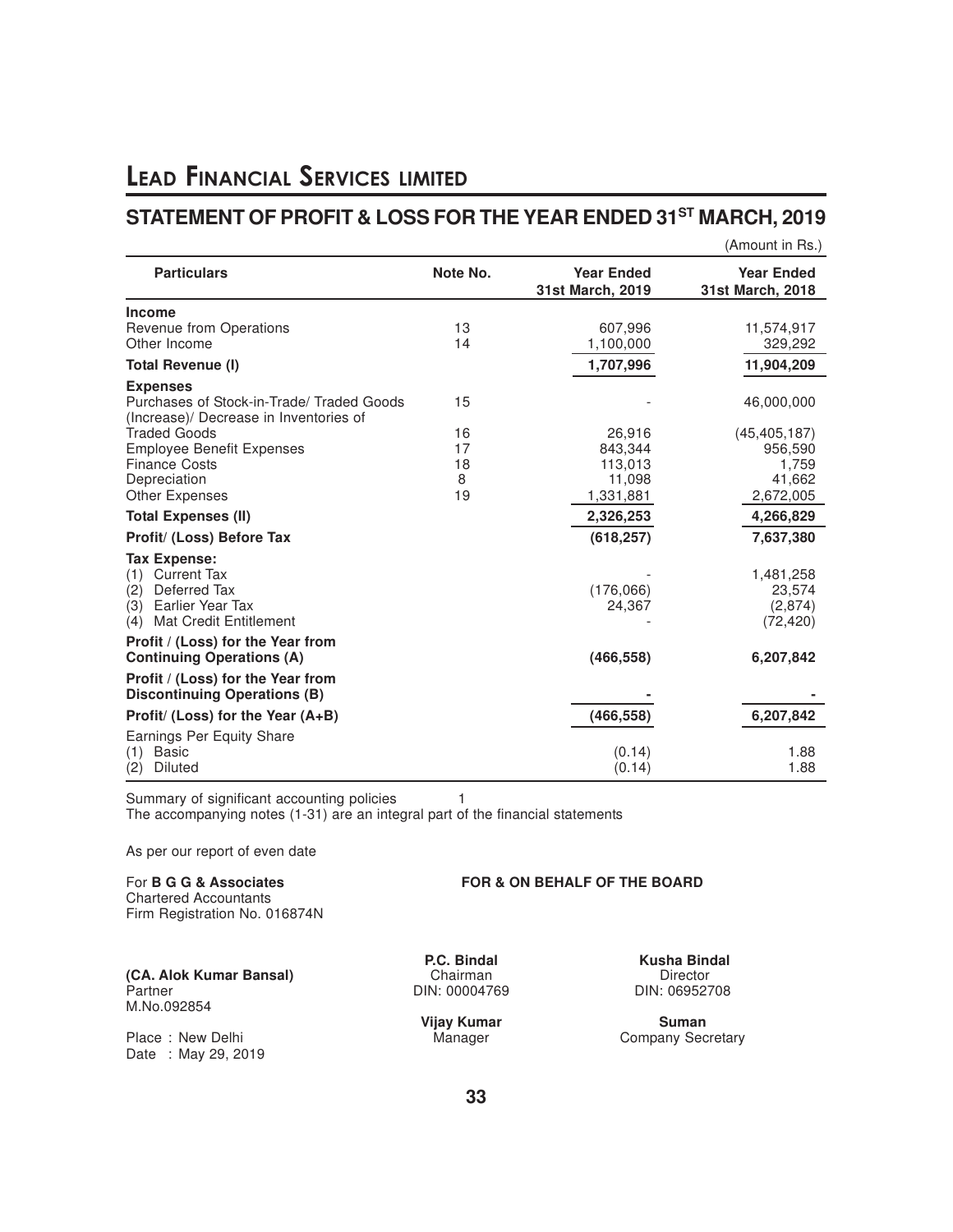# LEAD FINANCIAL SERVICES LIMITED

## STATEMENT OF PROFIT & LOSS FOR THE YEAR ENDED 31[ST] MARCH, 2019

(Amount in Rs.)

| Particulars | Note No. | Year Ended 31st March, 2019 | Year Ended 31st March, 2018 |
|---|---|---|---|
| **Income** | | | |
| Revenue from Operations | 13 | 607,996 | 11,574,917 |
| Other Income | 14 | 1,100,000 | 329,292 |
| **Total Revenue (I)** | | **1,707,996** | **11,904,209** |
| **Expenses** | | | |
| Purchases of Stock-in-Trade/ Traded Goods | 15 | - | 46,000,000 |
| (Increase)/ Decrease in Inventories of Traded Goods | 16 | 26,916 | (45,405,187) |
| Employee Benefit Expenses | 17 | 843,344 | 956,590 |
| Finance Costs | 18 | 113,013 | 1,759 |
| Depreciation | 8 | 11,098 | 41,662 |
| Other Expenses | 19 | 1,331,881 | 2,672,005 |
| **Total Expenses (II)** | | **2,326,253** | **4,266,829** |
| **Profit/ (Loss) Before Tax** | | **(618,257)** | **7,637,380** |
| **Tax Expense:** | | | |
| (1) Current Tax | | - | 1,481,258 |
| (2) Deferred Tax | | (176,066) | 23,574 |
| (3) Earlier Year Tax | | 24,367 | (2,874) |
| (4) Mat Credit Entitlement | | - | (72,420) |
| **Profit / (Loss) for the Year from Continuing Operations (A)** | | **(466,558)** | **6,207,842** |
| **Profit / (Loss) for the Year from Discontinuing Operations (B)** | | **-** | **-** |
| **Profit/ (Loss) for the Year (A+B)** | | **(466,558)** | **6,207,842** |
| Earnings Per Equity Share | | | |
| (1) Basic | | (0.14) | 1.88 |
| (2) Diluted | | (0.14) | 1.88 |

Summary of significant accounting policies 1

The accompanying notes (1-31) are an integral part of the financial statements

As per our report of even date

For **B G G & Associates**
Chartered Accountants
Firm Registration No. 016874N

**(CA. Alok Kumar Bansal)**
Partner
M.No.092854

Place : New Delhi
Date : May 29, 2019

**FOR & ON BEHALF OF THE BOARD**

**P.C. Bindal**
Chairman
DIN: 00004769

**Kusha Bindal**
Director
DIN: 06952708

**Vijay Kumar**
Manager

**Suman**
Company Secretary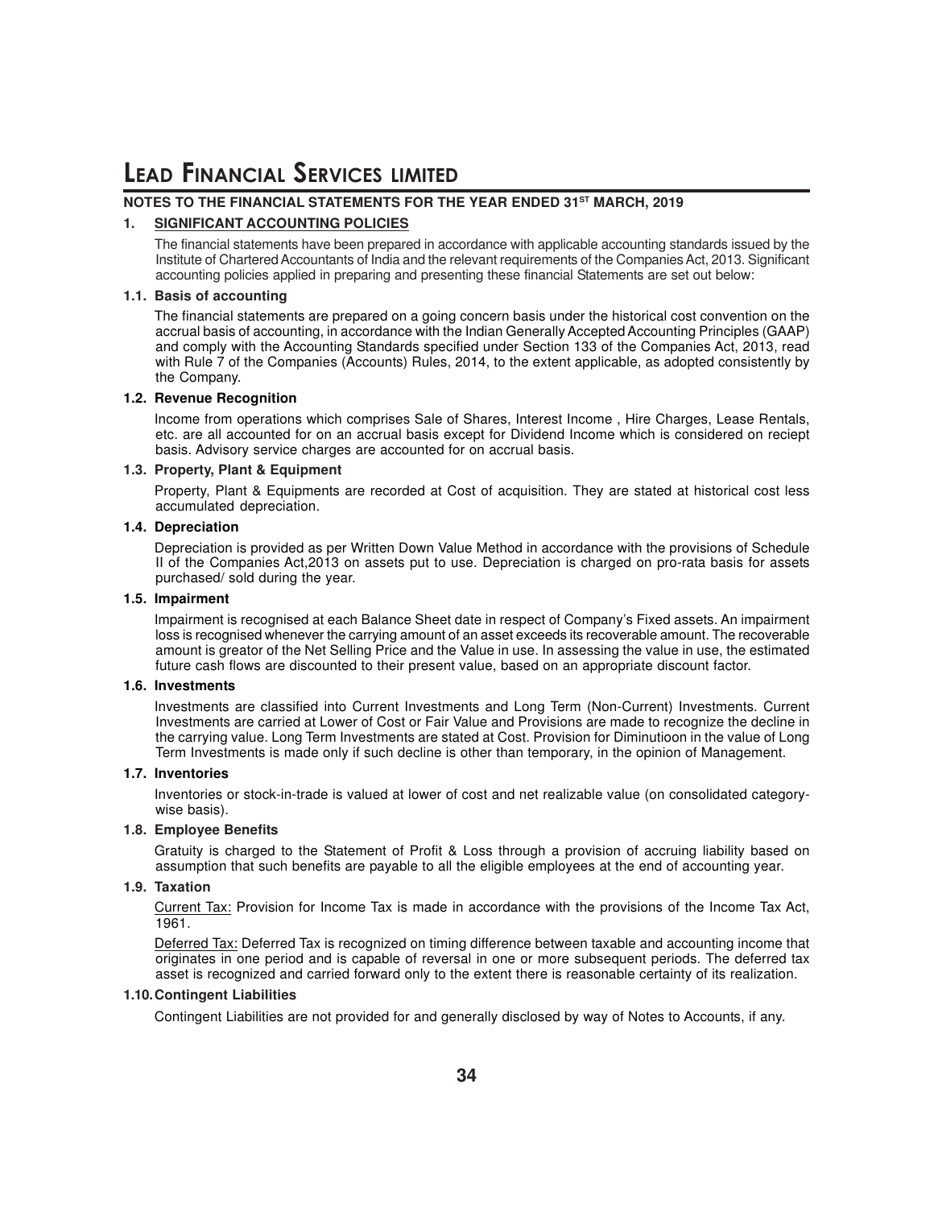# LEAD FINANCIAL SERVICES LIMITED

## NOTES TO THE FINANCIAL STATEMENTS FOR THE YEAR ENDED 31ST MARCH, 2019

### 1. SIGNIFICANT ACCOUNTING POLICIES

The financial statements have been prepared in accordance with applicable accounting standards issued by the Institute of Chartered Accountants of India and the relevant requirements of the Companies Act, 2013. Significant accounting policies applied in preparing and presenting these financial Statements are set out below:

#### 1.1. Basis of accounting

The financial statements are prepared on a going concern basis under the historical cost convention on the accrual basis of accounting, in accordance with the Indian Generally Accepted Accounting Principles (GAAP) and comply with the Accounting Standards specified under Section 133 of the Companies Act, 2013, read with Rule 7 of the Companies (Accounts) Rules, 2014, to the extent applicable, as adopted consistently by the Company.

#### 1.2. Revenue Recognition

Income from operations which comprises Sale of Shares, Interest Income , Hire Charges, Lease Rentals, etc. are all accounted for on an accrual basis except for Dividend Income which is considered on reciept basis. Advisory service charges are accounted for on accrual basis.

#### 1.3. Property, Plant & Equipment

Property, Plant & Equipments are recorded at Cost of acquisition. They are stated at historical cost less accumulated depreciation.

#### 1.4. Depreciation

Depreciation is provided as per Written Down Value Method in accordance with the provisions of Schedule II of the Companies Act,2013 on assets put to use. Depreciation is charged on pro-rata basis for assets purchased/ sold during the year.

#### 1.5. Impairment

Impairment is recognised at each Balance Sheet date in respect of Company's Fixed assets. An impairment loss is recognised whenever the carrying amount of an asset exceeds its recoverable amount. The recoverable amount is greator of the Net Selling Price and the Value in use. In assessing the value in use, the estimated future cash flows are discounted to their present value, based on an appropriate discount factor.

#### 1.6. Investments

Investments are classified into Current Investments and Long Term (Non-Current) Investments. Current Investments are carried at Lower of Cost or Fair Value and Provisions are made to recognize the decline in the carrying value. Long Term Investments are stated at Cost. Provision for Diminutioon in the value of Long Term Investments is made only if such decline is other than temporary, in the opinion of Management.

#### 1.7. Inventories

Inventories or stock-in-trade is valued at lower of cost and net realizable value (on consolidated category-wise basis).

#### 1.8. Employee Benefits

Gratuity is charged to the Statement of Profit & Loss through a provision of accruing liability based on assumption that such benefits are payable to all the eligible employees at the end of accounting year.

#### 1.9. Taxation

Current Tax: Provision for Income Tax is made in accordance with the provisions of the Income Tax Act, 1961.

Deferred Tax: Deferred Tax is recognized on timing difference between taxable and accounting income that originates in one period and is capable of reversal in one or more subsequent periods. The deferred tax asset is recognized and carried forward only to the extent there is reasonable certainty of its realization.

#### 1.10. Contingent Liabilities

Contingent Liabilities are not provided for and generally disclosed by way of Notes to Accounts, if any.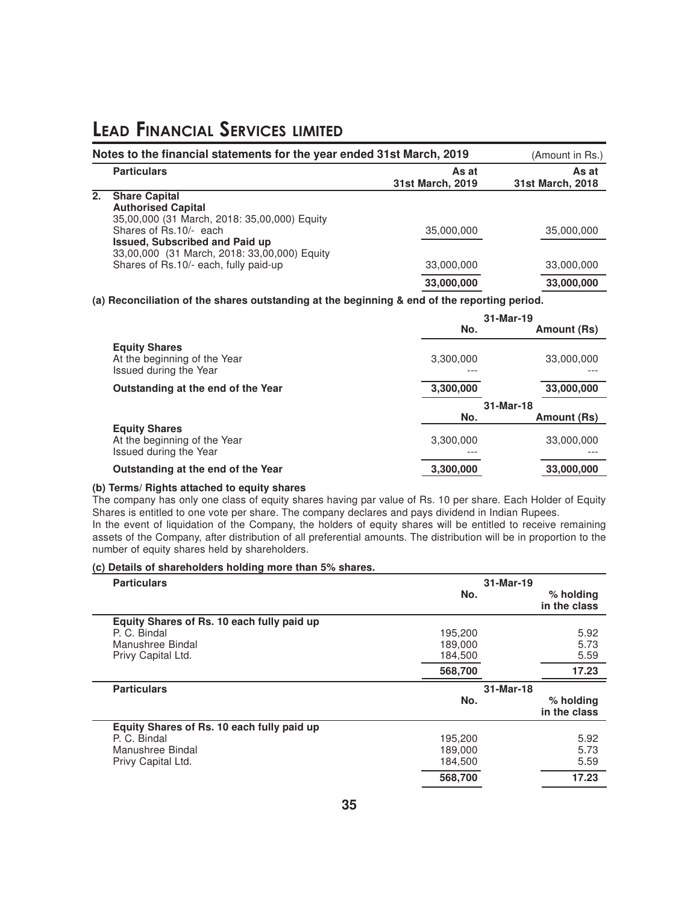# Lead Financial Services limited

**Notes to the financial statements for the year ended 31st March, 2019** (Amount in Rs.)

| | Particulars | As at 31st March, 2019 | As at 31st March, 2018 |
|---|---|---|---|
| **2.** | **Share Capital** | | |
| | **Authorised Capital** | | |
| | 35,00,000 (31 March, 2018: 35,00,000) Equity Shares of Rs.10/- each | 35,000,000 | 35,000,000 |
| | **Issued, Subscribed and Paid up** | | |
| | 33,00,000 (31 March, 2018: 33,00,000) Equity Shares of Rs.10/- each, fully paid-up | 33,000,000 | 33,000,000 |
| | | **33,000,000** | **33,000,000** |

**(a) Reconciliation of the shares outstanding at the beginning & end of the reporting period.**

| | 31-Mar-19 | |
|---|---|---|
| | **No.** | **Amount (Rs)** |
| **Equity Shares** | | |
| At the beginning of the Year | 3,300,000 | 33,000,000 |
| Issued during the Year | --- | --- |
| **Outstanding at the end of the Year** | **3,300,000** | **33,000,000** |

| | 31-Mar-18 | |
|---|---|---|
| | **No.** | **Amount (Rs)** |
| **Equity Shares** | | |
| At the beginning of the Year | 3,300,000 | 33,000,000 |
| Issued during the Year | --- | --- |
| **Outstanding at the end of the Year** | **3,300,000** | **33,000,000** |

**(b) Terms/ Rights attached to equity shares**

The company has only one class of equity shares having par value of Rs. 10 per share. Each Holder of Equity Shares is entitled to one vote per share. The company declares and pays dividend in Indian Rupees.

In the event of liquidation of the Company, the holders of equity shares will be entitled to receive remaining assets of the Company, after distribution of all preferential amounts. The distribution will be in proportion to the number of equity shares held by shareholders.

**(c) Details of shareholders holding more than 5% shares.**

| **Particulars** | 31-Mar-19 | |
|---|---|---|
| | **No.** | **% holding in the class** |
| **Equity Shares of Rs. 10 each fully paid up** | | |
| P. C. Bindal | 195,200 | 5.92 |
| Manushree Bindal | 189,000 | 5.73 |
| Privy Capital Ltd. | 184,500 | 5.59 |
| | **568,700** | **17.23** |

| **Particulars** | 31-Mar-18 | |
|---|---|---|
| | **No.** | **% holding in the class** |
| **Equity Shares of Rs. 10 each fully paid up** | | |
| P. C. Bindal | 195,200 | 5.92 |
| Manushree Bindal | 189,000 | 5.73 |
| Privy Capital Ltd. | 184,500 | 5.59 |
| | **568,700** | **17.23** |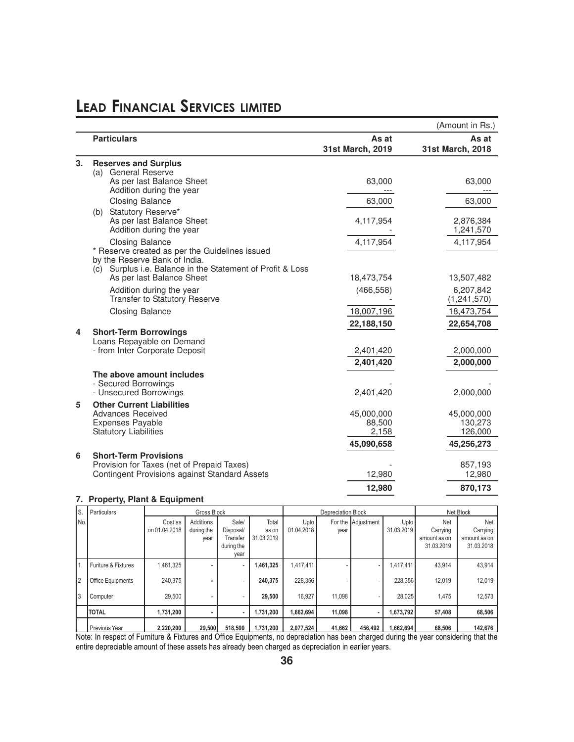(Amount in Rs.)

| | Particulars | As at 31st March, 2019 | As at 31st March, 2018 |
|---|---|---|---|
| **3.** | **Reserves and Surplus** | | |
| | (a) General Reserve | | |
| | As per last Balance Sheet | 63,000 | 63,000 |
| | Addition during the year | --- | --- |
| | Closing Balance | 63,000 | 63,000 |
| | (b) Statutory Reserve* | | |
| | As per last Balance Sheet | 4,117,954 | 2,876,384 |
| | Addition during the year | - | 1,241,570 |
| | Closing Balance | 4,117,954 | 4,117,954 |
| | * Reserve created as per the Guidelines issued by the Reserve Bank of India. | | |
| | (c) Surplus i.e. Balance in the Statement of Profit & Loss | | |
| | As per last Balance Sheet | 18,473,754 | 13,507,482 |
| | Addition during the year | (466,558) | 6,207,842 |
| | Transfer to Statutory Reserve | - | (1,241,570) |
| | Closing Balance | 18,007,196 | 18,473,754 |
| | | **22,188,150** | **22,654,708** |
| **4** | **Short-Term Borrowings** | | |
| | Loans Repayable on Demand | | |
| | - from Inter Corporate Deposit | 2,401,420 | 2,000,000 |
| | | **2,401,420** | **2,000,000** |
| | **The above amount includes** | | |
| | - Secured Borrowings | - | - |
| | - Unsecured Borrowings | 2,401,420 | 2,000,000 |
| **5** | **Other Current Liabilities** | | |
| | Advances Received | 45,000,000 | 45,000,000 |
| | Expenses Payable | 88,500 | 130,273 |
| | Statutory Liabilities | 2,158 | 126,000 |
| | | **45,090,658** | **45,256,273** |
| **6** | **Short-Term Provisions** | | |
| | Provision for Taxes (net of Prepaid Taxes) | - | 857,193 |
| | Contingent Provisions against Standard Assets | 12,980 | 12,980 |
| | | **12,980** | **870,173** |

**7. Property, Plant & Equipment**

| S. No. | Particulars | Gross Block | | | | Depreciation Block | | | | Net Block | |
|---|---|---|---|---|---|---|---|---|---|---|---|
| | | Cost as on 01.04.2018 | Additions during the year | Sale/ Disposal/ Transfer during the year | Total as on 31.03.2019 | Upto 01.04.2018 | For the year | Adjustment | Upto 31.03.2019 | Net Carrying amount as on 31.03.2019 | Net Carrying amount as on 31.03.2018 |
| 1 | Furiture & Fixtures | 1,461,325 | - | - | **1,461,325** | 1,417,411 | - | - | 1,417,411 | 43,914 | 43,914 |
| 2 | Office Equipments | 240,375 | - | - | **240,375** | 228,356 | - | - | 228,356 | 12,019 | 12,019 |
| 3 | Computer | 29,500 | - | - | **29,500** | 16,927 | 11,098 | - | 28,025 | 1,475 | 12,573 |
| | **TOTAL** | **1,731,200** | **-** | **-** | **1,731,200** | **1,662,694** | **11,098** | **-** | **1,673,792** | **57,408** | **68,506** |
| | Previous Year | **2,220,200** | **29,500** | **518,500** | **1,731,200** | **2,077,524** | **41,662** | **456,492** | **1,662,694** | **68,506** | **142,676** |

Note: In respect of Furniture & Fixtures and Office Equipments, no depreciation has been charged during the year considering that the entire depreciable amount of these assets has already been charged as depreciation in earlier years.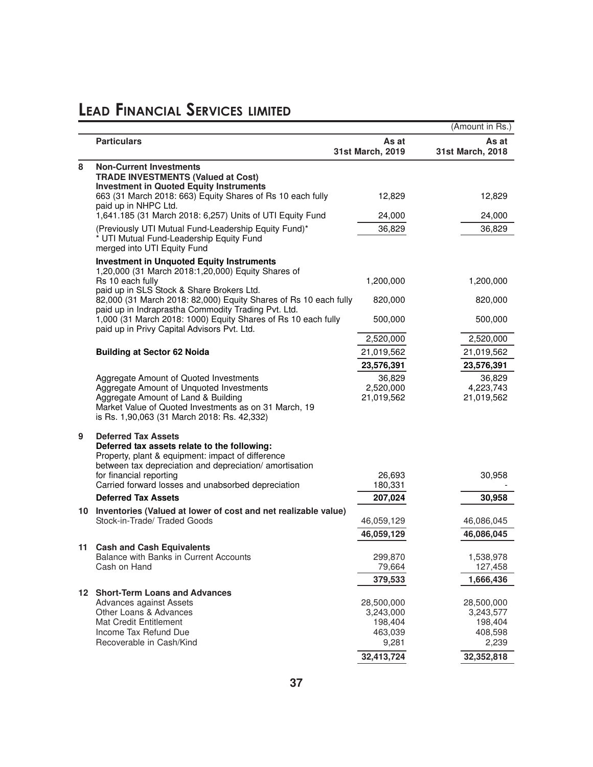# LEAD FINANCIAL SERVICES LIMITED

(Amount in Rs.)

| | Particulars | As at 31st March, 2019 | As at 31st March, 2018 |
|---|---|---|---|
| **8** | **Non-Current Investments** | | |
| | **TRADE INVESTMENTS (Valued at Cost)** | | |
| | **Investment in Quoted Equity Instruments** | | |
| | 663 (31 March 2018: 663) Equity Shares of Rs 10 each fully paid up in NHPC Ltd. | 12,829 | 12,829 |
| | 1,641.185 (31 March 2018: 6,257) Units of UTI Equity Fund | 24,000 | 24,000 |
| | (Previously UTI Mutual Fund-Leadership Equity Fund)* | 36,829 | 36,829 |
| | * UTI Mutual Fund-Leadership Equity Fund merged into UTI Equity Fund | | |
| | **Investment in Unquoted Equity Instruments** | | |
| | 1,20,000 (31 March 2018:1,20,000) Equity Shares of Rs 10 each fully paid up in SLS Stock & Share Brokers Ltd. | 1,200,000 | 1,200,000 |
| | 82,000 (31 March 2018: 82,000) Equity Shares of Rs 10 each fully paid up in Indraprastha Commodity Trading Pvt. Ltd. | 820,000 | 820,000 |
| | 1,000 (31 March 2018: 1000) Equity Shares of Rs 10 each fully paid up in Privy Capital Advisors Pvt. Ltd. | 500,000 | 500,000 |
| | | 2,520,000 | 2,520,000 |
| | **Building at Sector 62 Noida** | 21,019,562 | 21,019,562 |
| | | **23,576,391** | **23,576,391** |
| | Aggregate Amount of Quoted Investments | 36,829 | 36,829 |
| | Aggregate Amount of Unquoted Investments | 2,520,000 | 4,223,743 |
| | Aggregate Amount of Land & Building | 21,019,562 | 21,019,562 |
| | Market Value of Quoted Investments as on 31 March, 19 is Rs. 1,90,063 (31 March 2018: Rs. 42,332) | | |
| **9** | **Deferred Tax Assets** | | |
| | **Deferred tax assets relate to the following:** | | |
| | Property, plant & equipment: impact of difference between tax depreciation and depreciation/ amortisation for financial reporting | 26,693 | 30,958 |
| | Carried forward losses and unabsorbed depreciation | 180,331 | - |
| | **Deferred Tax Assets** | **207,024** | **30,958** |
| **10** | **Inventories (Valued at lower of cost and net realizable value)** | | |
| | Stock-in-Trade/ Traded Goods | 46,059,129 | 46,086,045 |
| | | **46,059,129** | **46,086,045** |
| **11** | **Cash and Cash Equivalents** | | |
| | Balance with Banks in Current Accounts | 299,870 | 1,538,978 |
| | Cash on Hand | 79,664 | 127,458 |
| | | **379,533** | **1,666,436** |
| **12** | **Short-Term Loans and Advances** | | |
| | Advances against Assets | 28,500,000 | 28,500,000 |
| | Other Loans & Advances | 3,243,000 | 3,243,577 |
| | Mat Credit Entitlement | 198,404 | 198,404 |
| | Income Tax Refund Due | 463,039 | 408,598 |
| | Recoverable in Cash/Kind | 9,281 | 2,239 |
| | | **32,413,724** | **32,352,818** |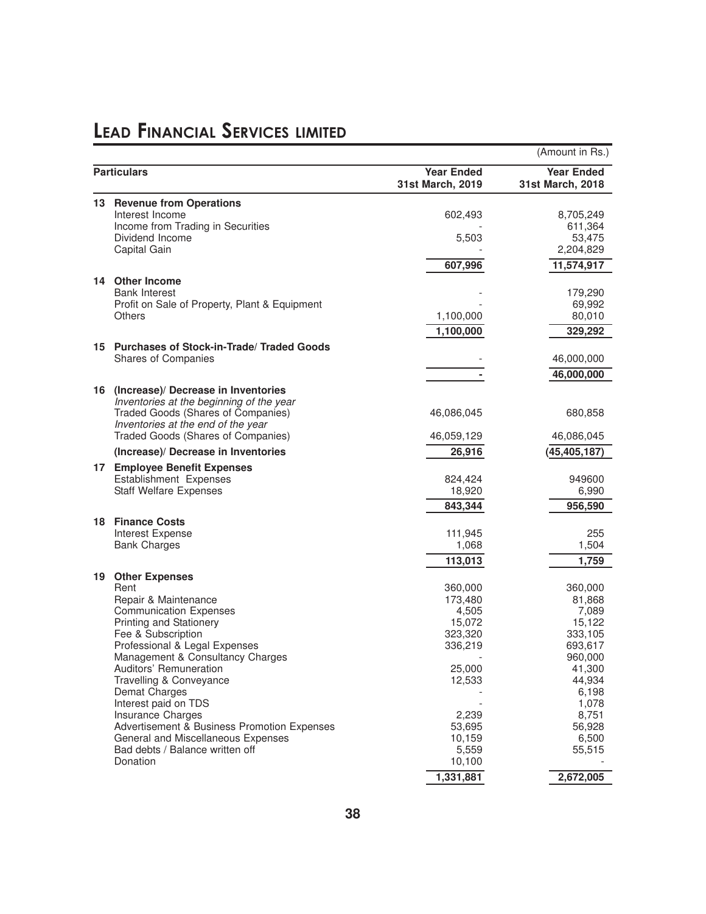# Lead Financial Services limited

(Amount in Rs.)

| Particulars | Year Ended 31st March, 2019 | Year Ended 31st March, 2018 |
|---|---|---|
| **13 Revenue from Operations** | | |
| Interest Income | 602,493 | 8,705,249 |
| Income from Trading in Securities | - | 611,364 |
| Dividend Income | 5,503 | 53,475 |
| Capital Gain | - | 2,204,829 |
| | **607,996** | **11,574,917** |
| **14 Other Income** | | |
| Bank Interest | - | 179,290 |
| Profit on Sale of Property, Plant & Equipment | - | 69,992 |
| Others | 1,100,000 | 80,010 |
| | **1,100,000** | **329,292** |
| **15 Purchases of Stock-in-Trade/ Traded Goods** | | |
| Shares of Companies | - | 46,000,000 |
| | **-** | **46,000,000** |
| **16 (Increase)/ Decrease in Inventories** | | |
| *Inventories at the beginning of the year* | | |
| Traded Goods (Shares of Companies) | 46,086,045 | 680,858 |
| *Inventories at the end of the year* | | |
| Traded Goods (Shares of Companies) | 46,059,129 | 46,086,045 |
| **(Increase)/ Decrease in Inventories** | **26,916** | **(45,405,187)** |
| **17 Employee Benefit Expenses** | | |
| Establishment Expenses | 824,424 | 949600 |
| Staff Welfare Expenses | 18,920 | 6,990 |
| | **843,344** | **956,590** |
| **18 Finance Costs** | | |
| Interest Expense | 111,945 | 255 |
| Bank Charges | 1,068 | 1,504 |
| | **113,013** | **1,759** |
| **19 Other Expenses** | | |
| Rent | 360,000 | 360,000 |
| Repair & Maintenance | 173,480 | 81,868 |
| Communication Expenses | 4,505 | 7,089 |
| Printing and Stationery | 15,072 | 15,122 |
| Fee & Subscription | 323,320 | 333,105 |
| Professional & Legal Expenses | 336,219 | 693,617 |
| Management & Consultancy Charges | - | 960,000 |
| Auditors' Remuneration | 25,000 | 41,300 |
| Travelling & Conveyance | 12,533 | 44,934 |
| Demat Charges | - | 6,198 |
| Interest paid on TDS | - | 1,078 |
| Insurance Charges | 2,239 | 8,751 |
| Advertisement & Business Promotion Expenses | 53,695 | 56,928 |
| General and Miscellaneous Expenses | 10,159 | 6,500 |
| Bad debts / Balance written off | 5,559 | 55,515 |
| Donation | 10,100 | - |
| | **1,331,881** | **2,672,005** |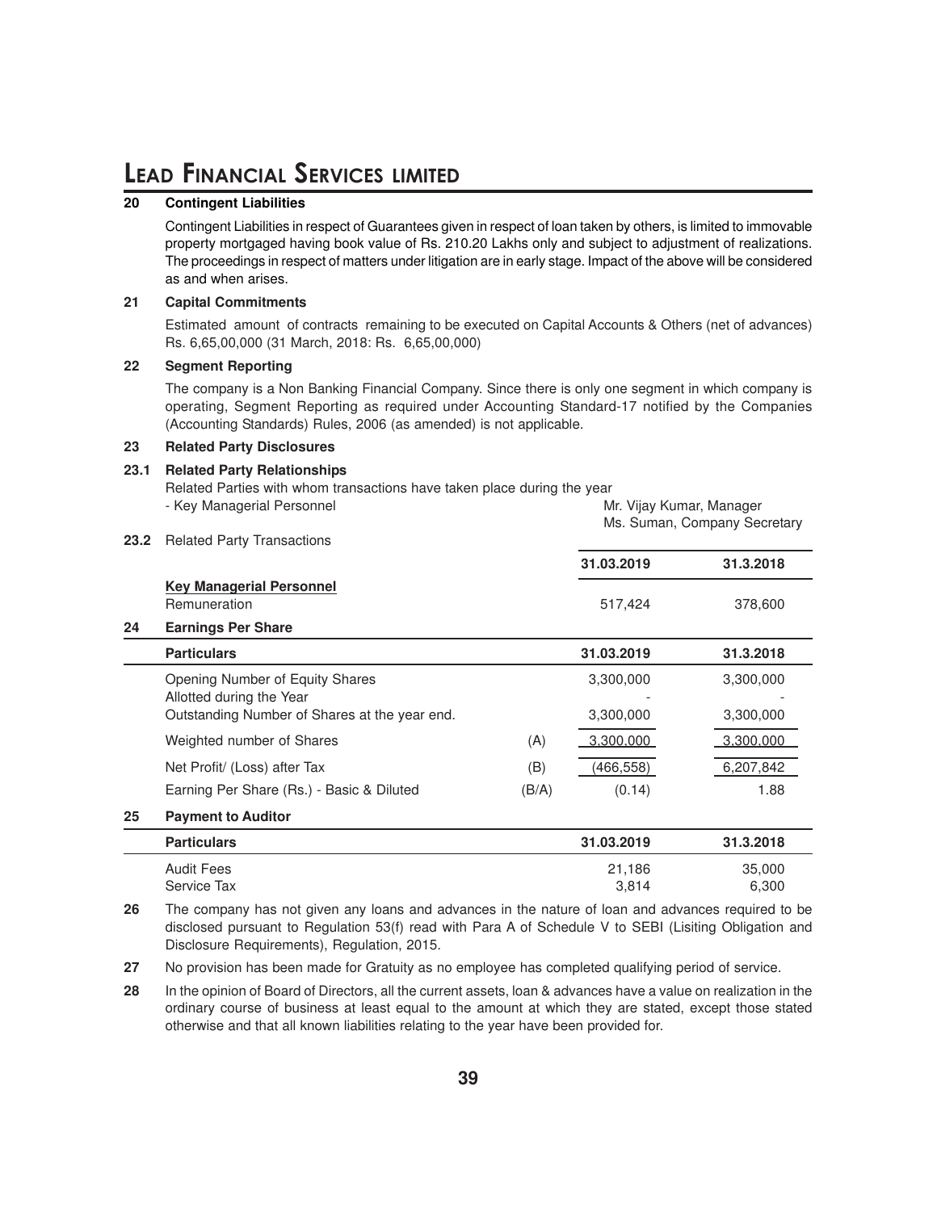# LEAD FINANCIAL SERVICES LIMITED

**20 Contingent Liabilities**

Contingent Liabilities in respect of Guarantees given in respect of loan taken by others, is limited to immovable property mortgaged having book value of Rs. 210.20 Lakhs only and subject to adjustment of realizations. The proceedings in respect of matters under litigation are in early stage. Impact of the above will be considered as and when arises.

**21 Capital Commitments**

Estimated amount of contracts remaining to be executed on Capital Accounts & Others (net of advances) Rs. 6,65,00,000 (31 March, 2018: Rs. 6,65,00,000)

**22 Segment Reporting**

The company is a Non Banking Financial Company. Since there is only one segment in which company is operating, Segment Reporting as required under Accounting Standard-17 notified by the Companies (Accounting Standards) Rules, 2006 (as amended) is not applicable.

**23 Related Party Disclosures**

**23.1 Related Party Relationships**

Related Parties with whom transactions have taken place during the year

- Key Managerial Personnel — Mr. Vijay Kumar, Manager; Ms. Suman, Company Secretary

**23.2** Related Party Transactions

| | 31.03.2019 | 31.3.2018 |
|---|---|---|
| **Key Managerial Personnel** | | |
| Remuneration | 517,424 | 378,600 |

**24 Earnings Per Share**

| Particulars | | 31.03.2019 | 31.3.2018 |
|---|---|---|---|
| Opening Number of Equity Shares | | 3,300,000 | 3,300,000 |
| Allotted during the Year | | - | - |
| Outstanding Number of Shares at the year end. | | 3,300,000 | 3,300,000 |
| Weighted number of Shares | (A) | 3,300,000 | 3,300,000 |
| Net Profit/ (Loss) after Tax | (B) | (466,558) | 6,207,842 |
| Earning Per Share (Rs.) - Basic & Diluted | (B/A) | (0.14) | 1.88 |

**25 Payment to Auditor**

| Particulars | 31.03.2019 | 31.3.2018 |
|---|---|---|
| Audit Fees | 21,186 | 35,000 |
| Service Tax | 3,814 | 6,300 |

**26** The company has not given any loans and advances in the nature of loan and advances required to be disclosed pursuant to Regulation 53(f) read with Para A of Schedule V to SEBI (Lisiting Obligation and Disclosure Requirements), Regulation, 2015.

**27** No provision has been made for Gratuity as no employee has completed qualifying period of service.

**28** In the opinion of Board of Directors, all the current assets, loan & advances have a value on realization in the ordinary course of business at least equal to the amount at which they are stated, except those stated otherwise and that all known liabilities relating to the year have been provided for.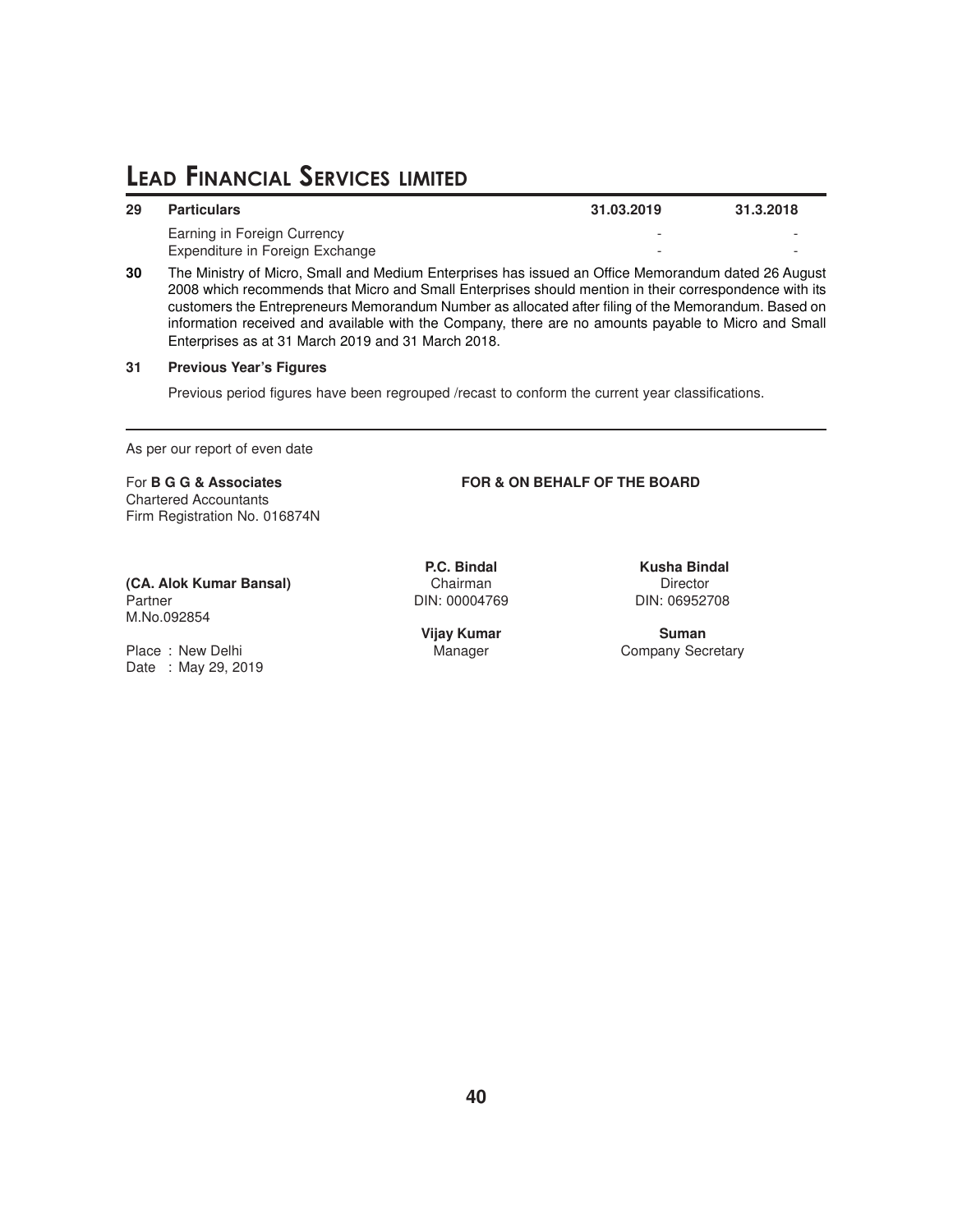| 29 | Particulars | 31.03.2019 | 31.3.2018 |
|---|---|---|---|
| | Earning in Foreign Currency | - | - |
| | Expenditure in Foreign Exchange | - | - |

**30** The Ministry of Micro, Small and Medium Enterprises has issued an Office Memorandum dated 26 August 2008 which recommends that Micro and Small Enterprises should mention in their correspondence with its customers the Entrepreneurs Memorandum Number as allocated after filing of the Memorandum. Based on information received and available with the Company, there are no amounts payable to Micro and Small Enterprises as at 31 March 2019 and 31 March 2018.

**31 Previous Year's Figures**

Previous period figures have been regrouped /recast to conform the current year classifications.

---

As per our report of even date

For **B G G & Associates**
Chartered Accountants
Firm Registration No. 016874N

**(CA. Alok Kumar Bansal)**
Partner
M.No.092854

Place : New Delhi
Date : May 29, 2019

**FOR & ON BEHALF OF THE BOARD**

**P.C. Bindal**
Chairman
DIN: 00004769

**Kusha Bindal**
Director
DIN: 06952708

**Vijay Kumar**
Manager

**Suman**
Company Secretary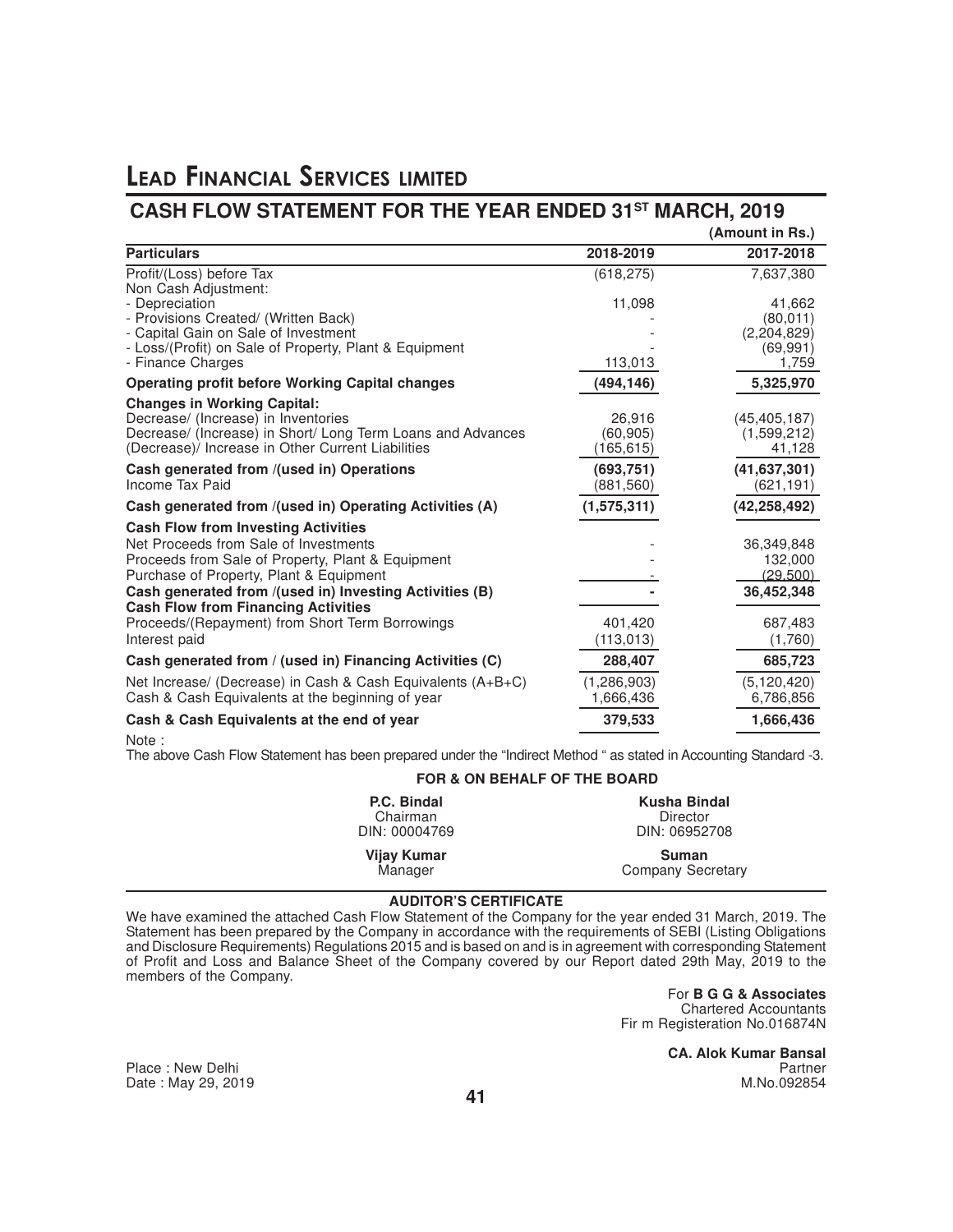# Lead Financial Services limited

## CASH FLOW STATEMENT FOR THE YEAR ENDED 31ST MARCH, 2019

(Amount in Rs.)

| Particulars | 2018-2019 | 2017-2018 |
|---|---|---|
| Profit/(Loss) before Tax | (618,275) | 7,637,380 |
| Non Cash Adjustment: | | |
| - Depreciation | 11,098 | 41,662 |
| - Provisions Created/ (Written Back) | - | (80,011) |
| - Capital Gain on Sale of Investment | - | (2,204,829) |
| - Loss/(Profit) on Sale of Property, Plant & Equipment | - | (69,991) |
| - Finance Charges | 113,013 | 1,759 |
| **Operating profit before Working Capital changes** | **(494,146)** | **5,325,970** |
| **Changes in Working Capital:** | | |
| Decrease/ (Increase) in Inventories | 26,916 | (45,405,187) |
| Decrease/ (Increase) in Short/ Long Term Loans and Advances | (60,905) | (1,599,212) |
| (Decrease)/ Increase in Other Current Liabilities | (165,615) | 41,128 |
| **Cash generated from /(used in) Operations** | **(693,751)** | **(41,637,301)** |
| Income Tax Paid | (881,560) | (621,191) |
| **Cash generated from /(used in) Operating Activities (A)** | **(1,575,311)** | **(42,258,492)** |
| **Cash Flow from Investing Activities** | | |
| Net Proceeds from Sale of Investments | - | 36,349,848 |
| Proceeds from Sale of Property, Plant & Equipment | - | 132,000 |
| Purchase of Property, Plant & Equipment | - | (29,500) |
| **Cash generated from /(used in) Investing Activities (B)** | **-** | **36,452,348** |
| **Cash Flow from Financing Activities** | | |
| Proceeds/(Repayment) from Short Term Borrowings | 401,420 | 687,483 |
| Interest paid | (113,013) | (1,760) |
| **Cash generated from / (used in) Financing Activities (C)** | **288,407** | **685,723** |
| Net Increase/ (Decrease) in Cash & Cash Equivalents (A+B+C) | (1,286,903) | (5,120,420) |
| Cash & Cash Equivalents at the beginning of year | 1,666,436 | 6,786,856 |
| **Cash & Cash Equivalents at the end of year** | **379,533** | **1,666,436** |

Note :

The above Cash Flow Statement has been prepared under the "Indirect Method " as stated in Accounting Standard -3.

**FOR & ON BEHALF OF THE BOARD**

**P.C. Bindal**
Chairman
DIN: 00004769

**Kusha Bindal**
Director
DIN: 06952708

**Vijay Kumar**
Manager

**Suman**
Company Secretary

**AUDITOR'S CERTIFICATE**

We have examined the attached Cash Flow Statement of the Company for the year ended 31 March, 2019. The Statement has been prepared by the Company in accordance with the requirements of SEBI (Listing Obligations and Disclosure Requirements) Regulations 2015 and is based on and is in agreement with corresponding Statement of Profit and Loss and Balance Sheet of the Company covered by our Report dated 29th May, 2019 to the members of the Company.

For **B G G & Associates**
Chartered Accountants
Fir m Registeration No.016874N

**CA. Alok Kumar Bansal**
Partner
M.No.092854

Place : New Delhi
Date : May 29, 2019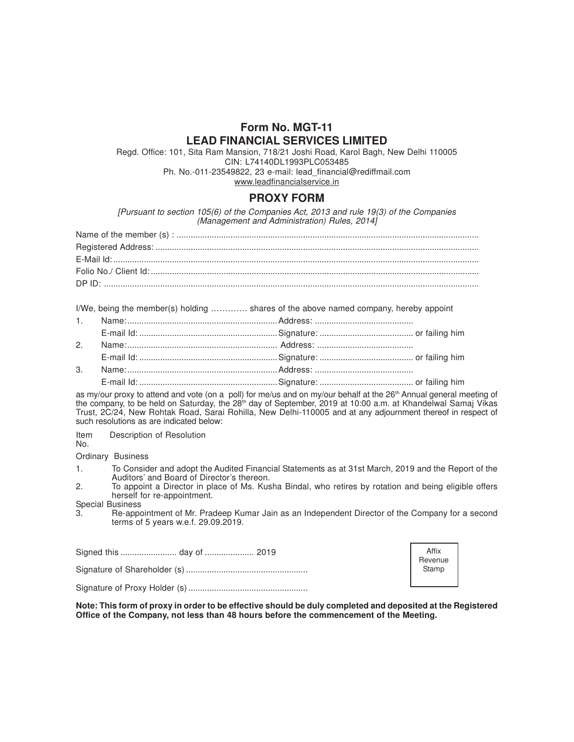# Form No. MGT-11

# LEAD FINANCIAL SERVICES LIMITED

Regd. Office: 101, Sita Ram Mansion, 718/21 Joshi Road, Karol Bagh, New Delhi 110005
CIN: L74140DL1993PLC053485
Ph. No.-011-23549822, 23 e-mail: lead_financial@rediffmail.com
www.leadfinancialservice.in

## PROXY FORM

*[Pursuant to section 105(6) of the Companies Act, 2013 and rule 19(3) of the Companies (Management and Administration) Rules, 2014]*

Name of the member (s) : ..............................................................................................................................

Registered Address: .......................................................................................................................................

E-Mail Id: .........................................................................................................................................................

Folio No./ Client Id: .........................................................................................................................................

DP ID: ..............................................................................................................................................................

I/We, being the member(s) holding ………… shares of the above named company, hereby appoint

1. Name:................................................................Address: .........................................
   E-mail Id: ...........................................................Signature: ........................................ or failing him
2. Name:................................................................ Address: .........................................
   E-mail Id: ...........................................................Signature: ........................................ or failing him
3. Name:................................................................Address: .........................................
   E-mail Id: ...........................................................Signature: ........................................ or failing him

as my/our proxy to attend and vote (on a poll) for me/us and on my/our behalf at the 26th Annual general meeting of the company, to be held on Saturday, the 28th day of September, 2019 at 10:00 a.m. at Khandelwal Samaj Vikas Trust, 2C/24, New Rohtak Road, Sarai Rohilla, New Delhi-110005 and at any adjournment thereof in respect of such resolutions as are indicated below:

| Item No. | Description of Resolution |
|---|---|
| | Ordinary Business |
| 1. | To Consider and adopt the Audited Financial Statements as at 31st March, 2019 and the Report of the Auditors' and Board of Director's thereon. |
| 2. | To appoint a Director in place of Ms. Kusha Bindal, who retires by rotation and being eligible offers herself for re-appointment. |
| | Special Business |
| 3. | Re-appointment of Mr. Pradeep Kumar Jain as an Independent Director of the Company for a second terms of 5 years w.e.f. 29.09.2019. |

Signed this ........................ day of ..................... 2019

Signature of Shareholder (s) ....................................................

Signature of Proxy Holder (s) ...................................................

Affix Revenue Stamp

**Note: This form of proxy in order to be effective should be duly completed and deposited at the Registered Office of the Company, not less than 48 hours before the commencement of the Meeting.**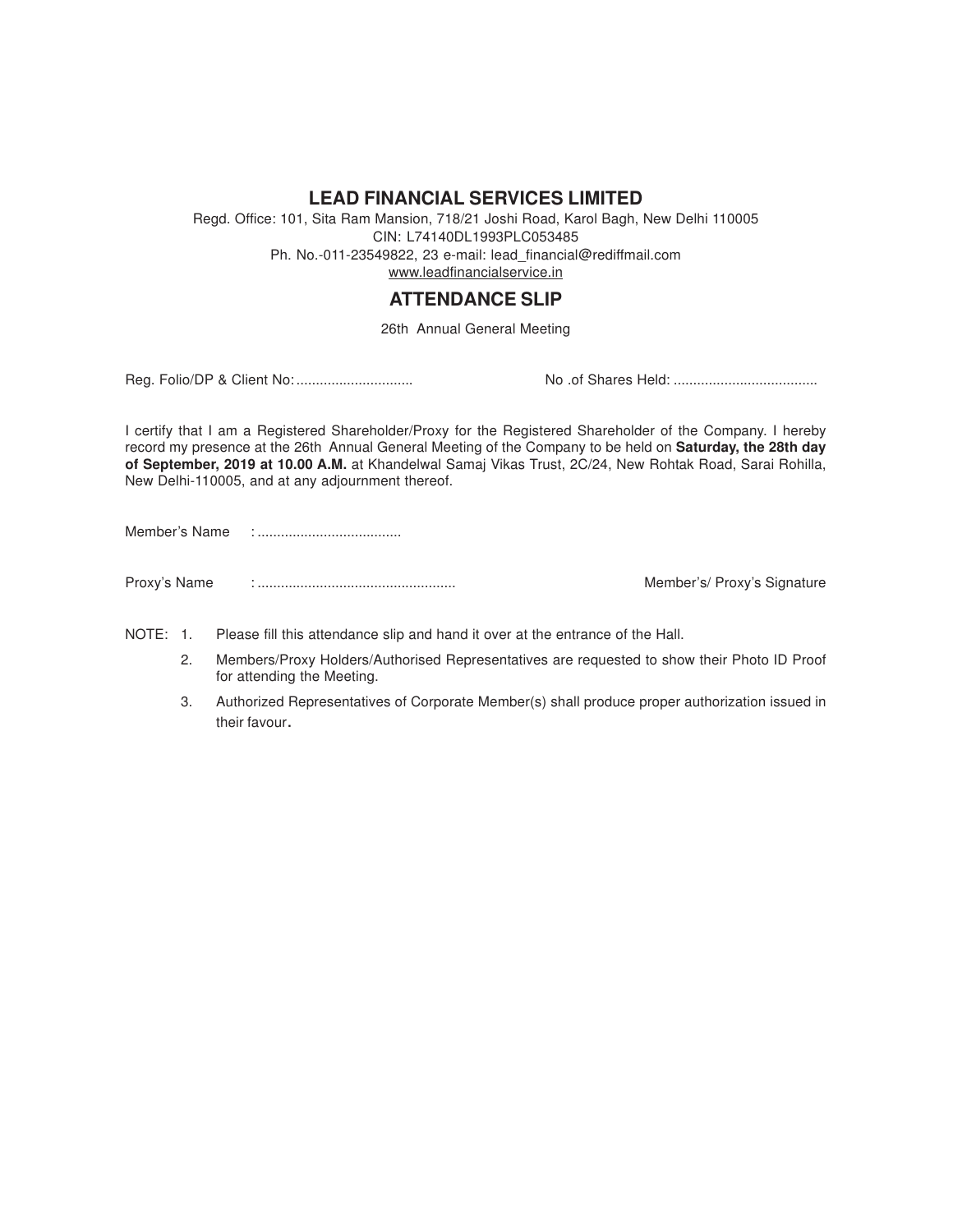# LEAD FINANCIAL SERVICES LIMITED

Regd. Office: 101, Sita Ram Mansion, 718/21 Joshi Road, Karol Bagh, New Delhi 110005
CIN: L74140DL1993PLC053485
Ph. No.-011-23549822, 23 e-mail: lead_financial@rediffmail.com
www.leadfinancialservice.in

## ATTENDANCE SLIP

26th Annual General Meeting

Reg. Folio/DP & Client No: ............................. No .of Shares Held: ....................................

I certify that I am a Registered Shareholder/Proxy for the Registered Shareholder of the Company. I hereby record my presence at the 26th Annual General Meeting of the Company to be held on **Saturday, the 28th day of September, 2019 at 10.00 A.M.** at Khandelwal Samaj Vikas Trust, 2C/24, New Rohtak Road, Sarai Rohilla, New Delhi-110005, and at any adjournment thereof.

Member's Name : ....................................

Proxy's Name : .................................................. Member's/ Proxy's Signature

NOTE:
1. Please fill this attendance slip and hand it over at the entrance of the Hall.
2. Members/Proxy Holders/Authorised Representatives are requested to show their Photo ID Proof for attending the Meeting.
3. Authorized Representatives of Corporate Member(s) shall produce proper authorization issued in their favour.